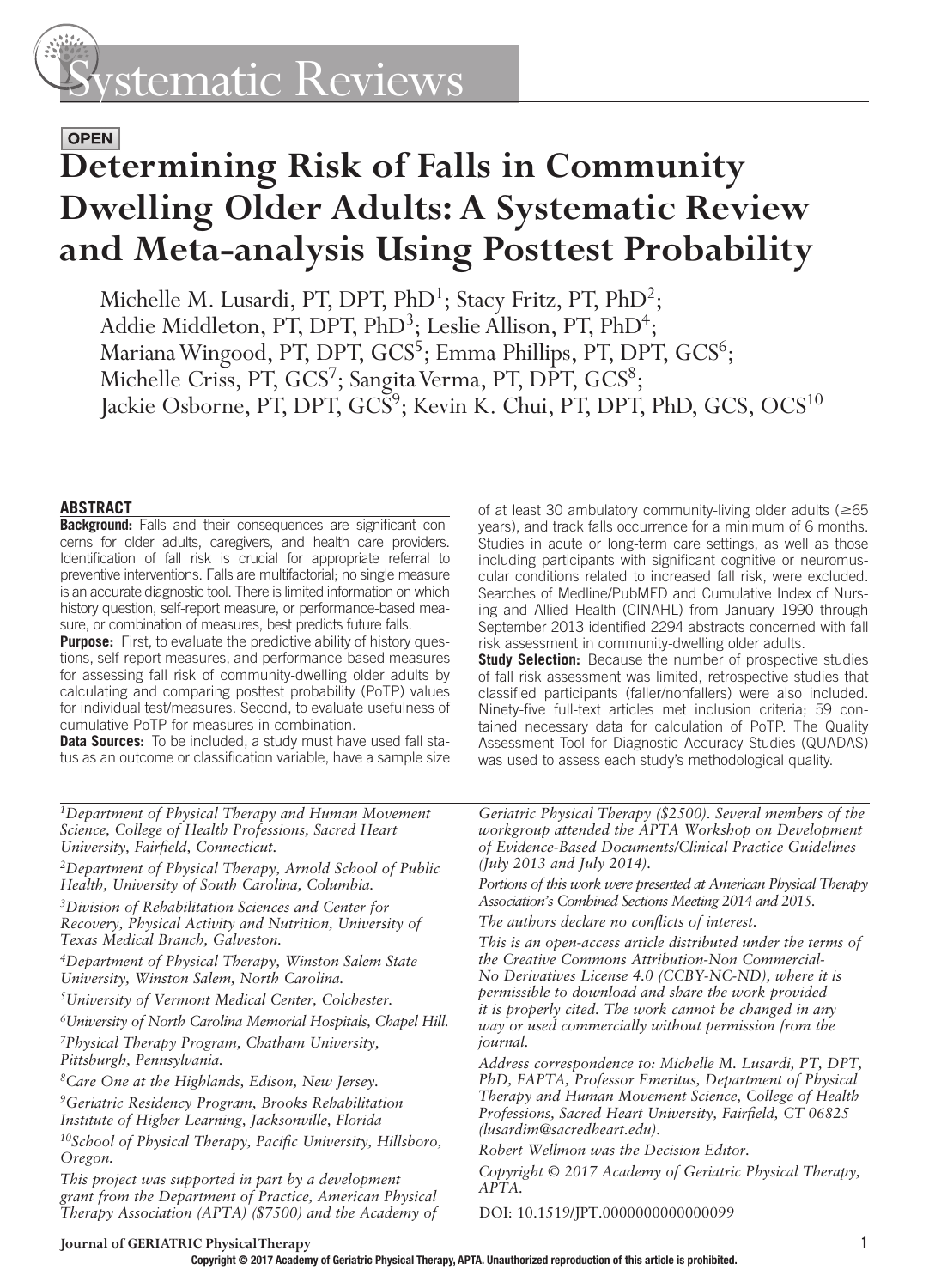# Systematic Reviews

OPEN

# Determining Risk of Falls in Community Dwelling Older Adults: A Systematic Review and Meta-analysis Using Posttest Probability

Michelle M. Lusardi, PT, DPT, PhD[1]; Stacy Fritz, PT, PhD[2]; Addie Middleton, PT, DPT, PhD[3]; Leslie Allison, PT, PhD[4]; Mariana Wingood, PT, DPT, GCS[5]; Emma Phillips, PT, DPT, GCS[6]; Michelle Criss, PT, GCS[7]; Sangita Verma, PT, DPT, GCS[8]; Jackie Osborne, PT, DPT, GCS[9]; Kevin K. Chui, PT, DPT, PhD, GCS, OCS[10]

## ABSTRACT

**Background:** Falls and their consequences are significant concerns for older adults, caregivers, and health care providers. Identification of fall risk is crucial for appropriate referral to preventive interventions. Falls are multifactorial; no single measure is an accurate diagnostic tool. There is limited information on which history question, self-report measure, or performance-based measure, or combination of measures, best predicts future falls.

**Purpose:** First, to evaluate the predictive ability of history questions, self-report measures, and performance-based measures for assessing fall risk of community-dwelling older adults by calculating and comparing posttest probability (PoTP) values for individual test/measures. Second, to evaluate usefulness of cumulative PoTP for measures in combination.

**Data Sources:** To be included, a study must have used fall status as an outcome or classification variable, have a sample size of at least 30 ambulatory community-living older adults (≥65 years), and track falls occurrence for a minimum of 6 months. Studies in acute or long-term care settings, as well as those including participants with significant cognitive or neuromuscular conditions related to increased fall risk, were excluded. Searches of Medline/PubMED and Cumulative Index of Nursing and Allied Health (CINAHL) from January 1990 through September 2013 identified 2294 abstracts concerned with fall risk assessment in community-dwelling older adults.

**Study Selection:** Because the number of prospective studies of fall risk assessment was limited, retrospective studies that classified participants (faller/nonfallers) were also included. Ninety-five full-text articles met inclusion criteria; 59 contained necessary data for calculation of PoTP. The Quality Assessment Tool for Diagnostic Accuracy Studies (QUADAS) was used to assess each study's methodological quality.

---

*[1]Department of Physical Therapy and Human Movement Science, College of Health Professions, Sacred Heart University, Fairfield, Connecticut.*

*[2]Department of Physical Therapy, Arnold School of Public Health, University of South Carolina, Columbia.*

*[3]Division of Rehabilitation Sciences and Center for Recovery, Physical Activity and Nutrition, University of Texas Medical Branch, Galveston.*

*[4]Department of Physical Therapy, Winston Salem State University, Winston Salem, North Carolina.*

*[5]University of Vermont Medical Center, Colchester.*

*[6]University of North Carolina Memorial Hospitals, Chapel Hill.*

*[7]Physical Therapy Program, Chatham University, Pittsburgh, Pennsylvania.*

*[8]Care One at the Highlands, Edison, New Jersey.*

*[9]Geriatric Residency Program, Brooks Rehabilitation Institute of Higher Learning, Jacksonville, Florida*

*[10]School of Physical Therapy, Pacific University, Hillsboro, Oregon.*

*This project was supported in part by a development grant from the Department of Practice, American Physical Therapy Association (APTA) ($7500) and the Academy of Geriatric Physical Therapy ($2500). Several members of the workgroup attended the APTA Workshop on Development of Evidence-Based Documents/Clinical Practice Guidelines (July 2013 and July 2014).*

*Portions of this work were presented at American Physical Therapy Association's Combined Sections Meeting 2014 and 2015.*

*The authors declare no conflicts of interest.*

*This is an open-access article distributed under the terms of the Creative Commons Attribution-Non Commercial-No Derivatives License 4.0 (CCBY-NC-ND), where it is permissible to download and share the work provided it is properly cited. The work cannot be changed in any way or used commercially without permission from the journal.*

*Address correspondence to: Michelle M. Lusardi, PT, DPT, PhD, FAPTA, Professor Emeritus, Department of Physical Therapy and Human Movement Science, College of Health Professions, Sacred Heart University, Fairfield, CT 06825 (lusardim@sacredheart.edu).*

*Robert Wellmon was the Decision Editor.*

*Copyright © 2017 Academy of Geriatric Physical Therapy, APTA.*

DOI: 10.1519/JPT.0000000000000099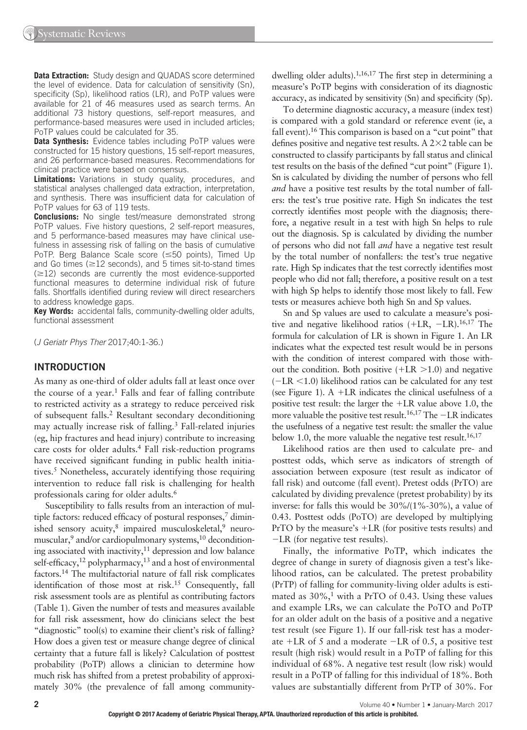**Data Extraction:** Study design and QUADAS score determined the level of evidence. Data for calculation of sensitivity (Sn), specificity (Sp), likelihood ratios (LR), and PoTP values were available for 21 of 46 measures used as search terms. An additional 73 history questions, self-report measures, and performance-based measures were used in included articles; PoTP values could be calculated for 35.

**Data Synthesis:** Evidence tables including PoTP values were constructed for 15 history questions, 15 self-report measures, and 26 performance-based measures. Recommendations for clinical practice were based on consensus.

**Limitations:** Variations in study quality, procedures, and statistical analyses challenged data extraction, interpretation, and synthesis. There was insufficient data for calculation of PoTP values for 63 of 119 tests.

**Conclusions:** No single test/measure demonstrated strong PoTP values. Five history questions, 2 self-report measures, and 5 performance-based measures may have clinical usefulness in assessing risk of falling on the basis of cumulative PoTP. Berg Balance Scale score (≤50 points), Timed Up and Go times (≥12 seconds), and 5 times sit-to-stand times (≥12) seconds are currently the most evidence-supported functional measures to determine individual risk of future falls. Shortfalls identified during review will direct researchers to address knowledge gaps.

**Key Words:** accidental falls, community-dwelling older adults, functional assessment

(*J Geriatr Phys Ther* 2017;40:1-36.)

## INTRODUCTION

As many as one-third of older adults fall at least once over the course of a year.[1] Falls and fear of falling contribute to restricted activity as a strategy to reduce perceived risk of subsequent falls.[2] Resultant secondary deconditioning may actually increase risk of falling.[3] Fall-related injuries (eg, hip fractures and head injury) contribute to increasing care costs for older adults.[4] Fall risk-reduction programs have received significant funding in public health initiatives.[5] Nonetheless, accurately identifying those requiring intervention to reduce fall risk is challenging for health professionals caring for older adults.[6]

Susceptibility to falls results from an interaction of multiple factors: reduced efficacy of postural responses,[7] diminished sensory acuity,[8] impaired musculoskeletal,[9] neuromuscular,[9] and/or cardiopulmonary systems,[10] deconditioning associated with inactivity,[11] depression and low balance self-efficacy,[12] polypharmacy,[13] and a host of environmental factors.[14] The multifactorial nature of fall risk complicates identification of those most at risk.[15] Consequently, fall risk assessment tools are as plentiful as contributing factors (Table 1). Given the number of tests and measures available for fall risk assessment, how do clinicians select the best "diagnostic" tool(s) to examine their client's risk of falling? How does a given test or measure change degree of clinical certainty that a future fall is likely? Calculation of posttest probability (PoTP) allows a clinician to determine how much risk has shifted from a pretest probability of approximately 30% (the prevalence of fall among community-dwelling older adults).[1,16,17] The first step in determining a measure's PoTP begins with consideration of its diagnostic accuracy, as indicated by sensitivity (Sn) and specificity (Sp).

To determine diagnostic accuracy, a measure (index test) is compared with a gold standard or reference event (ie, a fall event).[16] This comparison is based on a "cut point" that defines positive and negative test results. A 2×2 table can be constructed to classify participants by fall status and clinical test results on the basis of the defined "cut point" (Figure 1). Sn is calculated by dividing the number of persons who fell *and* have a positive test results by the total number of fallers: the test's true positive rate. High Sn indicates the test correctly identifies most people with the diagnosis; therefore, a negative result in a test with high Sn helps to rule out the diagnosis. Sp is calculated by dividing the number of persons who did not fall *and* have a negative test result by the total number of nonfallers: the test's true negative rate. High Sp indicates that the test correctly identifies most people who did not fall; therefore, a positive result on a test with high Sp helps to identify those most likely to fall. Few tests or measures achieve both high Sn and Sp values.

Sn and Sp values are used to calculate a measure's positive and negative likelihood ratios (+LR, −LR).[16,17] The formula for calculation of LR is shown in Figure 1. An LR indicates what the expected test result would be in persons with the condition of interest compared with those without the condition. Both positive (+LR >1.0) and negative (−LR <1.0) likelihood ratios can be calculated for any test (see Figure 1). A +LR indicates the clinical usefulness of a positive test result: the larger the +LR value above 1.0, the more valuable the positive test result.[16,17] The −LR indicates the usefulness of a negative test result: the smaller the value below 1.0, the more valuable the negative test result.[16,17]

Likelihood ratios are then used to calculate pre- and posttest odds, which serve as indicators of strength of association between exposure (test result as indicator of fall risk) and outcome (fall event). Pretest odds (PrTO) are calculated by dividing prevalence (pretest probability) by its inverse: for falls this would be 30%/(1%-30%), a value of 0.43. Posttest odds (PoTO) are developed by multiplying PrTO by the measure's +LR (for positive tests results) and −LR (for negative test results).

Finally, the informative PoTP, which indicates the degree of change in surety of diagnosis given a test's likelihood ratios, can be calculated. The pretest probability (PrTP) of falling for community-living older adults is estimated as 30%,[1] with a PrTO of 0.43. Using these values and example LRs, we can calculate the PoTO and PoTP for an older adult on the basis of a positive and a negative test result (see Figure 1). If our fall-risk test has a moderate +LR of 5 and a moderate −LR of 0.5, a positive test result (high risk) would result in a PoTP of falling for this individual of 68%. A negative test result (low risk) would result in a PoTP of falling for this individual of 18%. Both values are substantially different from PrTP of 30%. For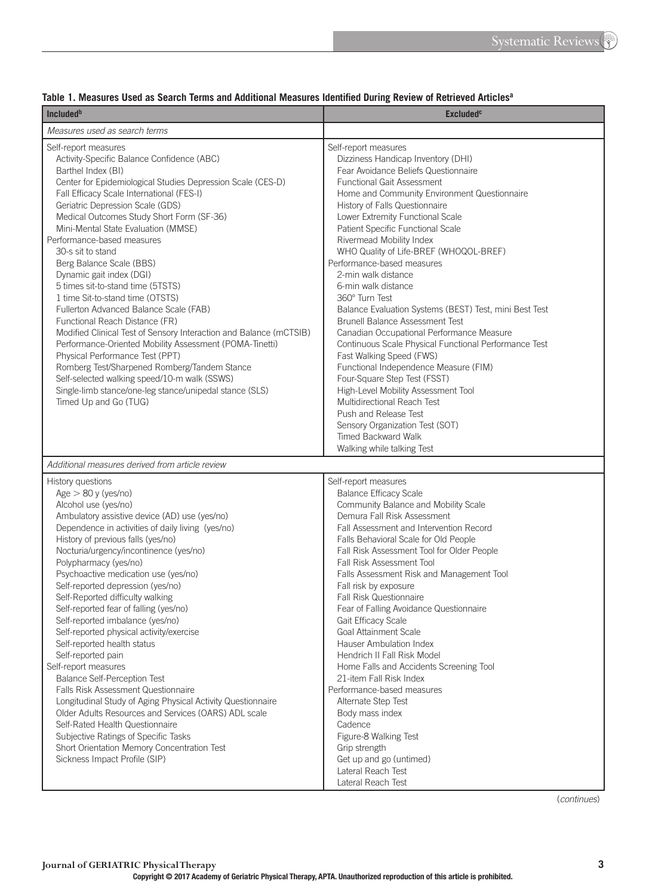**Table 1. Measures Used as Search Terms and Additional Measures Identified During Review of Retrieved Articles[a]**

| Included[b] | Excluded[c] |
|---|---|
| *Measures used as search terms* | |
| Self-report measures<br>Activity-Specific Balance Confidence (ABC)<br>Barthel Index (BI)<br>Center for Epidemiological Studies Depression Scale (CES-D)<br>Fall Efficacy Scale International (FES-I)<br>Geriatric Depression Scale (GDS)<br>Medical Outcomes Study Short Form (SF-36)<br>Mini-Mental State Evaluation (MMSE)<br>Performance-based measures<br>30-s sit to stand<br>Berg Balance Scale (BBS)<br>Dynamic gait index (DGI)<br>5 times sit-to-stand time (5TSTS)<br>1 time Sit-to-stand time (OTSTS)<br>Fullerton Advanced Balance Scale (FAB)<br>Functional Reach Distance (FR)<br>Modified Clinical Test of Sensory Interaction and Balance (mCTSIB)<br>Performance-Oriented Mobility Assessment (POMA-Tinetti)<br>Physical Performance Test (PPT)<br>Romberg Test/Sharpened Romberg/Tandem Stance<br>Self-selected walking speed/10-m walk (SSWS)<br>Single-limb stance/one-leg stance/unipedal stance (SLS)<br>Timed Up and Go (TUG) | Self-report measures<br>Dizziness Handicap Inventory (DHI)<br>Fear Avoidance Beliefs Questionnaire<br>Functional Gait Assessment<br>Home and Community Environment Questionnaire<br>History of Falls Questionnaire<br>Lower Extremity Functional Scale<br>Patient Specific Functional Scale<br>Rivermead Mobility Index<br>WHO Quality of Life-BREF (WHOQOL-BREF)<br>Performance-based measures<br>2-min walk distance<br>6-min walk distance<br>360° Turn Test<br>Balance Evaluation Systems (BEST) Test, mini Best Test<br>Brunell Balance Assessment Test<br>Canadian Occupational Performance Measure<br>Continuous Scale Physical Functional Performance Test<br>Fast Walking Speed (FWS)<br>Functional Independence Measure (FIM)<br>Four-Square Step Test (FSST)<br>High-Level Mobility Assessment Tool<br>Multidirectional Reach Test<br>Push and Release Test<br>Sensory Organization Test (SOT)<br>Timed Backward Walk<br>Walking while talking Test |
| *Additional measures derived from article review* | |
| History questions<br>Age > 80 y (yes/no)<br>Alcohol use (yes/no)<br>Ambulatory assistive device (AD) use (yes/no)<br>Dependence in activities of daily living (yes/no)<br>History of previous falls (yes/no)<br>Nocturia/urgency/incontinence (yes/no)<br>Polypharmacy (yes/no)<br>Psychoactive medication use (yes/no)<br>Self-reported depression (yes/no)<br>Self-Reported difficulty walking<br>Self-reported fear of falling (yes/no)<br>Self-reported imbalance (yes/no)<br>Self-reported physical activity/exercise<br>Self-reported health status<br>Self-reported pain<br>Self-report measures<br>Balance Self-Perception Test<br>Falls Risk Assessment Questionnaire<br>Longitudinal Study of Aging Physical Activity Questionnaire<br>Older Adults Resources and Services (OARS) ADL scale<br>Self-Rated Health Questionnaire<br>Subjective Ratings of Specific Tasks<br>Short Orientation Memory Concentration Test<br>Sickness Impact Profile (SIP) | Self-report measures<br>Balance Efficacy Scale<br>Community Balance and Mobility Scale<br>Demura Fall Risk Assessment<br>Fall Assessment and Intervention Record<br>Falls Behavioral Scale for Old People<br>Fall Risk Assessment Tool for Older People<br>Fall Risk Assessment Tool<br>Falls Assessment Risk and Management Tool<br>Fall risk by exposure<br>Fall Risk Questionnaire<br>Fear of Falling Avoidance Questionnaire<br>Gait Efficacy Scale<br>Goal Attainment Scale<br>Hauser Ambulation Index<br>Hendrich II Fall Risk Model<br>Home Falls and Accidents Screening Tool<br>21-item Fall Risk Index<br>Performance-based measures<br>Alternate Step Test<br>Body mass index<br>Cadence<br>Figure-8 Walking Test<br>Grip strength<br>Get up and go (untimed)<br>Lateral Reach Test<br>Lateral Reach Test |

(*continues*)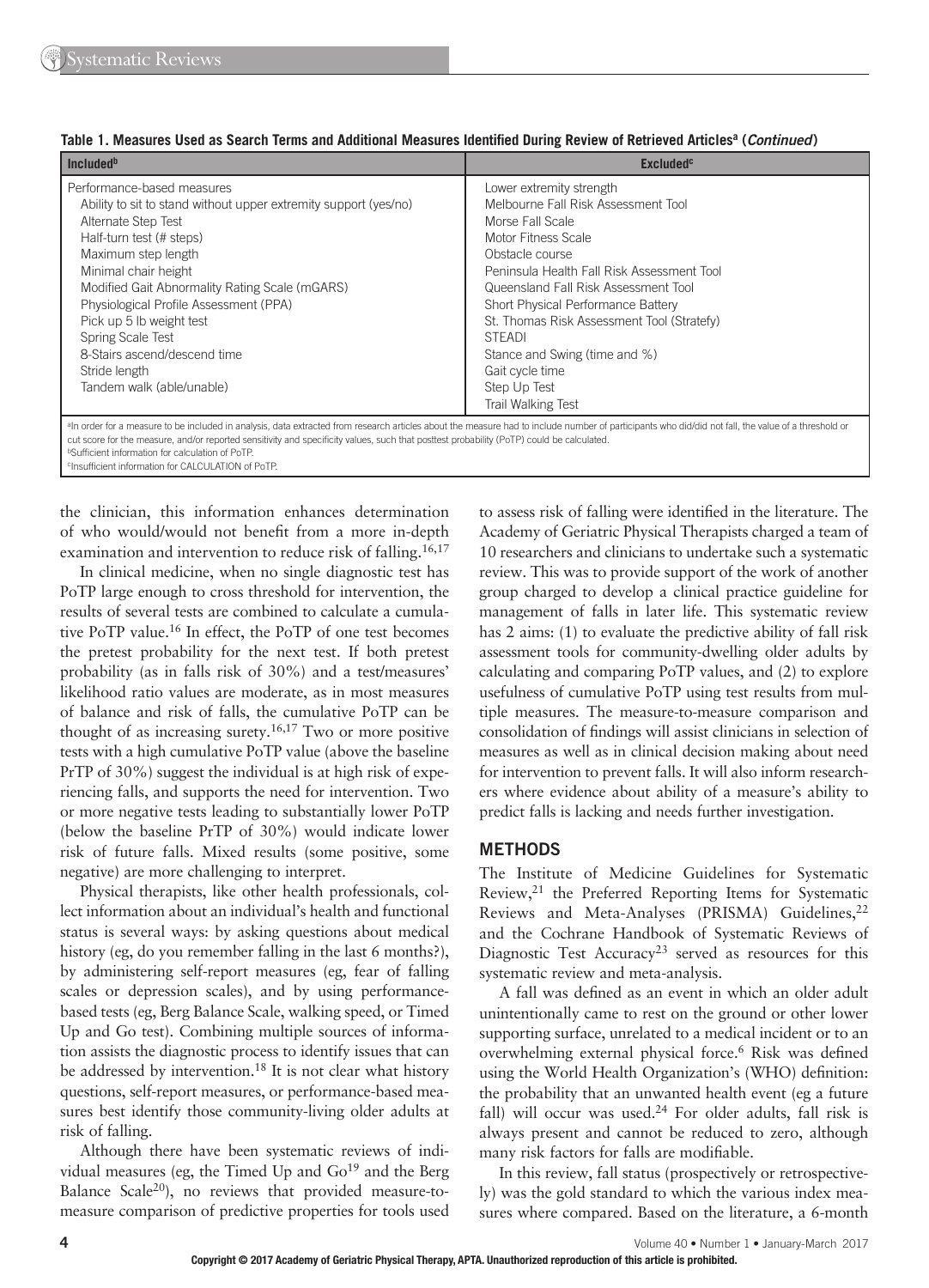**Table 1. Measures Used as Search Terms and Additional Measures Identified During Review of Retrieved Articles[a] (*Continued*)**

| Included[b] | Excluded[c] |
|---|---|
| Performance-based measures | Lower extremity strength |
| Ability to sit to stand without upper extremity support (yes/no) | Melbourne Fall Risk Assessment Tool |
| Alternate Step Test | Morse Fall Scale |
| Half-turn test (# steps) | Motor Fitness Scale |
| Maximum step length | Obstacle course |
| Minimal chair height | Peninsula Health Fall Risk Assessment Tool |
| Modified Gait Abnormality Rating Scale (mGARS) | Queensland Fall Risk Assessment Tool |
| Physiological Profile Assessment (PPA) | Short Physical Performance Battery |
| Pick up 5 lb weight test | St. Thomas Risk Assessment Tool (Stratefy) |
| Spring Scale Test | STEADI |
| 8-Stairs ascend/descend time | Stance and Swing (time and %) |
| Stride length | Gait cycle time |
| Tandem walk (able/unable) | Step Up Test |
| | Trail Walking Test |

[a]In order for a measure to be included in analysis, data extracted from research articles about the measure had to include number of participants who did/did not fall, the value of a threshold or cut score for the measure, and/or reported sensitivity and specificity values, such that posttest probability (PoTP) could be calculated.
[b]Sufficient information for calculation of PoTP.
[c]Insufficient information for CALCULATION of PoTP.

the clinician, this information enhances determination of who would/would not benefit from a more in-depth examination and intervention to reduce risk of falling.[16,17]

In clinical medicine, when no single diagnostic test has PoTP large enough to cross threshold for intervention, the results of several tests are combined to calculate a cumulative PoTP value.[16] In effect, the PoTP of one test becomes the pretest probability for the next test. If both pretest probability (as in falls risk of 30%) and a test/measures' likelihood ratio values are moderate, as in most measures of balance and risk of falls, the cumulative PoTP can be thought of as increasing surety.[16,17] Two or more positive tests with a high cumulative PoTP value (above the baseline PrTP of 30%) suggest the individual is at high risk of experiencing falls, and supports the need for intervention. Two or more negative tests leading to substantially lower PoTP (below the baseline PrTP of 30%) would indicate lower risk of future falls. Mixed results (some positive, some negative) are more challenging to interpret.

Physical therapists, like other health professionals, collect information about an individual's health and functional status is several ways: by asking questions about medical history (eg, do you remember falling in the last 6 months?), by administering self-report measures (eg, fear of falling scales or depression scales), and by using performance-based tests (eg, Berg Balance Scale, walking speed, or Timed Up and Go test). Combining multiple sources of information assists the diagnostic process to identify issues that can be addressed by intervention.[18] It is not clear what history questions, self-report measures, or performance-based measures best identify those community-living older adults at risk of falling.

Although there have been systematic reviews of individual measures (eg, the Timed Up and Go[19] and the Berg Balance Scale[20]), no reviews that provided measure-to-measure comparison of predictive properties for tools used to assess risk of falling were identified in the literature. The Academy of Geriatric Physical Therapists charged a team of 10 researchers and clinicians to undertake such a systematic review. This was to provide support of the work of another group charged to develop a clinical practice guideline for management of falls in later life. This systematic review has 2 aims: (1) to evaluate the predictive ability of fall risk assessment tools for community-dwelling older adults by calculating and comparing PoTP values, and (2) to explore usefulness of cumulative PoTP using test results from multiple measures. The measure-to-measure comparison and consolidation of findings will assist clinicians in selection of measures as well as in clinical decision making about need for intervention to prevent falls. It will also inform researchers where evidence about ability of a measure's ability to predict falls is lacking and needs further investigation.

## METHODS

The Institute of Medicine Guidelines for Systematic Review,[21] the Preferred Reporting Items for Systematic Reviews and Meta-Analyses (PRISMA) Guidelines,[22] and the Cochrane Handbook of Systematic Reviews of Diagnostic Test Accuracy[23] served as resources for this systematic review and meta-analysis.

A fall was defined as an event in which an older adult unintentionally came to rest on the ground or other lower supporting surface, unrelated to a medical incident or to an overwhelming external physical force.[6] Risk was defined using the World Health Organization's (WHO) definition: the probability that an unwanted health event (eg a future fall) will occur was used.[24] For older adults, fall risk is always present and cannot be reduced to zero, although many risk factors for falls are modifiable.

In this review, fall status (prospectively or retrospectively) was the gold standard to which the various index measures where compared. Based on the literature, a 6-month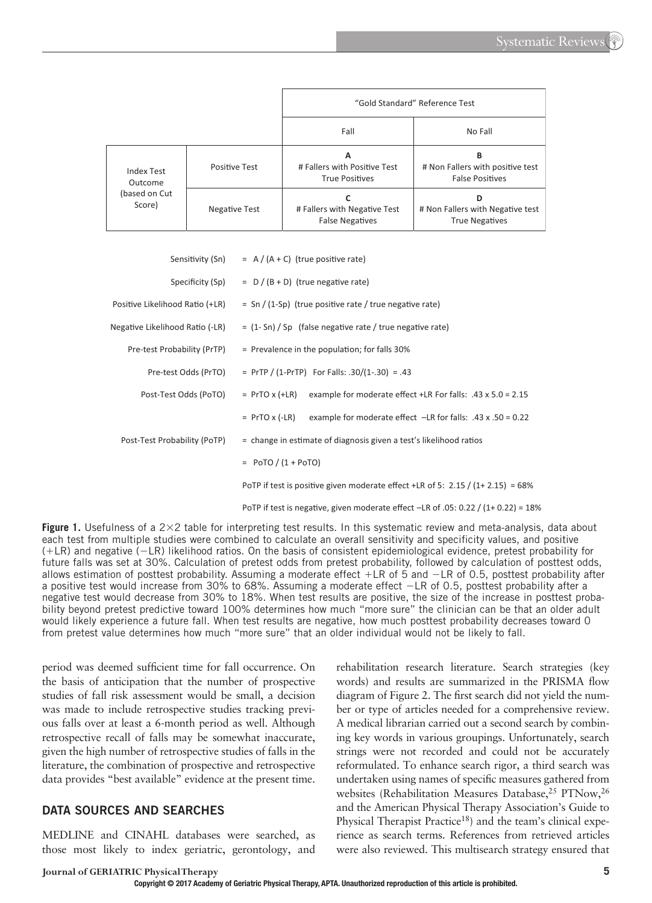| | | "Gold Standard" Reference Test | |
|---|---|---|---|
| | | Fall | No Fall |
| Index Test Outcome (based on Cut Score) | Positive Test | **A** # Fallers with Positive Test True Positives | **B** # Non Fallers with positive test False Positives |
| | Negative Test | **C** # Fallers with Negative Test False Negatives | **D** # Non Fallers with Negative test True Negatives |

| | |
|---|---|
| Sensitivity (Sn) | = A / (A + C) (true positive rate) |
| Specificity (Sp) | = D / (B + D) (true negative rate) |
| Positive Likelihood Ratio (+LR) | = Sn / (1-Sp) (true positive rate / true negative rate) |
| Negative Likelihood Ratio (-LR) | = (1- Sn) / Sp (false negative rate / true negative rate) |
| Pre-test Probability (PrTP) | = Prevalence in the population; for falls 30% |
| Pre-test Odds (PrTO) | = PrTP / (1-PrTP) For Falls: .30/(1-.30) = .43 |
| Post-Test Odds (PoTO) | = PrTO x (+LR) example for moderate effect +LR For falls: .43 x 5.0 = 2.15 |
| | = PrTO x (-LR) example for moderate effect –LR for falls: .43 x .50 = 0.22 |
| Post-Test Probability (PoTP) | = change in estimate of diagnosis given a test's likelihood ratios |
| | = PoTO / (1 + PoTO) |
| | PoTP if test is positive given moderate effect +LR of 5: 2.15 / (1+ 2.15) = 68% |
| | PoTP if test is negative, given moderate effect –LR of .05: 0.22 / (1+ 0.22) = 18% |

**Figure 1.** Usefulness of a 2×2 table for interpreting test results. In this systematic review and meta-analysis, data about each test from multiple studies were combined to calculate an overall sensitivity and specificity values, and positive (+LR) and negative (−LR) likelihood ratios. On the basis of consistent epidemiological evidence, pretest probability for future falls was set at 30%. Calculation of pretest odds from pretest probability, followed by calculation of posttest odds, allows estimation of posttest probability. Assuming a moderate effect +LR of 5 and −LR of 0.5, posttest probability after a positive test would increase from 30% to 68%. Assuming a moderate effect −LR of 0.5, posttest probability after a negative test would decrease from 30% to 18%. When test results are positive, the size of the increase in posttest probability beyond pretest predictive toward 100% determines how much "more sure" the clinician can be that an older adult would likely experience a future fall. When test results are negative, how much posttest probability decreases toward 0 from pretest value determines how much "more sure" that an older individual would not be likely to fall.

period was deemed sufficient time for fall occurrence. On the basis of anticipation that the number of prospective studies of fall risk assessment would be small, a decision was made to include retrospective studies tracking previous falls over at least a 6-month period as well. Although retrospective recall of falls may be somewhat inaccurate, given the high number of retrospective studies of falls in the literature, the combination of prospective and retrospective data provides "best available" evidence at the present time.

## DATA SOURCES AND SEARCHES

MEDLINE and CINAHL databases were searched, as those most likely to index geriatric, gerontology, and rehabilitation research literature. Search strategies (key words) and results are summarized in the PRISMA flow diagram of Figure 2. The first search did not yield the number or type of articles needed for a comprehensive review. A medical librarian carried out a second search by combining key words in various groupings. Unfortunately, search strings were not recorded and could not be accurately reformulated. To enhance search rigor, a third search was undertaken using names of specific measures gathered from websites (Rehabilitation Measures Database,[25] PTNow,[26] and the American Physical Therapy Association's Guide to Physical Therapist Practice[18]) and the team's clinical experience as search terms. References from retrieved articles were also reviewed. This multisearch strategy ensured that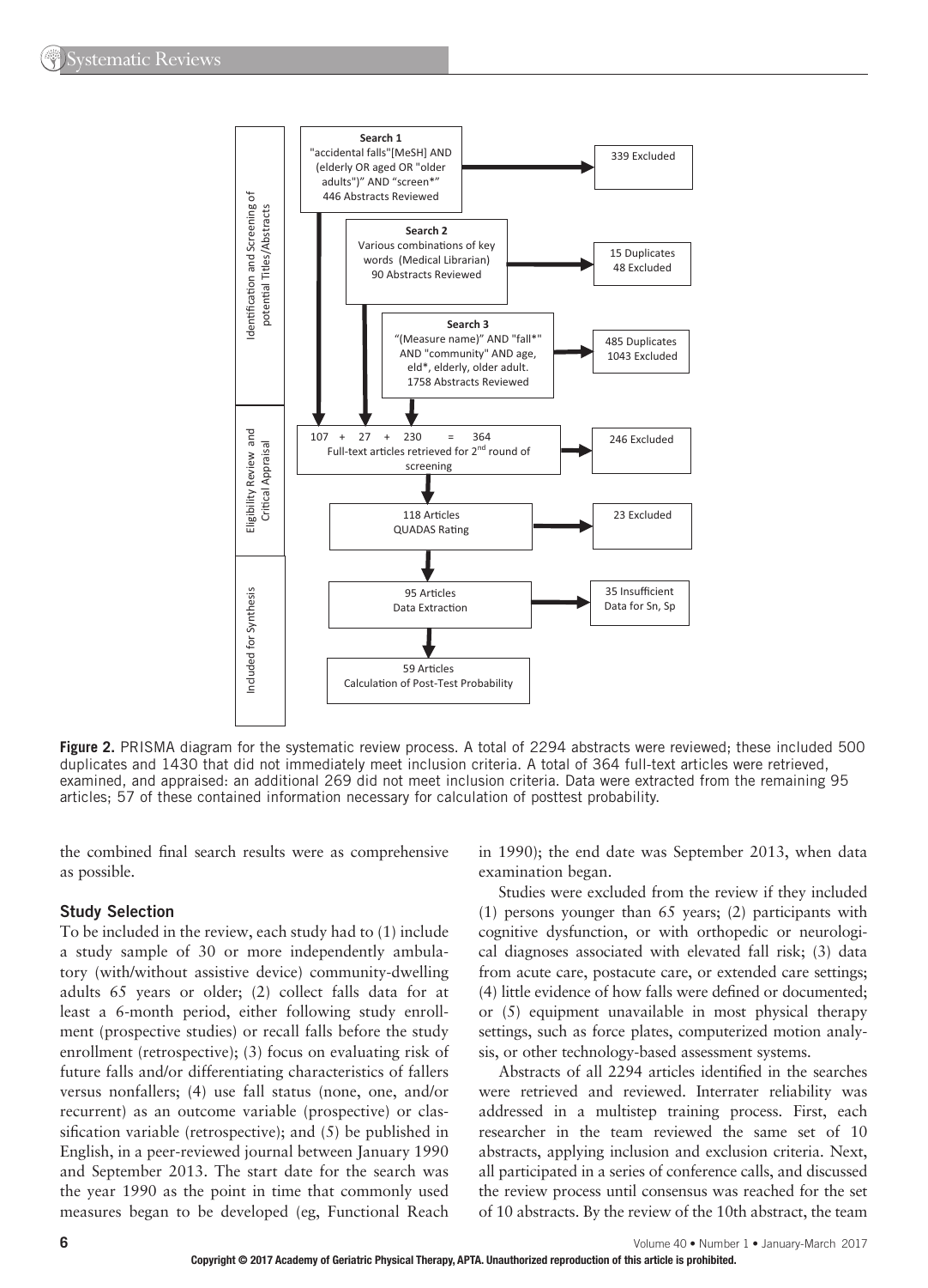**Figure 2.** PRISMA diagram for the systematic review process. A total of 2294 abstracts were reviewed; these included 500 duplicates and 1430 that did not immediately meet inclusion criteria. A total of 364 full-text articles were retrieved, examined, and appraised: an additional 269 did not meet inclusion criteria. Data were extracted from the remaining 95 articles; 57 of these contained information necessary for calculation of posttest probability.

the combined final search results were as comprehensive as possible.

### Study Selection

To be included in the review, each study had to (1) include a study sample of 30 or more independently ambulatory (with/without assistive device) community-dwelling adults 65 years or older; (2) collect falls data for at least a 6-month period, either following study enrollment (prospective studies) or recall falls before the study enrollment (retrospective); (3) focus on evaluating risk of future falls and/or differentiating characteristics of fallers versus nonfallers; (4) use fall status (none, one, and/or recurrent) as an outcome variable (prospective) or classification variable (retrospective); and (5) be published in English, in a peer-reviewed journal between January 1990 and September 2013. The start date for the search was the year 1990 as the point in time that commonly used measures began to be developed (eg, Functional Reach in 1990); the end date was September 2013, when data examination began.

Studies were excluded from the review if they included (1) persons younger than 65 years; (2) participants with cognitive dysfunction, or with orthopedic or neurological diagnoses associated with elevated fall risk; (3) data from acute care, postacute care, or extended care settings; (4) little evidence of how falls were defined or documented; or (5) equipment unavailable in most physical therapy settings, such as force plates, computerized motion analysis, or other technology-based assessment systems.

Abstracts of all 2294 articles identified in the searches were retrieved and reviewed. Interrater reliability was addressed in a multistep training process. First, each researcher in the team reviewed the same set of 10 abstracts, applying inclusion and exclusion criteria. Next, all participated in a series of conference calls, and discussed the review process until consensus was reached for the set of 10 abstracts. By the review of the 10th abstract, the team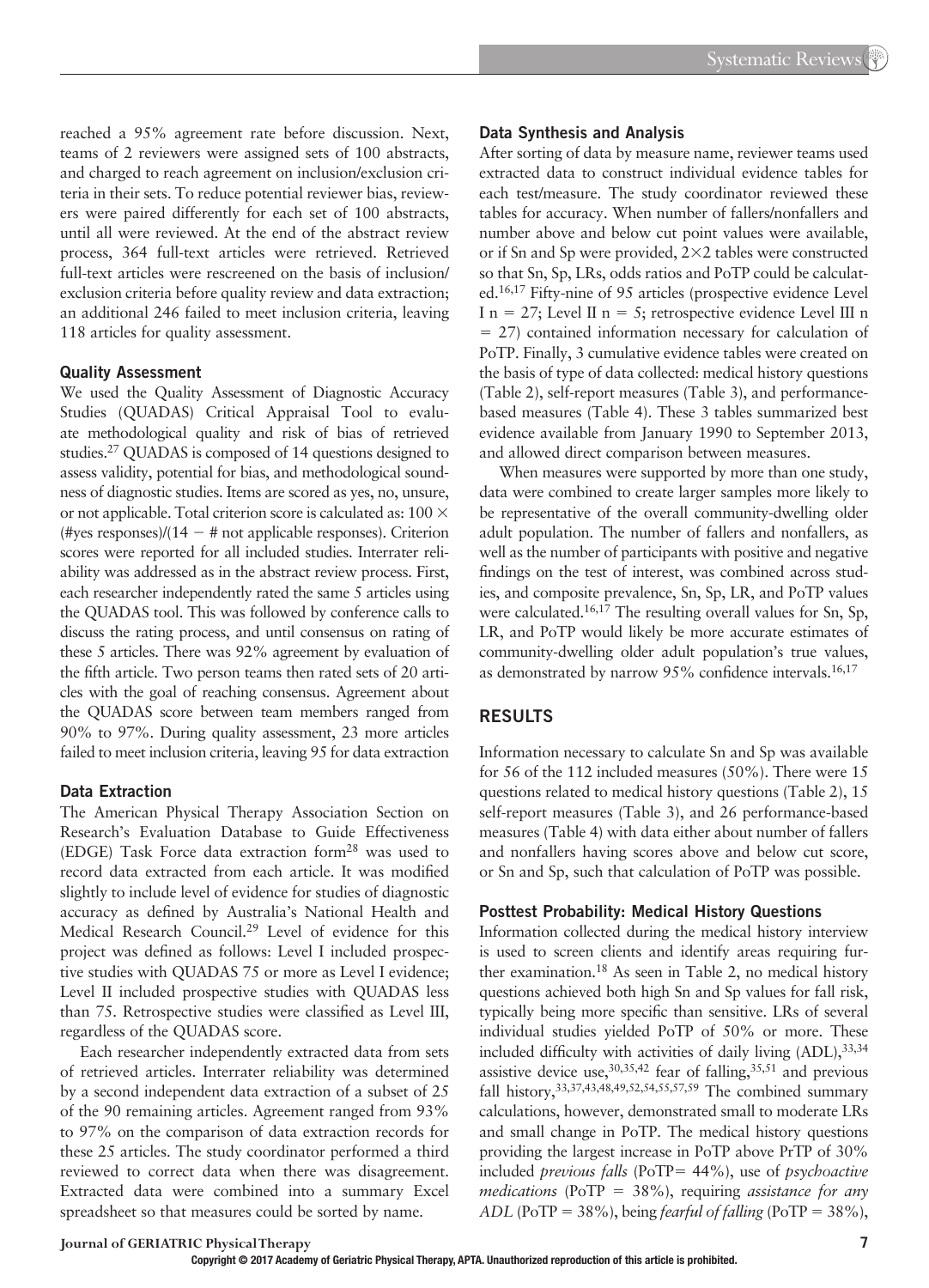reached a 95% agreement rate before discussion. Next, teams of 2 reviewers were assigned sets of 100 abstracts, and charged to reach agreement on inclusion/exclusion criteria in their sets. To reduce potential reviewer bias, reviewers were paired differently for each set of 100 abstracts, until all were reviewed. At the end of the abstract review process, 364 full-text articles were retrieved. Retrieved full-text articles were rescreened on the basis of inclusion/exclusion criteria before quality review and data extraction; an additional 246 failed to meet inclusion criteria, leaving 118 articles for quality assessment.

### Quality Assessment

We used the Quality Assessment of Diagnostic Accuracy Studies (QUADAS) Critical Appraisal Tool to evaluate methodological quality and risk of bias of retrieved studies.[27] QUADAS is composed of 14 questions designed to assess validity, potential for bias, and methodological soundness of diagnostic studies. Items are scored as yes, no, unsure, or not applicable. Total criterion score is calculated as: $100 \times$ (#yes responses)/($14 -$ # not applicable responses). Criterion scores were reported for all included studies. Interrater reliability was addressed as in the abstract review process. First, each researcher independently rated the same 5 articles using the QUADAS tool. This was followed by conference calls to discuss the rating process, and until consensus on rating of these 5 articles. There was 92% agreement by evaluation of the fifth article. Two person teams then rated sets of 20 articles with the goal of reaching consensus. Agreement about the QUADAS score between team members ranged from 90% to 97%. During quality assessment, 23 more articles failed to meet inclusion criteria, leaving 95 for data extraction

### Data Extraction

The American Physical Therapy Association Section on Research's Evaluation Database to Guide Effectiveness (EDGE) Task Force data extraction form[28] was used to record data extracted from each article. It was modified slightly to include level of evidence for studies of diagnostic accuracy as defined by Australia's National Health and Medical Research Council.[29] Level of evidence for this project was defined as follows: Level I included prospective studies with QUADAS 75 or more as Level I evidence; Level II included prospective studies with QUADAS less than 75. Retrospective studies were classified as Level III, regardless of the QUADAS score.

Each researcher independently extracted data from sets of retrieved articles. Interrater reliability was determined by a second independent data extraction of a subset of 25 of the 90 remaining articles. Agreement ranged from 93% to 97% on the comparison of data extraction records for these 25 articles. The study coordinator performed a third reviewed to correct data when there was disagreement. Extracted data were combined into a summary Excel spreadsheet so that measures could be sorted by name.

### Data Synthesis and Analysis

After sorting of data by measure name, reviewer teams used extracted data to construct individual evidence tables for each test/measure. The study coordinator reviewed these tables for accuracy. When number of fallers/nonfallers and number above and below cut point values were available, or if Sn and Sp were provided, $2 \times 2$ tables were constructed so that Sn, Sp, LRs, odds ratios and PoTP could be calculated.[16,17] Fifty-nine of 95 articles (prospective evidence Level I n = 27; Level II n = 5; retrospective evidence Level III n = 27) contained information necessary for calculation of PoTP. Finally, 3 cumulative evidence tables were created on the basis of type of data collected: medical history questions (Table 2), self-report measures (Table 3), and performance-based measures (Table 4). These 3 tables summarized best evidence available from January 1990 to September 2013, and allowed direct comparison between measures.

When measures were supported by more than one study, data were combined to create larger samples more likely to be representative of the overall community-dwelling older adult population. The number of fallers and nonfallers, as well as the number of participants with positive and negative findings on the test of interest, was combined across studies, and composite prevalence, Sn, Sp, LR, and PoTP values were calculated.[16,17] The resulting overall values for Sn, Sp, LR, and PoTP would likely be more accurate estimates of community-dwelling older adult population's true values, as demonstrated by narrow 95% confidence intervals.[16,17]

## RESULTS

Information necessary to calculate Sn and Sp was available for 56 of the 112 included measures (50%). There were 15 questions related to medical history questions (Table 2), 15 self-report measures (Table 3), and 26 performance-based measures (Table 4) with data either about number of fallers and nonfallers having scores above and below cut score, or Sn and Sp, such that calculation of PoTP was possible.

### Posttest Probability: Medical History Questions

Information collected during the medical history interview is used to screen clients and identify areas requiring further examination.[18] As seen in Table 2, no medical history questions achieved both high Sn and Sp values for fall risk, typically being more specific than sensitive. LRs of several individual studies yielded PoTP of 50% or more. These included difficulty with activities of daily living (ADL),[33,34] assistive device use,[30,35,42] fear of falling,[35,51] and previous fall history,[33,37,43,48,49,52,54,55,57,59] The combined summary calculations, however, demonstrated small to moderate LRs and small change in PoTP. The medical history questions providing the largest increase in PoTP above PrTP of 30% included *previous falls* (PoTP= 44%), use of *psychoactive medications* (PoTP = 38%), requiring *assistance for any ADL* (PoTP = 38%), being *fearful of falling* (PoTP = 38%),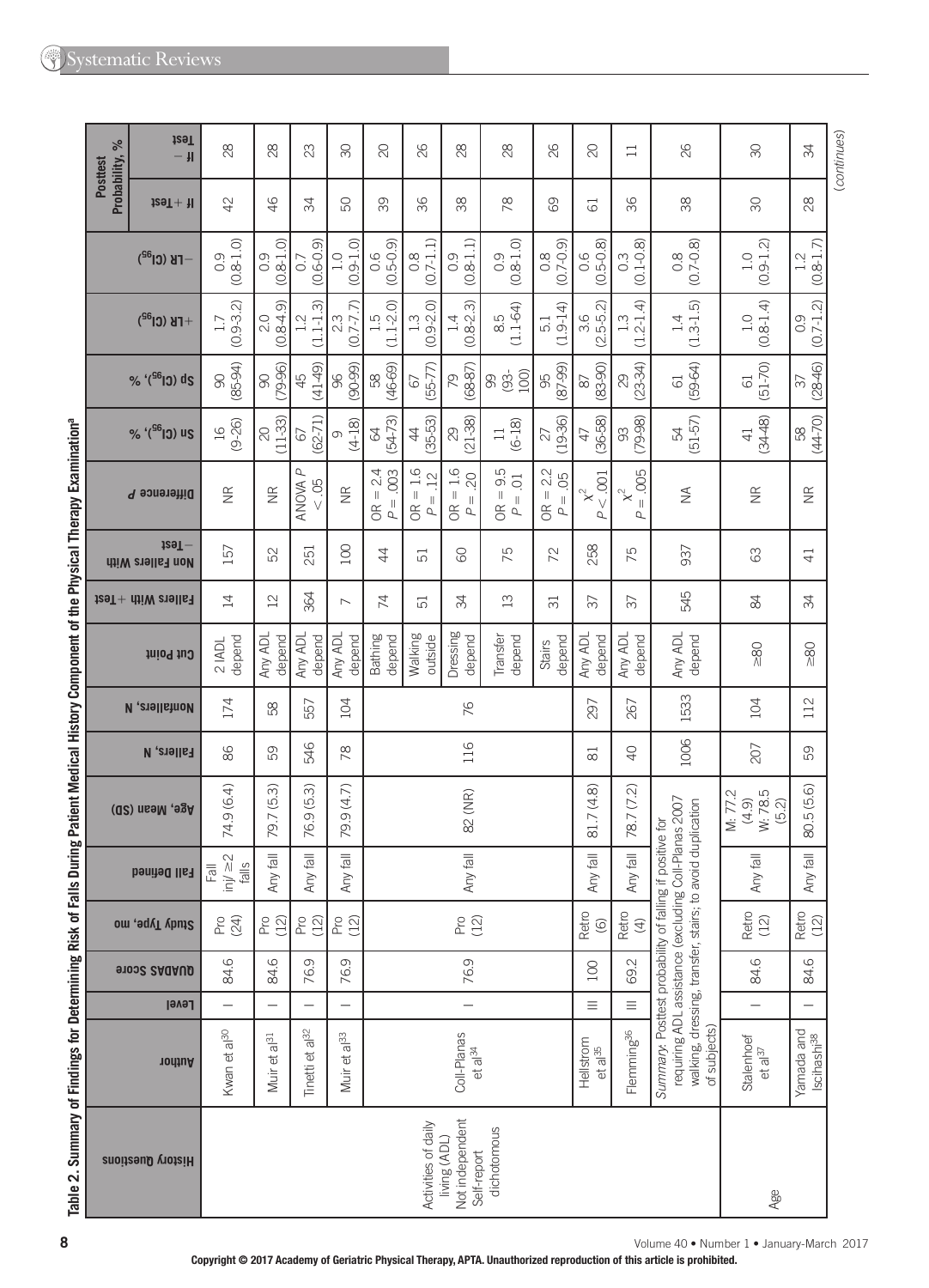Table 2. Summary of Findings for Determining Risk of Falls During Patient Medical History Component of the Physical Therapy Examination[a]

| History Questions | Author | Level | QUADAS Score | Study Type, mo | Fall Defined | Age, Mean (SD) | Fallers, N | Nonfallers, N | Cut Point | Fallers With +Test | Non Fallers With −Test | Difference P | Sn (CI95), % | Sp (CI95), % | +LR (CI95) | −LR (CI95) | Posttest Probability, % If +Test | Posttest Probability, % If −Test |
|---|---|---|---|---|---|---|---|---|---|---|---|---|---|---|---|---|---|---|
| Activities of daily living (ADL) Not independent Self-report dichotomous | Kwan et al[30] | I | 84.6 | Pro (24) | Fall inj/ ≥2 falls | 74.9 (6.4) | 86 | 174 | 2 IADL depend | 14 | 157 | NR | 16 (9-26) | 90 (85-94) | 1.7 (0.9-3.2) | 0.9 (0.8-1.0) | 42 | 28 |
| | Muir et al[31] | I | 84.6 | Pro (12) | Any fall | 79.7 (5.3) | 59 | 58 | Any ADL depend | 12 | 52 | NR | 20 (11-33) | 90 (79-96) | 2.0 (0.8-4.9) | 0.9 (0.8-1.0) | 46 | 28 |
| | Tinetti et al[32] | I | 76.9 | Pro (12) | Any fall | 76.9 (5.3) | 546 | 557 | Any ADL depend | 364 | 251 | ANOVA $P < .05$ | 67 (62-71) | 45 (41-49) | 1.2 (1.1-1.3) | 0.7 (0.6-0.9) | 34 | 23 |
| | Muir et al[33] | I | 76.9 | Pro (12) | Any fall | 79.9 (4.7) | 78 | 104 | Any ADL depend | 7 | 100 | NR | 9 (4-18) | 96 (90-99) | 2.3 (0.7-7.7) | 1.0 (0.9-1.0) | 50 | 30 |
| | Coll-Planas et al[34] | I | 76.9 | Pro (12) | Any fall | 82 (NR) | 116 | 76 | Bathing depend | 74 | 44 | OR = 2.4 $P = .003$ | 64 (54-73) | 58 (46-69) | 1.5 (1.1-2.0) | 0.6 (0.5-0.9) | 39 | 20 |
| | | | | | | | | | Walking outside | 51 | 51 | OR = 1.6 $P = .12$ | 44 (35-53) | 67 (55-77) | 1.3 (0.9-2.0) | 0.8 (0.7-1.1) | 36 | 26 |
| | | | | | | | | | Dressing depend | 34 | 60 | OR = 1.6 $P = .20$ | 29 (21-38) | 79 (68-87) | 1.4 (0.8-2.3) | 0.9 (0.8-1.1) | 38 | 28 |
| | | | | | | | | | Transfer depend | 13 | 75 | OR = 9.5 $P = .01$ | 11 (6-18) | 99 (93-100) | 8.5 (1.1-64) | 0.9 (0.8-1.0) | 78 | 28 |
| | | | | | | | | | Stairs depend | 31 | 72 | OR = 2.2 $P = .05$ | 27 (19-36) | 95 (87-99) | 5.1 (1.9-14) | 0.8 (0.7-0.9) | 69 | 26 |
| | Hellstrom et al[35] | III | 100 | Retro (6) | Any fall | 81.7 (4.8) | 81 | 297 | Any ADL depend | 37 | 258 | $\chi^2$ $P < .001$ | 47 (36-58) | 87 (83-90) | 3.6 (2.5-5.2) | 0.6 (0.5-0.8) | 61 | 20 |
| | Flemming[36] | III | 69.2 | Retro (4) | Any fall | 78.7 (7.2) | 40 | 267 | Any ADL depend | 37 | 75 | $\chi^2$ $P = .005$ | 93 (79-98) | 29 (23-34) | 1.3 (1.2-1.4) | 0.3 (0.1-0.8) | 36 | 11 |
| | *Summary*: Posttest probability of falling if positive for requiring ADL assistance (excluding Coll-Planas 2007 walking, dressing, transfer, stairs; to avoid duplication of subjects) | | | | | | 1006 | 1533 | Any ADL depend | 545 | 937 | NA | 54 (51-57) | 61 (59-64) | 1.4 (1.3-1.5) | 0.8 (0.7-0.8) | 38 | 26 |
| Age | Stalenhoef et al[37] | I | 84.6 | Retro (12) | Any fall | M: 77.2 (4.9) W: 78.5 (5.2) | 207 | 104 | ≥80 | 84 | 63 | NR | 41 (34-48) | 61 (51-70) | 1.0 (0.8-1.4) | 1.0 (0.9-1.2) | 30 | 30 |
| | Yamada and Ichihashi[38] | I | 84.6 | Retro (12) | Any fall | 80.5 (5.6) | 59 | 112 | ≥80 | 34 | 41 | NR | 58 (44-70) | 37 (28-46) | 0.9 (0.7-1.2) | 1.2 (0.8-1.7) | 28 | 34 |

(continues)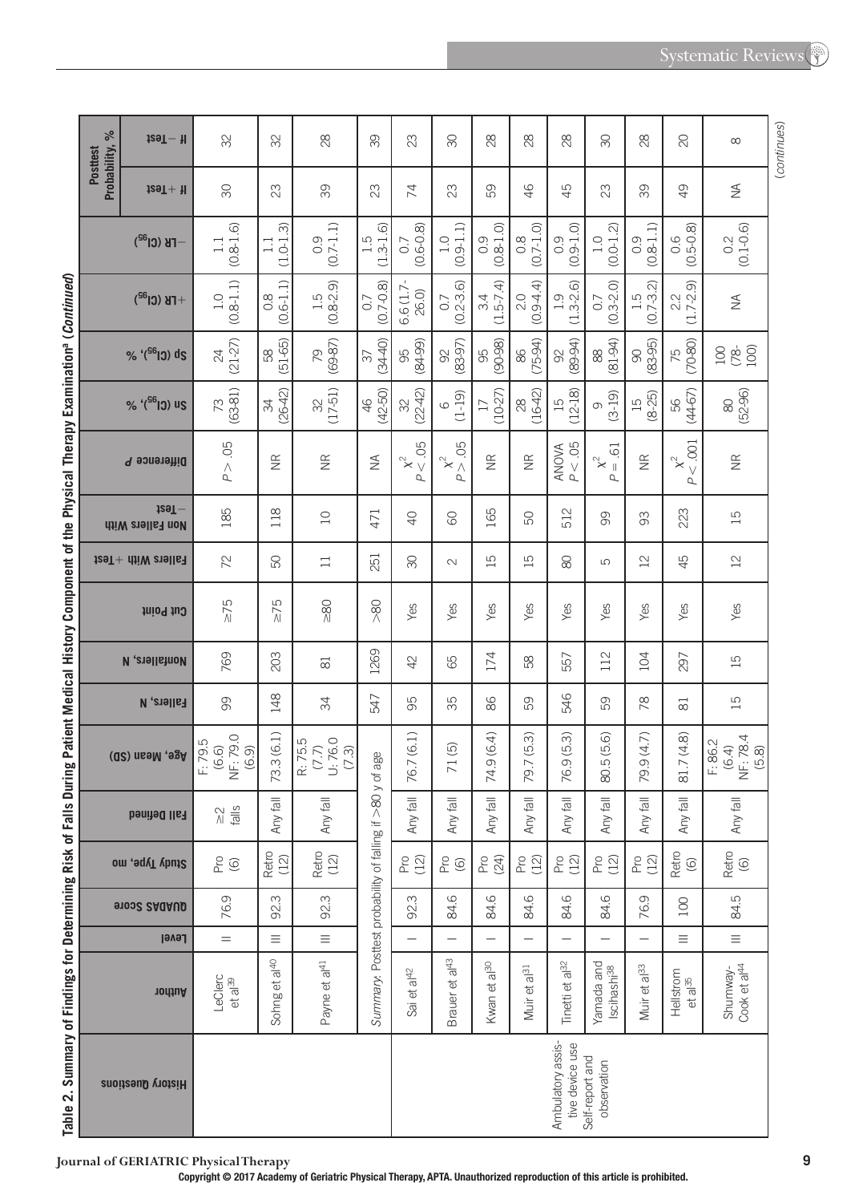Table 2. Summary of Findings for Determining Risk of Falls During Patient Medical History Component of the Physical Therapy Examination[a] (*Continued*)

| History Questions | Author | Level | QUADAS Score | Study Type, mo | Fall Defined | Age, Mean (SD) | Fallers, N | Nonfallers, N | Cut Point | Fallers With +Test | Non Fallers With −Test | Difference *P* | Sn ($CI_{95}$), % | Sp ($CI_{95}$), % | +LR ($CI_{95}$) | −LR ($CI_{95}$) | Posttest Probability, % If +Test | Posttest Probability, % If −Test |
|---|---|---|---|---|---|---|---|---|---|---|---|---|---|---|---|---|---|---|
| | LeClerc et al[39] | II | 76.9 | Pro (6) | ≥2 falls | F: 79.5 (6.6) NF: 79.0 (6.9) | 99 | 769 | ≥75 | 72 | 185 | $P > .05$ | 73 (63-81) | 24 (21-27) | 1.0 (0.8-1.1) | 1.1 (0.8-1.6) | 30 | 32 |
| | Sohng et al[40] | III | 92.3 | Retro (12) | Any fall | 73.3 (6.1) | 148 | 203 | ≥75 | 50 | 118 | NR | 34 (26-42) | 58 (51-65) | 0.8 (0.6-1.1) | 1.1 (1.0-1.3) | 23 | 32 |
| | Payne et al[41] | III | 92.3 | Retro (12) | Any fall | R: 75.5 (7.7) U: 76.0 (7.3) | 34 | 81 | ≥80 | 11 | 10 | NR | 32 (17-51) | 79 (69-87) | 1.5 (0.8-2.9) | 0.9 (0.7-1.1) | 39 | 28 |
| | *Summary.* Posttest probability of falling if >80 y of age | | | | | | 547 | 1269 | >80 | 251 | 471 | NA | 46 (42-50) | 37 (34-40) | 0.7 (0.7-0.8) | 1.5 (1.3-1.6) | 23 | 39 |
| | Sai et al[42] | I | 92.3 | Pro (12) | Any fall | 76.7 (6.1) | 95 | 42 | Yes | 30 | 40 | $\chi^2$ $P < .05$ | 32 (22-42) | 95 (84-99) | 6.6 (1.7-26.0) | 0.7 (0.6-0.8) | 74 | 23 |
| | Brauer et al[43] | I | 84.6 | Pro (6) | Any fall | 71 (5) | 35 | 65 | Yes | 2 | 60 | $\chi^2$ $P > .05$ | 6 (1-19) | 92 (83-97) | 0.7 (0.2-3.6) | 1.0 (0.9-1.1) | 23 | 30 |
| | Kwan et al[30] | I | 84.6 | Pro (24) | Any fall | 74.9 (6.4) | 86 | 174 | Yes | 15 | 165 | NR | 17 (10-27) | 95 (90-98) | 3.4 (1.5-7.4) | 0.9 (0.8-1.0) | 59 | 28 |
| | Muir et al[31] | I | 84.6 | Pro (12) | Any fall | 79.7 (5.3) | 59 | 58 | Yes | 15 | 50 | NR | 28 (16-42) | 86 (75-94) | 2.0 (0.9-4.4) | 0.8 (0.7-1.0) | 46 | 28 |
| Ambulatory assistive device use | Tinetti et al[32] | I | 84.6 | Pro (12) | Any fall | 76.9 (5.3) | 546 | 557 | Yes | 80 | 512 | ANOVA $P < .05$ | 15 (12-18) | 92 (89-94) | 1.9 (1.3-2.6) | 0.9 (0.9-1.0) | 45 | 28 |
| Self-report and observation | Yamada and Iscihashi[38] | I | 84.6 | Pro (12) | Any fall | 80.5 (5.6) | 59 | 112 | Yes | 5 | 99 | $\chi^2$ $P = .61$ | 9 (3-19) | 88 (81-94) | 0.7 (0.3-2.0) | 1.0 (0.0-1.2) | 23 | 30 |
| | Muir et al[33] | I | 76.9 | Pro (12) | Any fall | 79.9 (4.7) | 78 | 104 | Yes | 12 | 93 | NR | 15 (8-25) | 90 (83-95) | 1.5 (0.7-3.2) | 0.9 (0.8-1.1) | 39 | 28 |
| | Hellstrom et al[35] | III | 100 | Retro (6) | Any fall | 81.7 (4.8) | 81 | 297 | Yes | 45 | 223 | $\chi^2$ $P < .001$ | 56 (44-67) | 75 (70-80) | 2.2 (1.7-2.9) | 0.6 (0.5-0.8) | 49 | 20 |
| | Shumway-Cook et al[44] | III | 84.5 | Retro (6) | Any fall | F: 86.2 (6.4) NF: 78.4 (5.8) | 15 | 15 | Yes | 12 | 15 | NR | 80 (52-96) | 100 (78-100) | NA | 0.2 (0.1-0.6) | NA | 8 |

(*continues*)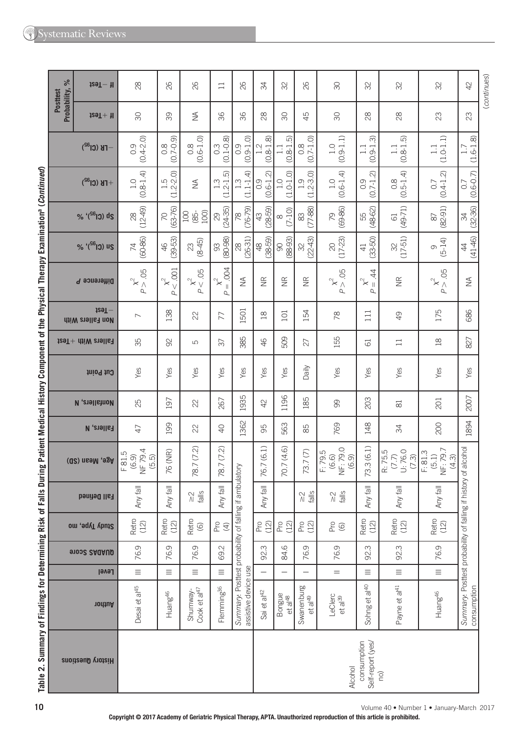Table 2. Summary of Findings for Determining Risk of Falls During Patient Medical History Component of the Physical Therapy Examination[a] (*Continued*)

| History Questions | Author | Level | QUADAS Score | Study Type, mo | Fall Defined | Age, Mean (SD) | Fallers, N | Nonfallers, N | Cut Point | Fallers With +Test | Non Fallers With −Test | Difference P | Sn ($CI_{95}$), % | Sp ($CI_{95}$), % | +LR ($CI_{95}$) | −LR ($CI_{95}$) | Posttest Probability, % If + Test | Posttest Probability, % If − Test |
|---|---|---|---|---|---|---|---|---|---|---|---|---|---|---|---|---|---|---|
| | Desai et al[45] | III | 76.9 | Retro (12) | Any fall | F 81.5 (6.9) NF 79.4 (5.5) | 47 | 25 | Yes | 35 | 7 | $\chi^2$ $P > .05$ | 74 (60-86) | 28 (12-49) | 1.0 (0.8-1.4) | 0.9 (0.4-2.0) | 30 | 28 |
| | Huang[46] | III | 76.9 | Retro (12) | Any fall | 76 (NR) | 199 | 197 | Yes | 92 | 138 | $\chi^2$ $P < .001$ | 46 (39-53) | 70 (63-76) | 1.5 (1.2-2.0) | 0.8 (0.7-0.9) | 39 | 26 |
| | Shumway-Cook et al[47] | III | 76.9 | Retro (6) | ≥2 falls | 78.7 (7.2) | 22 | 22 | Yes | 5 | 22 | $\chi^2$ $P < .05$ | 23 (8-45) | 100 (85-100) | NA | 0.8 (0.6-1.0) | NA | 26 |
| | Flemming[36] | III | 69.2 | Pro (4) | Any fall | 78.7 (7.2) | 40 | 267 | Yes | 37 | 77 | $\chi^2$ $P = .004$ | 93 (80-98) | 29 (24-35) | 1.3 (1.2-1.5) | 0.3 (0.1-0.8) | 36 | 11 |
| | *Summary.* Posttest probability of falling if ambulatory assistive device use | | | | | | 1362 | 1935 | Yes | 385 | 1501 | NA | 28 (26-31) | 78 (76-79) | 1.3 (1.1-1.4) | 0.9 (0.9-1.0) | 36 | 26 |
| Alcohol consumption Self-report (yes/no) | Sai et al[42] | I | 92.3 | Pro (12) | Any fall | 76.7 (6.1) | 95 | 42 | Yes | 46 | 18 | NR | 48 (38-59) | 43 (28-59) | 0.9 (0.6-1.2) | 1.2 (0.8-1.8) | 28 | 34 |
| | Bongue et al[48] | I | 84.6 | Pro (12) | | 70.7 (4.6) | 563 | 1196 | Yes | 509 | 101 | NR | 90 (88-93) | 8 (7-10) | 1.0 (1.0-1.0) | 1.1 (0.8-1.5) | 30 | 32 |
| | Swanenburg et al[49] | I | 76.9 | Pro (12) | ≥2 falls | 73.7 (7) | 85 | 185 | Daily | 27 | 154 | NR | 32 (22-43) | 83 (77-88) | 1.9 (1.2-3.0) | 0.8 (0.7-1.0) | 45 | 26 |
| | LeClerc et al[39] | II | 76.9 | Pro (6) | ≥2 falls | F: 79.5 (6.6) NF: 79.0 (6.9) | 769 | 99 | Yes | 155 | 78 | $\chi^2$ $P > .05$ | 20 (17-23) | 79 (69-86) | 1.0 (0.6-1.4) | 1.0 (0.9-1.1) | 30 | 30 |
| | Sohng et al[40] | III | 92.3 | Retro (12) | Any fall | 73.3 (6.1) | 148 | 203 | Yes | 61 | 111 | $\chi^2$ $P = .44$ | 41 (33-50) | 55 (48-62) | 0.9 (0.7-1.2) | 1.1 (0.9-1.3) | 28 | 32 |
| | Payne et al[41] | III | 92.3 | Retro (12) | Any fall | R: 75.5 (7.7) U: 76.0 (7.3) | 34 | 81 | Yes | 11 | 49 | NR | 32 (17-51) | 61 (49-71) | 0.8 (0.5-1.4) | 1.1 (0.8-1.5) | 28 | 32 |
| | Huang[46] | III | 76.9 | Retro (12) | Any fall | F: 81.3 (5.1) NF: 79.7 (4.3) | 200 | 201 | Yes | 18 | 175 | $\chi^2$ $P > .05$ | 9 (5-14) | 87 (82-91) | 0.7 (0.4-1.2) | 1.1 (1.0-1.1) | 23 | 32 |
| | *Summary.* Posttest probability of falling if history of alcohol consumption | | | | | | 1894 | 2007 | Yes | 827 | 686 | NA | 44 (41-46) | 34 (32-36) | 0.7 (0.6-0.7) | 1.7 (1.6-1.8) | 23 | 42 |

(*continues*)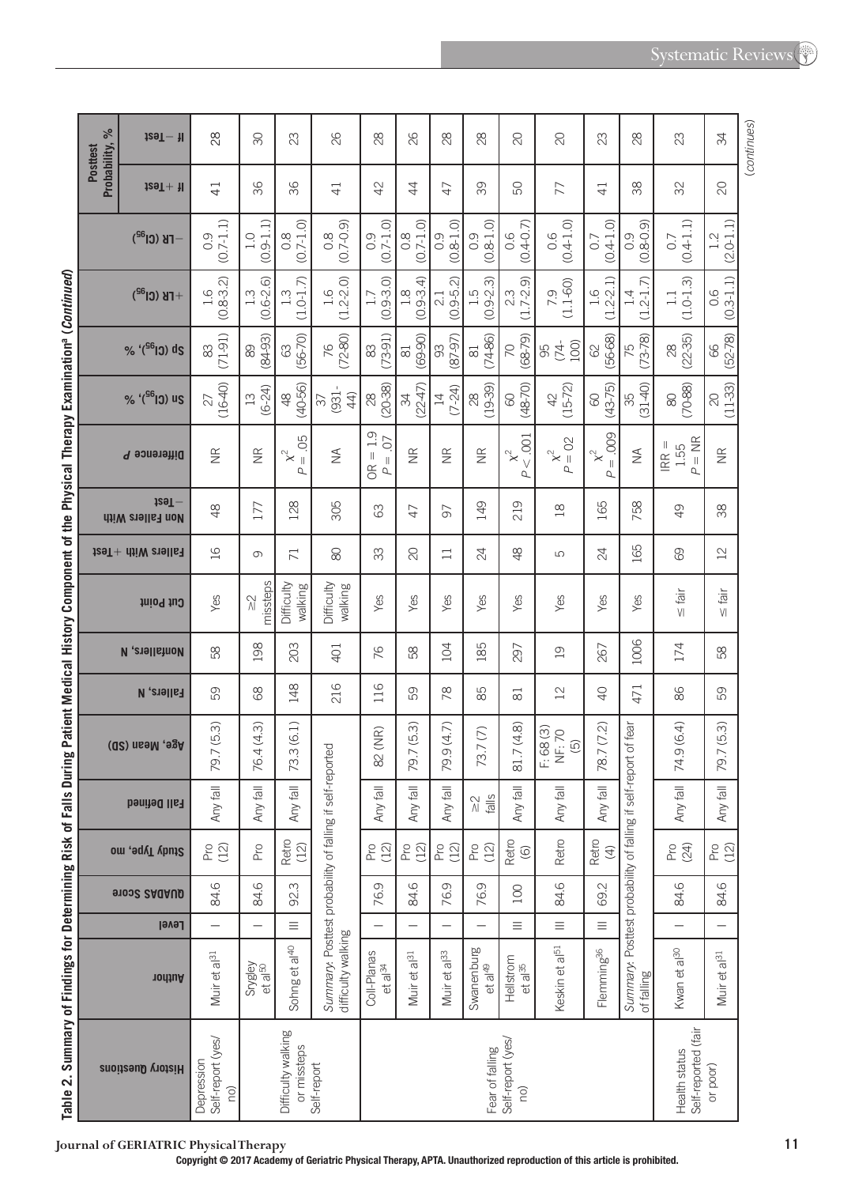**Table 2. Summary of Findings for Determining Risk of Falls During Patient Medical History Component of the Physical Therapy Examination[a] (*Continued*)**

| History Questions | Author | Level | QUADAS Score | Study Type, mo | Fall Defined | Age, Mean (SD) | Fallers, N | Nonfallers, N | Cut Point | Fallers With +Test | Non Fallers With −Test | Difference *P* | Sn ($CI_{95}$), % | Sp ($CI_{95}$), % | +LR ($CI_{95}$) | −LR ($CI_{95}$) | Posttest Probability, % If +Test | Posttest Probability, % If −Test |
|---|---|---|---|---|---|---|---|---|---|---|---|---|---|---|---|---|---|---|
| Depression Self-report (yes/no) | Muir et al[31] | I | 84.6 | Pro (12) | Any fall | 79.7 (5.3) | 59 | 58 | Yes | 16 | 48 | NR | 27 (16-40) | 83 (71-91) | 1.6 (0.8-3.2) | 0.9 (0.7-1.1) | 41 | 28 |
| Difficulty walking or missteps Self-report | Srygley et al[50] | I | 84.6 | Pro | Any fall | 76.4 (4.3) | 68 | 198 | ≥2 missteps | 9 | 177 | NR | 13 (6-24) | 89 (84-93) | 1.3 (0.6-2.6) | 1.0 (0.9-1.1) | 36 | 30 |
| | Sohng et al[40] | III | 92.3 | Retro (12) | Any fall | 73.3 (6.1) | 148 | 203 | Difficulty walking | 71 | 128 | $\chi^2$ $P = .05$ | 48 (40-56) | 63 (56-70) | 1.3 (1.0-1.7) | 0.8 (0.7-1.0) | 36 | 23 |
| | *Summary*. Posttest probability of falling if self-reported difficulty walking | | | | | | 216 | 401 | Difficulty walking | 80 | 305 | NA | 37 (931-44) | 76 (72-80) | 1.6 (1.2-2.0) | 0.8 (0.7-0.9) | 41 | 26 |
| Fear of falling Self-report (yes/no) | Coll-Planas et al[34] | I | 76.9 | Pro (12) | Any fall | 82 (NR) | 116 | 76 | Yes | 33 | 63 | OR = 1.9 $P = .07$ | 28 (20-38) | 83 (73-91) | 1.7 (0.9-3.0) | 0.9 (0.7-1.0) | 42 | 28 |
| | Muir et al[31] | I | 84.6 | Pro (12) | Any fall | 79.7 (5.3) | 59 | 58 | Yes | 20 | 47 | NR | 34 (22-47) | 81 (69-90) | 1.8 (0.9-3.4) | 0.8 (0.7-1.0) | 44 | 26 |
| | Muir et al[33] | I | 76.9 | Pro (12) | Any fall | 79.9 (4.7) | 78 | 104 | Yes | 11 | 97 | NR | 14 (7-24) | 93 (87-97) | 2.1 (0.9-5.2) | 0.9 (0.8-1.0) | 47 | 28 |
| | Swanenburg et al[49] | I | 76.9 | Pro (12) | ≥2 falls | 73.7 (7) | 85 | 185 | Yes | 24 | 149 | NR | 28 (19-39) | 81 (74-86) | 1.5 (0.9-2.3) | 0.9 (0.8-1.0) | 39 | 28 |
| | Hellstrom et al[35] | III | 100 | Retro (6) | Any fall | 81.7 (4.8) | 81 | 297 | Yes | 48 | 219 | $\chi^2$ $P < .001$ | 60 (48-70) | 70 (68-79) | 2.3 (1.7-2.9) | 0.6 (0.4-0.7) | 50 | 20 |
| | Keskin et al[51] | III | 84.6 | Retro | Any fall | F: 68 (3) NF: 70 (5) | 12 | 19 | Yes | 5 | 18 | $\chi^2$ $P = 02$ | 42 (15-72) | 95 (74-100) | 7.9 (1.1-60) | 0.6 (0.4-1.0) | 77 | 20 |
| | Flemming[36] | III | 69.2 | Retro (4) | Any fall | 78.7 (7.2) | 40 | 267 | Yes | 24 | 165 | $\chi^2$ $P = .009$ | 60 (43-75) | 62 (56-68) | 1.6 (1.2-2.1) | 0.7 (0.4-1.0) | 41 | 23 |
| | *Summary*. Posttest probability of falling if self-report of fear of falling | | | | | | 471 | 1006 | Yes | 165 | 758 | NA | 35 (31-40) | 75 (73-78) | 1.4 (1.2-1.7) | 0.9 (0.8-0.9) | 38 | 28 |
| Health status Self-reported (fair or poor) | Kwan et al[30] | I | 84.6 | Pro (24) | Any fall | 74.9 (6.4) | 86 | 174 | ≤ fair | 69 | 49 | IRR = 1.55 $P =$ NR | 80 (70-88) | 28 (22-35) | 1.1 (1.0-1.3) | 0.7 (0.4-1.1) | 32 | 23 |
| | Muir et al[31] | I | 84.6 | Pro (12) | Any fall | 79.7 (5.3) | 59 | 58 | ≤ fair | 12 | 38 | NR | 20 (11-33) | 66 (52-78) | 0.6 (0.3-1.1) | 1.2 (2.0-1.1) | 20 | 34 |

(*continues*)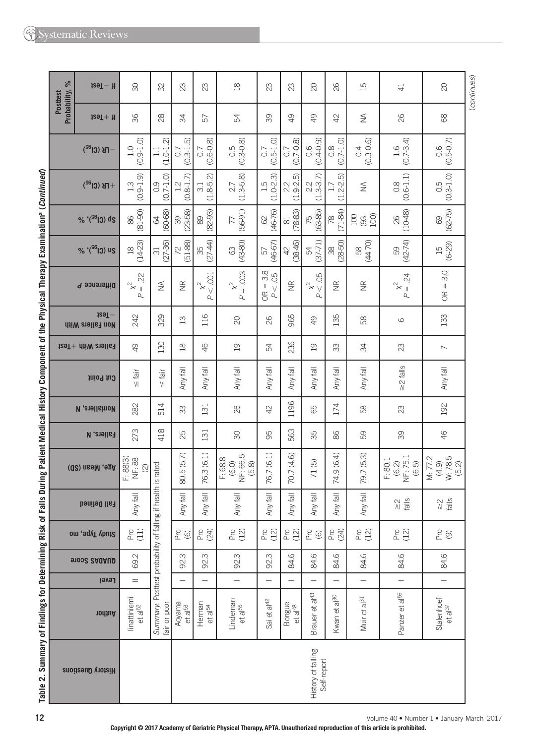Table 2. Summary of Findings for Determining Risk of Falls During Patient Medical History Component of the Physical Therapy Examination[a] (*Continued*)

| History Questions | Author | Level | QUADAS Score | Study Type, mo | Fall Defined | Age, Mean (SD) | Fallers, N | Nonfallers, N | Cut Point | Fallers With +Test | Non Fallers With −Test | Difference *P* | Sn (CI[95]), % | Sp (CI[95]), % | +LR (CI[95]) | −LR (CI[95]) | Posttest Probability, % If + Test | Posttest Probability, % If − Test |
|---|---|---|---|---|---|---|---|---|---|---|---|---|---|---|---|---|---|---|
| | Iinattiniemi et al[52] | II | 69.2 | Pro (11) | Any fall | F: 88(3) NF: 88 (2) | 273 | 282 | ≤ fair | 49 | 242 | $\chi^2$ $P = .22$ | 18 (14-23) | 86 (81-90) | 1.3 (0.9-1.9) | 1.0 (0.9-1.0) | 36 | 30 |
| | *Summary.* Posttest probability of falling if health is rated fair or poor | | | | | | 418 | 514 | ≤ fair | 130 | 329 | NA | 31 (27-36) | 64 (60-68) | 0.9 (0.7-1.0) | 1.1 (1.0-1.2) | 28 | 32 |
| History of falling Self-report | Aoyama et al[53] | I | 92.3 | Pro (6) | Any fall | 80.5 (5.7) | 25 | 33 | Any fall | 18 | 13 | NR | 72 (51-88) | 39 (23-58) | 1.2 (0.8-1.7) | 0.7 (0.3-1.5) | 34 | 23 |
| | Herman et al[54] | I | 92.3 | Pro (24) | Any fall | 76.3 (6.1) | 131 | 131 | Any fall | 46 | 116 | $\chi^2$ $P < .001$ | 35 (27-44) | 89 (82-93) | 3.1 (1.8-5.2) | 0.7 (0.6-0.8) | 57 | 23 |
| | Lindeman et al[55] | I | 92.3 | Pro (12) | Any fall | F: 68.8 (6.0) NF: 66.5 (5.8) | 30 | 26 | Any fall | 19 | 20 | $\chi^2$ $P = .003$ | 63 (43-80) | 77 (56-91) | 2.7 (1.3-5.8) | 0.5 (0.3-0.8) | 54 | 18 |
| | Sai et al[42] | I | 92.3 | Pro (12) | Any fall | 76.7 (6.1) | 95 | 42 | Any fall | 54 | 26 | OR = 3.8 $P < .05$ | 57 (46-67) | 62 (46-76) | 1.5 (1.0-2.3) | 0.7 (0.5-1.0) | 39 | 23 |
| | Bongue et al[48] | I | 84.6 | Pro (12) | Any fall | 70.7 (4.6) | 563 | 1196 | Any fall | 236 | 965 | NR | 42 (38-46) | 81 (78-83) | 2.2 (1.9-2.5) | 0.7 (0.7-0.8) | 49 | 23 |
| | Brauer et al[43] | I | 84.6 | Pro (6) | Any fall | 71 (5) | 35 | 65 | Any fall | 19 | 49 | $\chi^2$ $P < .05$ | 54 (37-71) | 75 (63-85) | 2.2 (1.3-3.7) | 0.6 (0.4-0.9) | 49 | 20 |
| | Kwan et al[30] | I | 84.6 | Pro (24) | Any fall | 74.9 (6.4) | 86 | 174 | Any fall | 33 | 135 | NR | 38 (28-50) | 78 (71-84) | 1.7 (1.2-2.5) | 0.8 (0.7-1.0) | 42 | 26 |
| | Muir et al[31] | I | 84.6 | Pro (12) | Any fall | 79.7 (5.3) | 59 | 58 | Any fall | 34 | 58 | NR | 58 (44-70) | 100 (93-100) | NA | 0.4 (0.3-0.6) | NA | 15 |
| | Panzer et al[56] | I | 84.6 | Pro (12) | ≥2 falls | F: 80.1 (6.2) NF: 75.1 (6.5) | 39 | 23 | ≥2 falls | 23 | 6 | $\chi^2$ $P = .24$ | 59 (42-74) | 26 (10-48) | 0.8 (0.6-1.1) | 1.6 (0.7-3.4) | 26 | 41 |
| | Stalenhoef et al[37] | I | 84.6 | Pro (9) | ≥2 falls | M: 77.2 (4.9) W: 78.5 (5.2) | 46 | 192 | Any fall | 7 | 133 | OR = 3.0 | 15 (6-29) | 69 (62-75) | 0.5 (0.3-1.0) | 0.6 (0.5-0.7) | 68 | 20 |

(*continues*)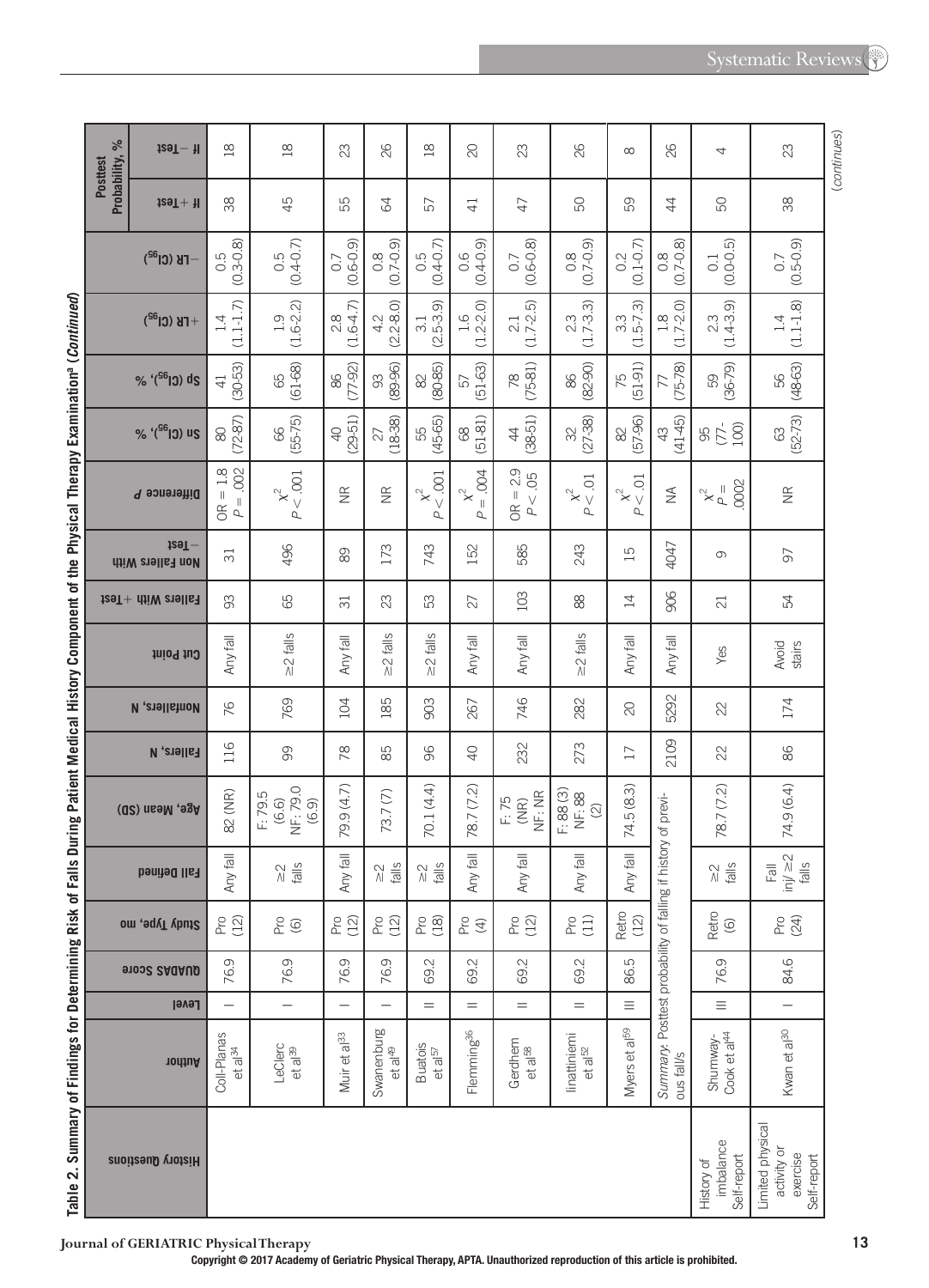Table 2. Summary of Findings for Determining Risk of Falls During Patient Medical History Component of the Physical Therapy Examination[a] (*Continued*)

| History Questions | Author | Level | QUADAS Score | Study Type, mo | Fall Defined | Age, Mean (SD) | Fallers, N | Nonfallers, N | Cut Point | Fallers With +Test | Non Fallers With −Test | Difference P | Sn ($CI_{95}$), % | Sp ($CI_{95}$), % | +LR ($CI_{95}$) | −LR ($CI_{95}$) | Posttest Probability, % If +Test | Posttest Probability, % If −Test |
|---|---|---|---|---|---|---|---|---|---|---|---|---|---|---|---|---|---|---|
| | Coll-Planas et al[34] | I | 76.9 | Pro (12) | Any fall | 82 (NR) | 116 | 76 | Any fall | 93 | 31 | OR = 1.8 $P = .002$ | 80 (72-87) | 41 (30-53) | 1.4 (1.1-1.7) | 0.5 (0.3-0.8) | 38 | 18 |
| | LeClerc et al[39] | I | 76.9 | Pro (6) | ≥2 falls | F: 79.5 (6.6) NF: 79.0 (6.9) | 99 | 769 | ≥2 falls | 65 | 496 | $\chi^2$ $P < .001$ | 66 (55-75) | 65 (61-68) | 1.9 (1.6-2.2) | 0.5 (0.4-0.7) | 45 | 18 |
| | Muir et al[33] | I | 76.9 | Pro (12) | Any fall | 79.9 (4.7) | 78 | 104 | Any fall | 31 | 89 | NR | 40 (29-51) | 86 (77-92) | 2.8 (1.6-4.7) | 0.7 (0.6-0.9) | 55 | 23 |
| | Swanenburg et al[49] | I | 76.9 | Pro (12) | ≥2 falls | 73.7 (7) | 85 | 185 | ≥2 falls | 23 | 173 | NR | 27 (18-38) | 93 (89-96) | 4.2 (2.2-8.0) | 0.8 (0.7-0.9) | 64 | 26 |
| | Buatois et al[57] | II | 69.2 | Pro (18) | ≥2 falls | 70.1 (4.4) | 96 | 903 | ≥2 falls | 53 | 743 | $\chi^2$ $P < .001$ | 55 (45-65) | 82 (80-85) | 3.1 (2.5-3.9) | 0.5 (0.4-0.7) | 57 | 18 |
| | Flemming[36] | II | 69.2 | Pro (4) | Any fall | 78.7 (7.2) | 40 | 267 | Any fall | 27 | 152 | $\chi^2$ $P = .004$ | 68 (51-81) | 57 (51-63) | 1.6 (1.2-2.0) | 0.6 (0.4-0.9) | 41 | 20 |
| | Gerdhem et al[58] | II | 69.2 | Pro (12) | Any fall | F: 75 (NR) NF: NR | 232 | 746 | Any fall | 103 | 585 | OR = 2.9 $P < .05$ | 44 (38-51) | 78 (75-81) | 2.1 (1.7-2.5) | 0.7 (0.6-0.8) | 47 | 23 |
| | Iinattiniemi et al[52] | II | 69.2 | Pro (11) | Any fall | F: 88 (3) NF: 88 (2) | 273 | 282 | ≥2 falls | 88 | 243 | $\chi^2$ $P < .01$ | 32 (27-38) | 86 (82-90) | 2.3 (1.7-3.3) | 0.8 (0.7-0.9) | 50 | 26 |
| | Myers et al[59] | III | 86.5 | Retro (12) | Any fall | 74.5 (8.3) | 17 | 20 | Any fall | 14 | 15 | $\chi^2$ $P < .01$ | 82 (57-96) | 75 (51-91) | 3.3 (1.5-7.3) | 0.2 (0.1-0.7) | 59 | 8 |
| | *Summary*: Posttest probability of falling if history of previous fall/s | | | | | | 2109 | 5292 | Any fall | 906 | 4047 | NA | 43 (41-45) | 77 (75-78) | 1.8 (1.7-2.0) | 0.8 (0.7-0.8) | 44 | 26 |
| History of imbalance Self-report | Shumway-Cook et al[44] | III | 76.9 | Retro (6) | ≥2 falls | 78.7 (7.2) | 22 | 22 | Yes | 21 | 9 | $\chi^2$ $P = .0002$ | 95 (77-100) | 59 (36-79) | 2.3 (1.4-3.9) | 0.1 (0.0-0.5) | 50 | 4 |
| Limited physical activity or exercise Self-report | Kwan et al[30] | I | 84.6 | Pro (24) | Fall inj/≥2 falls | 74.9 (6.4) | 86 | 174 | Avoid stairs | 54 | 97 | NR | 63 (52-73) | 56 (48-63) | 1.4 (1.1-1.8) | 0.7 (0.5-0.9) | 38 | 23 |

(*continues*)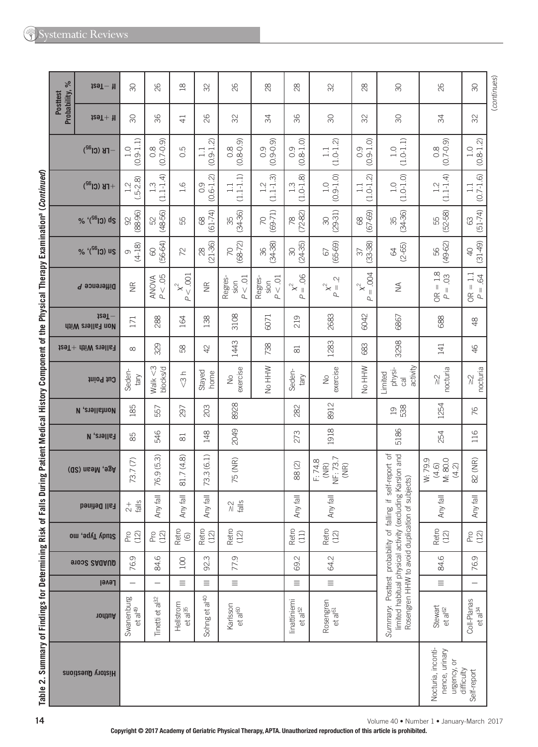Table 2. Summary of Findings for Determining Risk of Falls During Patient Medical History Component of the Physical Therapy Examination[a] (*Continued*)

| History Questions | Author | Level | QUADAS Score | Study Type, mo | Fall Defined | Age, Mean (SD) | Fallers, N | Nonfallers, N | Cut Point | Fallers With +Test | Non Fallers With −Test | Difference P | Sn ($CI_{95}$), % | Sp ($CI_{95}$), % | +LR ($CI_{95}$) | −LR ($CI_{95}$) | Posttest Probability, % If + Test | Posttest Probability, % If − Test |
|---|---|---|---|---|---|---|---|---|---|---|---|---|---|---|---|---|---|---|
| | Swanenburg et al[49] | I | 76.9 | Pro (12) | 2+ falls | 73.7 (7) | 85 | 185 | Sedentary | 8 | 171 | NR | 9 (4-18) | 92 (88-96) | 1.2 (.5-2.8) | 1.0 (0.9-1.1) | 30 | 30 |
| | Tinetti et al[32] | I | 84.6 | Pro (12) | Any fall | 76.9 (5.3) | 546 | 557 | Walk <3 blocks/d | 329 | 288 | ANOVA $P < .05$ | 60 (56-64) | 52 (48-56) | 1.3 (1.1-1.4) | 0.8 (0.7-0.9) | 36 | 26 |
| | Hellstrom et al[35] | III | 100 | Retro (6) | Any fall | 81.7 (4.8) | 81 | 297 | <3 h | 58 | 164 | $\chi^2$ $P < .001$ | 72 | 55 | 1.6 | 0.5 | 41 | 18 |
| | Sohng et al[40] | III | 92.3 | Retro (12) | Any fall | 73.3 (6.1) | 148 | 203 | Stayed home | 42 | 138 | NR | 28 (21-36) | 68 (61-74) | 0.9 (0.6-1.2) | 1.1 (0.9-1.2) | 26 | 32 |
| | Karlsson et al[60] | III | 77.9 | Retro (12) | ≥2 falls | 75 (NR) | 2049 | 8928 | No exercise | 1443 | 3108 | Regression $P < .01$ | 70 (68-72) | 35 (34-36) | 1.1 (1.1-1.1) | 0.8 (0.8-0.9) | 32 | 26 |
| | | | | | | | | | No HHW | 738 | 6071 | Regression $P < .01$ | 36 (34-38) | 70 (69-71) | 1.2 (1.1-1.3) | 0.9 (0.9-0.9) | 34 | 28 |
| | Iinattiniemi et al[52] | III | 69.2 | Retro (11) | Any fall | 88 (2) | 273 | 282 | Sedentary | 81 | 219 | $\chi^2$ $P = .06$ | 30 (24-35) | 78 (72-82) | 1.3 (1.0-1.8) | 0.9 (0.8-1.0) | 36 | 28 |
| | Rosengren et al[61] | III | 64.2 | Retro (12) | Any fall | F: 74.8 (NR) NF: 73.7 (NR) | 1918 | 8912 | No exercise | 1283 | 2683 | $\chi^2$ $P = .2$ | 67 (65-69) | 30 (29-31) | 1.0 (0.9-1.0) | 1.1 (1.0-1.2) | 30 | 32 |
| | | | | | | | | | No HHW | 683 | 6042 | $\chi^2$ $P = .004$ | 37 (33-38) | 68 (67-69) | 1.1 (1.0-1.2) | 0.9 (0.9-1.0) | 32 | 28 |
| | *Summary*. Posttest probability of falling if self-report of limited habitual physical activity (excluding Karlson and Rosengren HHW to avoid duplication of subjects) | | | | | | 5186 | 19 538 | Limited physical activity | 3298 | 6867 | NA | 64 (2-65) | 35 (34-36) | 1.0 (1.0-1.0) | 1.0 (1.0-1.1) | 30 | 30 |
| Nocturia, incontinence, urinary urgency, or difficulty Self-report | Stewart et al[62] | III | 84.6 | Retro (12) | Any fall | W: 79.9 (4.6) M: 80.0 (4.2) | 254 | 1254 | ≥2 nocturia | 141 | 688 | OR = 1.8 $P = .03$ | 56 (49-62) | 55 (52-58) | 1.2 (1.1-1.4) | 0.8 (0.7-0.9) | 34 | 26 |
| | Coll-Planas et al[34] | I | 76.9 | Pro (12) | Any fall | 82 (NR) | 116 | 76 | ≥2 nocturia | 46 | 48 | OR = 1.1 $P = .64$ | 40 (31-49) | 63 (51-74) | 1.1 (0.7-1.6) | 1.0 (0.8-1.2) | 32 | 30 |

(*continues*)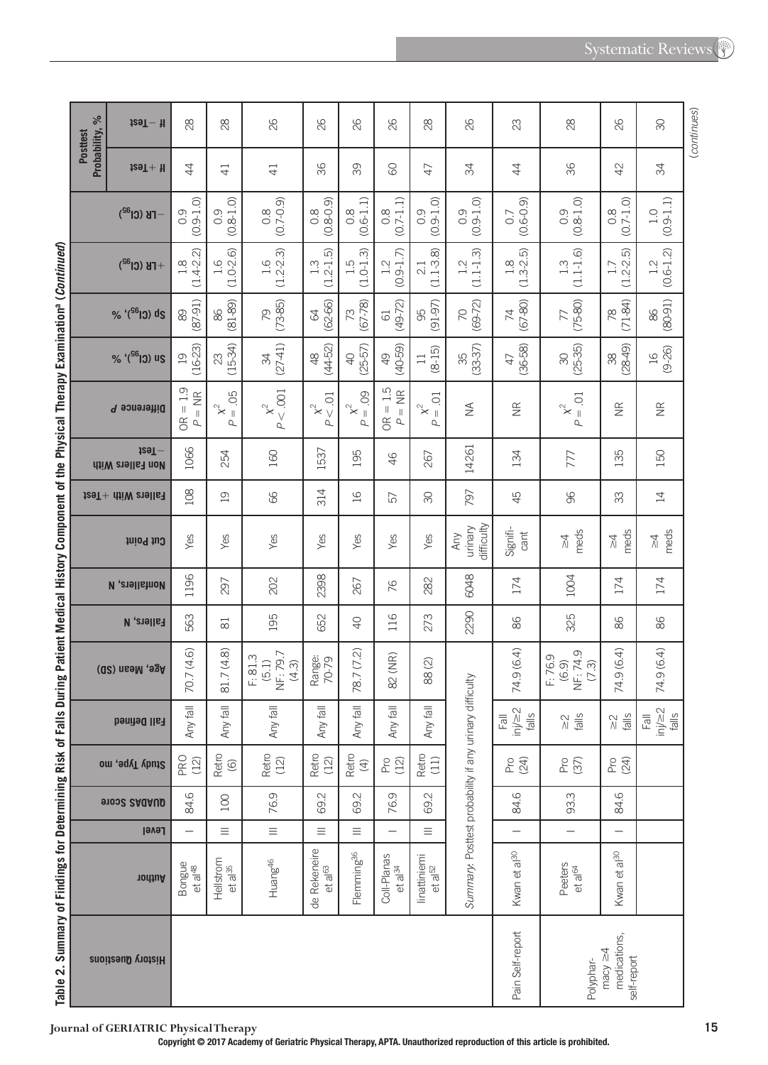Table 2. Summary of Findings for Determining Risk of Falls During Patient Medical History Component of the Physical Therapy Examination[a] (*Continued*)

| History Questions | Author | Level | QUADAS Score | Study Type, mo | Fall Defined | Age, Mean (SD) | Fallers, N | Nonfallers, N | Cut Point | Fallers With +Test | Non Fallers With −Test | Difference *P* | Sn ($CI_{95}$), % | Sp ($CI_{95}$), % | +LR ($CI_{95}$) | −LR ($CI_{95}$) | Posttest Probability, % If +Test | If −Test |
|---|---|---|---|---|---|---|---|---|---|---|---|---|---|---|---|---|---|---|
| | Bongue et al[48] | I | 84.6 | PRO (12) | Any fall | 70.7 (4.6) | 563 | 1196 | Yes | 108 | 1066 | OR = 1.9 *P* = NR | 19 (16-23) | 89 (87-91) | 1.8 (1.4-2.2) | 0.9 (0.9-1.0) | 44 | 28 |
| | Hellstrom et al[35] | III | 100 | Retro (6) | Any fall | 81.7 (4.8) | 81 | 297 | Yes | 19 | 254 | $\chi^2$ *P* = .05 | 23 (15-34) | 86 (81-89) | 1.6 (1.0-2.6) | 0.9 (0.8-1.0) | 41 | 28 |
| | Huang[46] | III | 76.9 | Retro (12) | Any fall | F: 81.3 (5.1) NF: 79.7 (4.3) | 195 | 202 | Yes | 66 | 160 | $\chi^2$ *P* < .001 | 34 (27-41) | 79 (73-85) | 1.6 (1.2-2.3) | 0.8 (0.7-0.9) | 41 | 26 |
| | de Rekeneire et al[63] | III | 69.2 | Retro (12) | Any fall | Range: 70-79 | 652 | 2398 | Yes | 314 | 1537 | $\chi^2$ *P* < .01 | 48 (44-52) | 64 (62-66) | 1.3 (1.2-1.5) | 0.8 (0.8-0.9) | 36 | 26 |
| | Flemming[36] | III | 69.2 | Retro (4) | Any fall | 78.7 (7.2) | 40 | 267 | Yes | 16 | 195 | $\chi^2$ *P* = .09 | 40 (25-57) | 73 (67-78) | 1.5 (1.0-1.3) | 0.8 (0.6-1.1) | 39 | 26 |
| | Coll-Planas et al[34] | I | 76.9 | Pro (12) | Any fall | 82 (NR) | 116 | 76 | Yes | 57 | 46 | OR = 1.5 *P* = NR | 49 (40-59) | 61 (49-72) | 1.2 (0.9-1.7) | 0.8 (0.7-1.1) | 60 | 26 |
| | Iinattiniemi et al[52] | III | 69.2 | Retro (11) | Any fall | 88 (2) | 273 | 282 | Yes | 30 | 267 | $\chi^2$ *P* = .01 | 11 (8-15) | 95 (91-97) | 2.1 (1.1-3.8) | 0.9 (0.9-1.0) | 47 | 28 |
| | *Summary*: Posttest probability if any urinary difficulty | | | | | | 2290 | 6048 | Any urinary difficulty | 797 | 14261 | NA | 35 (33-37) | 70 (69-72) | 1.2 (1.1-1.3) | 0.9 (0.9-1.0) | 34 | 26 |
| Pain Self-report | Kwan et al[30] | I | 84.6 | Pro (24) | Fall inj/≥2 falls | 74.9 (6.4) | 86 | 174 | Significant | 45 | 134 | NR | 47 (36-58) | 74 (67-80) | 1.8 (1.3-2.5) | 0.7 (0.6-0.9) | 44 | 23 |
| Polypharmacy ≥4 medications, self-report | Peeters et al[64] | I | 93.3 | Pro (37) | ≥2 falls | F: 76.9 (6.9) NF: 74.9 (7.3) | 325 | 1004 | ≥4 meds | 96 | 777 | $\chi^2$ *P* = .01 | 30 (25-35) | 77 (75-80) | 1.3 (1.1-1.6) | 0.9 (0.8-1.0) | 36 | 28 |
| | Kwan et al[30] | I | 84.6 | Pro (24) | ≥2 falls | 74.9 (6.4) | 86 | 174 | ≥4 meds | 33 | 135 | NR | 38 (28-49) | 78 (71-84) | 1.7 (1.2-2.5) | 0.8 (0.7-1.0) | 42 | 26 |
| | | | | | Fall inj/≥2 falls | 74.9 (6.4) | 86 | 174 | ≥4 meds | 14 | 150 | NR | 16 (9-26) | 86 (80-91) | 1.2 (0.6-1.2) | 1.0 (0.9-1.1) | 34 | 30 |

(*continues*)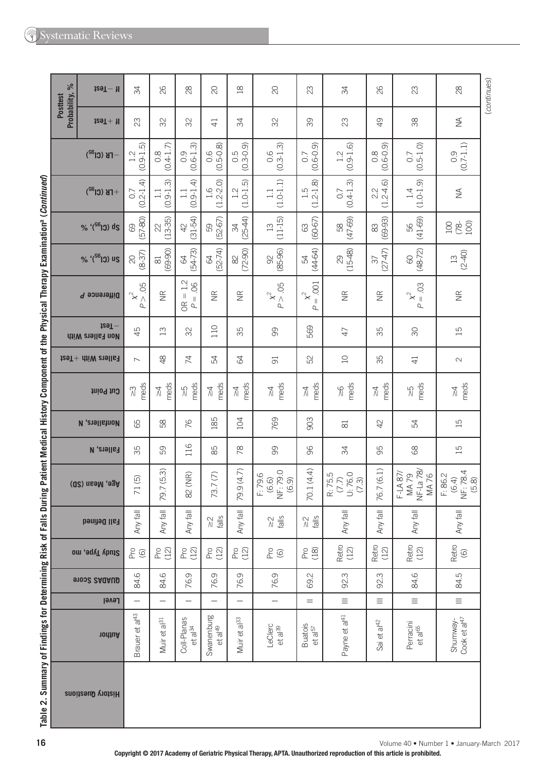**Table 2. Summary of Findings for Determining Risk of Falls During Patient Medical History Component of the Physical Therapy Examination[a] (Continued)**

| History Questions | Author | Level | QUADAS Score | Study Type, mo | Fall Defined | Age, Mean (SD) | Fallers, N | Nonfallers, N | Cut Point | Fallers With +Test | Non Fallers With −Test | Difference P | Sn (CI$_{95}$), % | Sp (CI$_{95}$), % | +LR (CI$_{95}$) | −LR (CI$_{95}$) | Posttest Probability, % If +Test | If −Test |
|---|---|---|---|---|---|---|---|---|---|---|---|---|---|---|---|---|---|---|
| | Brauer et al[43] | I | 84.6 | Pro (6) | Any fall | 71 (5) | 35 | 65 | ≥3 meds | 7 | 45 | $\chi^2$ $P > .05$ | 20 (8-37) | 69 (57-80) | 0.7 (0.2-1.4) | 1.2 (0.9-1.5) | 23 | 34 |
| | Muir et al[31] | I | 84.6 | Pro (12) | Any fall | 79.7 (5.3) | 59 | 58 | ≥4 meds | 48 | 13 | NR | 81 (69-90) | 22 (13-35) | 1.1 (0.9-1.3) | 0.8 (0.4-1.7) | 32 | 26 |
| | Coll-Planas et al[34] | I | 76.9 | Pro (12) | Any fall | 82 (NR) | 116 | 76 | ≥5 meds | 74 | 32 | OR = 1.2 $P = .06$ | 64 (54-73) | 42 (31-54) | 1.1 (0.9-1.4) | 0.9 (0.6-1.3) | 32 | 28 |
| | Swanenburg et al[49] | I | 76.9 | Pro (12) | ≥2 falls | 73.7 (7) | 85 | 185 | ≥4 meds | 54 | 110 | NR | 64 (52-74) | 59 (52-67) | 1.6 (1.2-2.0) | 0.6 (0.5-0.8) | 41 | 20 |
| | Muir et al[33] | I | 76.9 | Pro (12) | Any fall | 79.9 (4.7) | 78 | 104 | ≥4 meds | 64 | 35 | NR | 82 (72-90) | 34 (25-44) | 1.2 (1.0-1.5) | 0.5 (0.3-0.9) | 34 | 18 |
| | LeClerc et al[39] | I | 76.9 | Pro (6) | ≥2 falls | F: 79.6 (6.6) NF: 79.0 (6.9) | 99 | 769 | ≥4 meds | 91 | 99 | $\chi^2$ $P > .05$ | 92 (85-96) | 13 (11-15) | 1.1 (1.0-1.1) | 0.6 (0.3-1.3) | 32 | 20 |
| | Buatois et al[57] | II | 69.2 | Pro (18) | ≥2 falls | 70.1 (4.4) | 96 | 903 | ≥4 meds | 52 | 569 | $\chi^2$ $P = .001$ | 54 (44-64) | 63 (60-67) | 1.5 (1.2-1.8) | 0.7 (0.6-0.9) | 39 | 23 |
| | Payne et al[41] | III | 92.3 | Retro (12) | Any fall | R: 75.5 (7.7) U: 76.0 (7.3) | 34 | 81 | ≥6 meds | 10 | 47 | NR | 29 (15-48) | 58 (47-69) | 0.7 (0.4-1.3) | 1.2 (0.9-1.6) | 23 | 34 |
| | Sai et al[42] | III | 92.3 | Retro (12) | Any fall | 76.7 (6.1) | 95 | 42 | ≥4 meds | 35 | 35 | NR | 37 (27-47) | 83 (69-93) | 2.2 (1.2-4.6) | 0.8 (0.6-0.9) | 49 | 26 |
| | Perracini et al[65] | III | 84.6 | Retro (12) | Any fall | F-LA 87/ MA 79 NF-La 78/ MA 76 | 68 | 54 | ≥5 meds | 41 | 30 | $\chi^2$ $P = .03$ | 60 (48-72) | 56 (41-69) | 1.4 (1.0-1.9) | 0.7 (0.5-1.0) | 38 | 23 |
| | Shumway-Cook et al[47] | III | 84.5 | Retro (6) | Any fall | F: 86.2 (6.4) NF: 78.4 (5.8) | 15 | 15 | ≥4 meds | 2 | 15 | NR | 13 (2-40) | 100 (78-100) | NA | 0.9 (0.7-1.1) | NA | 28 |

(continues)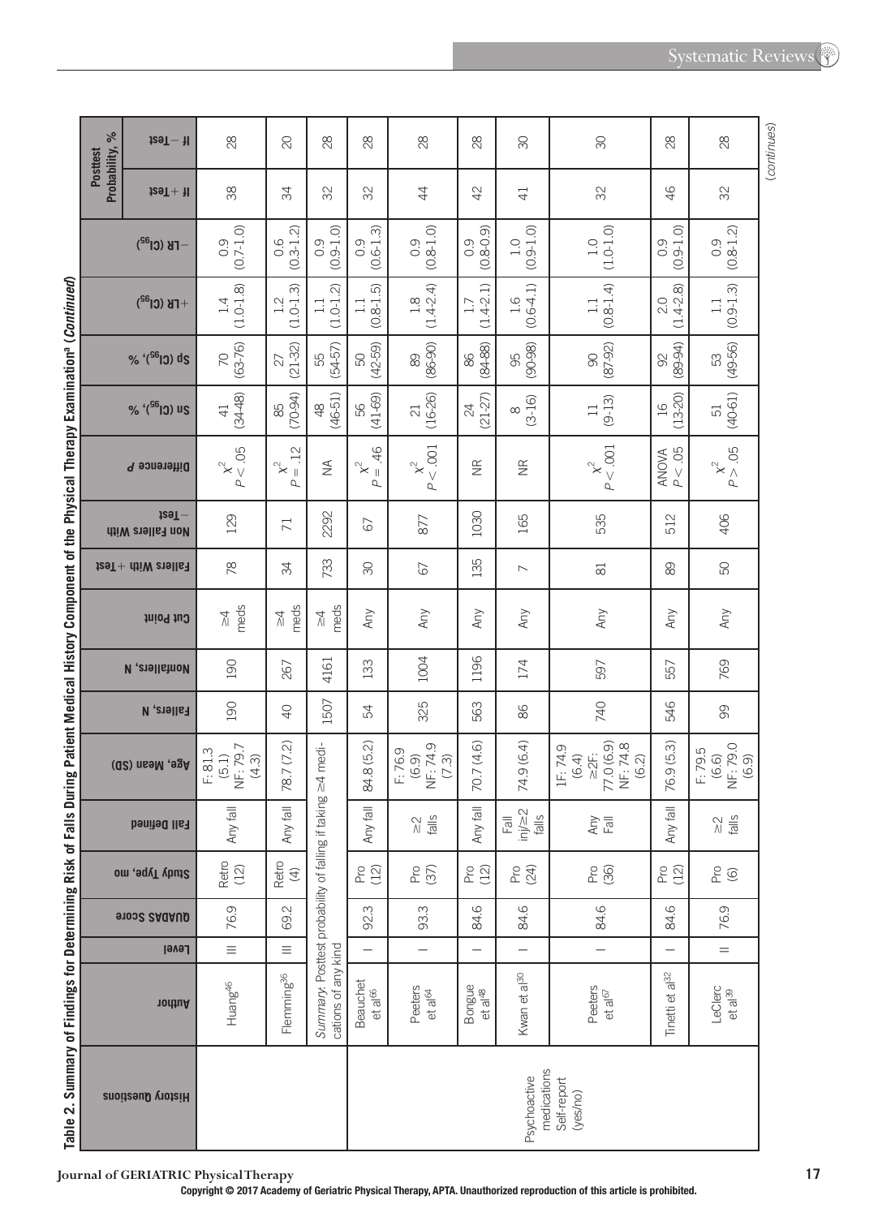**Table 2. Summary of Findings for Determining Risk of Falls During Patient Medical History Component of the Physical Therapy Examination[a] (*Continued*)**

| History Questions | Author | Level | QUADAS Score | Study Type, mo | Fall Defined | Age, Mean (SD) | Fallers, N | Nonfallers, N | Cut Point | Fallers With + Test | Non Fallers With − Test | Difference P | Sn (CI95), % | Sp (CI95), % | +LR (CI95) | −LR (CI95) | Posttest Probability, % | |
|---|---|---|---|---|---|---|---|---|---|---|---|---|---|---|---|---|---|---|
| | | | | | | | | | | | | | | | | | If + Test | If − Test |
| | Huang[46] | III | 76.9 | Retro (12) | Any fall | F: 81.3 (5.1) NF: 79.7 (4.3) | 190 | 190 | ≥4 meds | 78 | 129 | $\chi^2$ $P < .05$ | 41 (34-48) | 70 (63-76) | 1.4 (1.0-1.8) | 0.9 (0.7-1.0) | 38 | 28 |
| | Flemming[36] | III | 69.2 | Retro (4) | Any fall | 78.7 (7.2) | 40 | 267 | ≥4 meds | 34 | 71 | $\chi^2$ $P = .12$ | 85 (70-94) | 27 (21-32) | 1.2 (1.0-1.3) | 0.6 (0.3-1.2) | 34 | 20 |
| | *Summary*: Posttest probability of falling if taking ≥4 medications of any kind | | | | | | 1507 | 4161 | ≥4 meds | 733 | 2292 | NA | 48 (46-51) | 55 (54-57) | 1.1 (1.0-1.2) | 0.9 (0.9-1.0) | 32 | 28 |
| Psychoactive medications Self-report (yes/no) | Beauchet et al[66] | I | 92.3 | Pro (12) | Any fall | 84.8 (5.2) | 54 | 133 | Any | 30 | 67 | $\chi^2$ $P = .46$ | 56 (41-69) | 50 (42-59) | 1.1 (0.8-1.5) | 0.9 (0.6-1.3) | 32 | 28 |
| | Peeters et al[64] | I | 93.3 | Pro (37) | ≥2 falls | F: 76.9 (6.9) NF: 74.9 (7.3) | 325 | 1004 | Any | 67 | 877 | $\chi^2$ $P < .001$ | 21 (16-26) | 89 (86-90) | 1.8 (1.4-2.4) | 0.9 (0.8-1.0) | 44 | 28 |
| | Bongue et al[48] | I | 84.6 | Pro (12) | Any fall | 70.7 (4.6) | 563 | 1196 | Any | 135 | 1030 | NR | 24 (21-27) | 86 (84-88) | 1.7 (1.4-2.1) | 0.9 (0.8-0.9) | 42 | 28 |
| | Kwan et al[30] | I | 84.6 | Pro (24) | Fall inj/≥2 falls | 74.9 (6.4) | 86 | 174 | Any | 7 | 165 | NR | 8 (3-16) | 95 (90-98) | 1.6 (0.6-4.1) | 1.0 (0.9-1.0) | 41 | 30 |
| | Peeters et al[67] | I | 84.6 | Pro (36) | Any Fall | 1F: 74.9 (6.4) ≥2F: 77.0 (6.9) NF: 74.8 (6.2) | 740 | 597 | Any | 81 | 535 | $\chi^2$ $P < .001$ | 11 (9-13) | 90 (87-92) | 1.1 (0.8-1.4) | 1.0 (1.0-1.0) | 32 | 30 |
| | Tinetti et al[32] | I | 84.6 | Pro (12) | Any fall | 76.9 (5.3) | 546 | 557 | Any | 89 | 512 | ANOVA $P < .05$ | 16 (13-20) | 92 (89-94) | 2.0 (1.4-2.8) | 0.9 (0.9-1.0) | 46 | 28 |
| | LeClerc et al[39] | II | 76.9 | Pro (6) | ≥2 falls | F: 79.5 (6.6) NF: 79.0 (6.9) | 99 | 769 | Any | 50 | 406 | $\chi^2$ $P > .05$ | 51 (40-61) | 53 (49-56) | 1.1 (0.9-1.3) | 0.9 (0.8-1.2) | 32 | 28 |

(*continues*)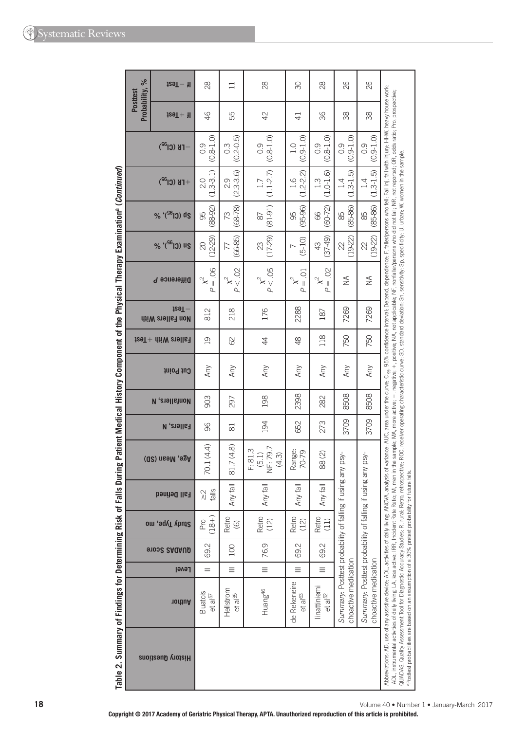**Table 2. Summary of Findings for Determining Risk of Falls During Patient Medical History Component of the Physical Therapy Examination[a] (*Continued*)**

| History Questions | Author | Level | QUADAS Score | Study Type, mo | Fall Defined | Age, Mean (SD) | Fallers, N | Nonfallers, N | Cut Point | Fallers With +Test | Non Fallers With −Test | Difference P | Sn ($CI_{95}$), % | Sp ($CI_{95}$), % | +LR ($CI_{95}$) | −LR ($CI_{95}$) | Posttest Probability, % If +Test | Posttest Probability, % If −Test |
|---|---|---|---|---|---|---|---|---|---|---|---|---|---|---|---|---|---|---|
| | Buatois et al[57] | II | 69.2 | Pro (18+) | ≥2 falls | 70.1 (4.4) | 96 | 903 | Any | 19 | 812 | $\chi^2$ $P = .06$ | 20 (12-29) | 95 (88-92) | 2.0 (1.3-3.1) | 0.9 (0.8-1.0) | 46 | 28 |
| | Hellstrom et al[35] | III | 100 | Retro (6) | Any fall | 81.7 (4.8) | 81 | 297 | Any | 62 | 218 | $\chi^2$ $P < .02$ | 77 (66-85) | 73 (68-78) | 2.9 (2.3-3.6) | 0.3 (0.2-0.5) | 55 | 11 |
| | Huang[46] | III | 76.9 | Retro (12) | Any fall | F: 81.3 (5.1) NF: 79.7 (4.3) | 194 | 198 | Any | 44 | 176 | $\chi^2$ $P < .05$ | 23 (17-29) | 87 (81-91) | 1.7 (1.1-2.7) | 0.9 (0.8-1.0) | 42 | 28 |
| | de Rekeneire et al[63] | III | 69.2 | Retro (12) | Any fall | Range: 70-79 | 652 | 2398 | Any | 48 | 2288 | $\chi^2$ $P = .01$ | 7 (5-10) | 95 (95-96) | 1.6 (1.2-2.2) | 1.0 (0.9-1.0) | 41 | 30 |
| | Iinattiniemi et al[52] | III | 69.2 | Retro (11) | Any fall | 88 (2) | 273 | 282 | Any | 118 | 187 | $\chi^2$ $P = .02$ | 43 (37-49) | 66 (60-72) | 1.3 (1.0-1.6) | 0.9 (0.8-1.0) | 36 | 28 |
| | *Summary*: Posttest probability of falling if using any psychoactive medication | | | | | | 3709 | 8508 | Any | 750 | 7269 | NA | 22 (19-22) | 85 (85-86) | 1.4 (1.3-1.5) | 0.9 (0.9-1.0) | 38 | 26 |
| | *Summary*: Posttest probability of falling if using any psychoactive medication | | | | | | 3709 | 8508 | Any | 750 | 7269 | NA | 22 (19-22) | 85 (85-86) | 1.4 (1.3-1.5) | 0.9 (0.9-1.0) | 38 | 26 |

Abbreviations: AD, use of any assistive device; ADL, activities of daily living; ANOVA, analysis of variance; AUC, area under the curve; $CI_{95}$, 95% confidence interval; Depend, dependence; F, faller/persons who fell; Fall inj, fall with injury; HHW, heavy house work; IADL, instrumental activities of daily living; LA, less active; IRR, Incident Rate Ratio; M, men in the sample; MA, more active; −, negative; +, positive; NA, not applicable; NF, nonfaller/persons who did not fall; NR, not reported; OR, odds ratio; Pro, prospective; QUADAS, Quality Assessment Tool for Diagnostic Accuracy Studies; R, rural; Retro, retrospective; ROC, receiver operating characteristic curve; SD, standard deviation; Sn, sensitivity; Sp, specificity; U, urban; W, women in the sample.

[a]Posttest probabilities are based on an assumption of a 30% pretest probability for future falls.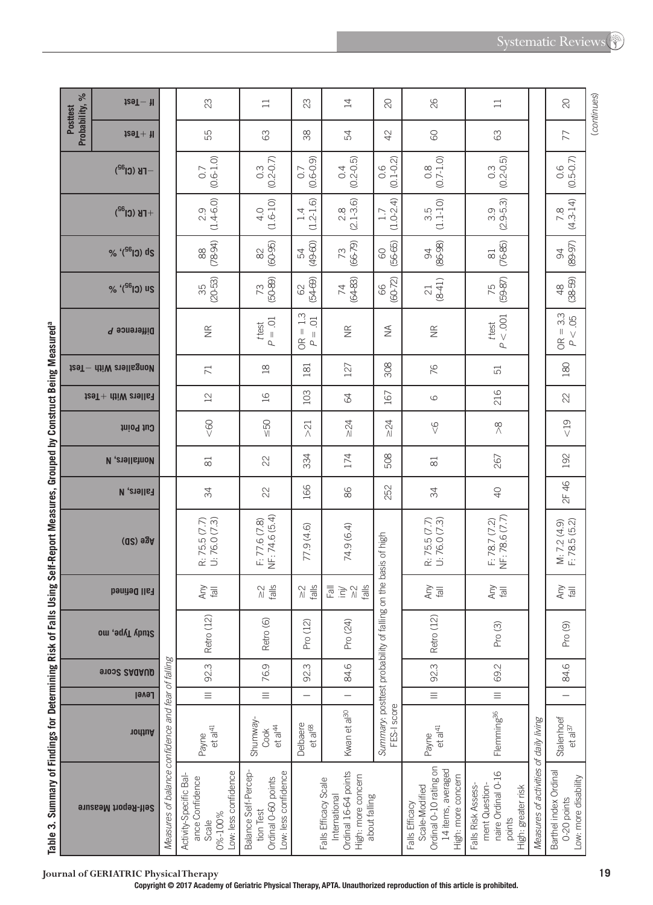**Table 3. Summary of Findings for Determining Risk of Falls Using Self-Report Measures, Grouped by Construct Being Measured[a]**

| Self-Report Measure | Author | Level | QUADAS Score | Study Type, mo | Fall Defined | Age (SD) | Fallers, N | Nonfallers, N | Cut Point | Fallers With +Test | Nonfallers With −Test | Difference *P* | Sn (CI$_{95}$), % | Sp (CI$_{95}$), % | +LR (CI$_{95}$) | −LR (CI$_{95}$) | Posttest Probability, % If +Test | Posttest Probability, % If −Test |
|---|---|---|---|---|---|---|---|---|---|---|---|---|---|---|---|---|---|---|
| *Measures of balance confidence and fear of falling* | | | | | | | | | | | | | | | | | | |
| Activity-Specific Balance Confidence Scale 0%-100% Low: less confidence | Payne et al[41] | III | 92.3 | Retro (12) | Any fall | R: 75.5 (7.7) U: 76.0 (7.3) | 34 | 81 | <60 | 12 | 71 | NR | 35 (20-53) | 88 (78-94) | 2.9 (1.4-6.0) | 0.7 (0.6-1.0) | 55 | 23 |
| Balance Self-Perception Test Ordinal 0-60 points Low: less confidence | Shumway-Cook et al[44] | III | 76.9 | Retro (6) | ≥2 falls | F: 77.6 (7.8) NF: 74.6 (5.4) | 22 | 22 | ≤50 | 16 | 18 | *t* test $P = .01$ | 73 (50-89) | 82 (60-95) | 4.0 (1.6-10) | 0.3 (0.2-0.7) | 63 | 11 |
| Falls Efficacy Scale International Ordinal 16-64 points High: more concern about falling | Delbaere et al[68] | I | 92.3 | Pro (12) | ≥2 falls | 77.9 (4.6) | 166 | 334 | >21 | 103 | 181 | OR = 1.3 $P = .01$ | 62 (54-69) | 54 (49-60) | 1.4 (1.2-1.6) | 0.7 (0.6-0.9) | 38 | 23 |
| | Kwan et al[30] | I | 84.6 | Pro (24) | Fall inj/≥2 falls | 74.9 (6.4) | 86 | 174 | ≥24 | 64 | 127 | NR | 74 (64-83) | 73 (66-79) | 2.8 (2.1-3.6) | 0.4 (0.2-0.5) | 54 | 14 |
| | *Summary*: posttest probability of falling on the basis of high FES-I score | | | | | | 252 | 508 | ≥24 | 167 | 308 | NA | 66 (60-72) | 60 (56-65) | 1.7 (1.0-2.4) | 0.6 (0.1-0.2) | 42 | 20 |
| Falls Efficacy Scale-Modified Ordinal 0-10 rating on 14 items, averaged High: more concern | Payne et al[41] | III | 92.3 | Retro (12) | Any fall | R: 75.5 (7.7) U: 76.0 (7.3) | 34 | 81 | <6 | 6 | 76 | NR | 21 (8-41) | 94 (86-98) | 3.5 (1.1-10) | 0.8 (0.7-1.0) | 60 | 26 |
| Falls Risk Assessment Questionnaire Ordinal 0-16 points High: greater risk | Flemming[36] | III | 69.2 | Pro (3) | Any fall | F: 78.7 (7.2) NF: 78.6 (7.7) | 40 | 267 | >8 | 216 | 51 | *t* test $P < .001$ | 75 (59-87) | 81 (76-85) | 3.9 (2.9-5.3) | 0.3 (0.2-0.5) | 63 | 11 |
| *Measures of activities of daily living* | | | | | | | | | | | | | | | | | | |
| Barthel Index Ordinal 0-20 points Low: more disability | Stalenhoef et al[37] | I | 84.6 | Pro (9) | Any fall | M: 7.2 (4.9) F: 78.5 (5.2) | 2F 46 | 192 | <19 | 22 | 180 | OR = 3.3 $P < .05$ | 48 (38-59) | 94 (89-97) | 7.8 (4.3-14) | 0.6 (0.5-0.7) | 77 | 20 |

(*continues*)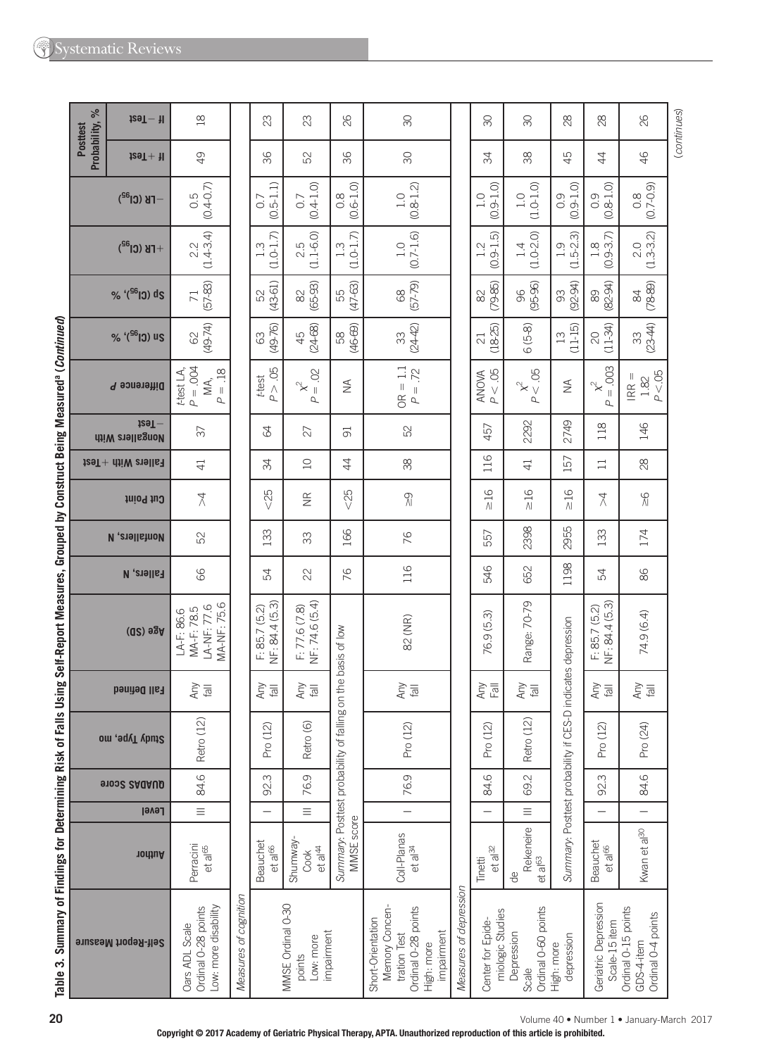Table 3. Summary of Findings for Determining Risk of Falls Using Self-Report Measures, Grouped by Construct Being Measured[a] (*Continued*)

| Self-Report Measure | Author | Level | QUADAS Score | Study Type, mo | Fall Defined | Age (SD) | Fallers, N | Nonfallers, N | Cut Point | Fallers With +Test | Nonfallers With −Test | Difference P | Sn (CI95), % | Sp (CI95), % | +LR (CI95) | −LR (CI95) | Posttest Probability, % If + Test | If − Test |
|---|---|---|---|---|---|---|---|---|---|---|---|---|---|---|---|---|---|---|
| Oars ADL Scale Ordinal 0-28 points Low: more disability | Perracini et al[65] | III | 84.6 | Retro (12) | Any fall | LA-F: 86.6 MA-F: 78.5 LA-NF: 77.6 MA-NF: 75.6 | 66 | 52 | >4 | 41 | 37 | t-test LA, $P = .004$ MA, $P = .18$ | 62 (49-74) | 71 (57-83) | 2.2 (1.4-3.4) | 0.5 (0.4-0.7) | 49 | 18 |
| *Measures of cognition* | | | | | | | | | | | | | | | | | | |
| MMSE Ordinal 0-30 points Low: more impairment | Beauchet et al[66] | I | 92.3 | Pro (12) | Any fall | F: 85.7 (5.2) NF: 84.4 (5.3) | 54 | 133 | <25 | 34 | 64 | t-test $P > .05$ | 63 (49-76) | 52 (43-61) | 1.3 (1.0-1.7) | 0.7 (0.5-1.1) | 36 | 23 |
| | Shumway-Cook et al[44] | III | 76.9 | Retro (6) | Any fall | F: 77.6 (7.8) NF: 74.6 (5.4) | 22 | 33 | NR | 10 | 27 | $\chi^2$ $P = .02$ | 45 (24-68) | 82 (65-93) | 2.5 (1.1-6.0) | 0.7 (0.4-1.0) | 52 | 23 |
| | *Summary*: Posttest probability of falling on the basis of low MMSE score | | | | | | 76 | 166 | <25 | 44 | 91 | NA | 58 (46-69) | 55 (47-63) | 1.3 (1.0-1.7) | 0.8 (0.6-1.0) | 36 | 26 |
| Short-Orientation Memory Concentration Test Ordinal 0-28 points High: more impairment | Coll-Planas et al[34] | I | 76.9 | Pro (12) | Any fall | 82 (NR) | 116 | 76 | ≥9 | 38 | 52 | OR = 1.1 $P = .72$ | 33 (24-42) | 68 (57-79) | 1.0 (0.7-1.6) | 1.0 (0.8-1.2) | 30 | 30 |
| *Measures of depression* | | | | | | | | | | | | | | | | | | |
| Center for Epidemiologic Studies Depression Scale Ordinal 0-60 points High: more depression | Tinetti et al[32] | I | 84.6 | Pro (12) | Any Fall | 76.9 (5.3) | 546 | 557 | ≥16 | 116 | 457 | ANOVA $P < .05$ | 21 (18-25) | 82 (79-85) | 1.2 (0.9-1.5) | 1.0 (0.9-1.0) | 34 | 30 |
| | de Rekeneire et al[63] | III | 69.2 | Retro (12) | Any fall | Range: 70-79 | 652 | 2398 | ≥16 | 41 | 2292 | $\chi^2$ $P < .05$ | 6 (5-8) | 96 (95-96) | 1.4 (1.0-2.0) | 1.0 (1.0-1.0) | 38 | 30 |
| | *Summary*: Posttest probability if CES-D indicates depression | | | | | | 1198 | 2955 | ≥16 | 157 | 2749 | NA | 13 (11-15) | 93 (92-94) | 1.9 (1.5-2.3) | 0.9 (0.9-1.0) | 45 | 28 |
| Geriatric Depression Scale-15 item Ordinal 0-15 points | Beauchet et al[66] | I | 92.3 | Pro (12) | Any fall | F: 85.7 (5.2) NF: 84.4 (5.3) | 54 | 133 | >4 | 11 | 118 | $\chi^2$ $P = .003$ | 20 (11-34) | 89 (82-94) | 1.8 (0.9-3.7) | 0.9 (0.8-1.0) | 44 | 28 |
| GDS-4-item Ordinal 0-4 points | Kwan et al[30] | I | 84.6 | Pro (24) | Any fall | 74.9 (6.4) | 86 | 174 | ≥6 | 28 | 146 | IRR = 1.82 $P < .05$ | 33 (23-44) | 84 (78-89) | 2.0 (1.3-3.2) | 0.8 (0.7-0.9) | 46 | 26 |

(*continues*)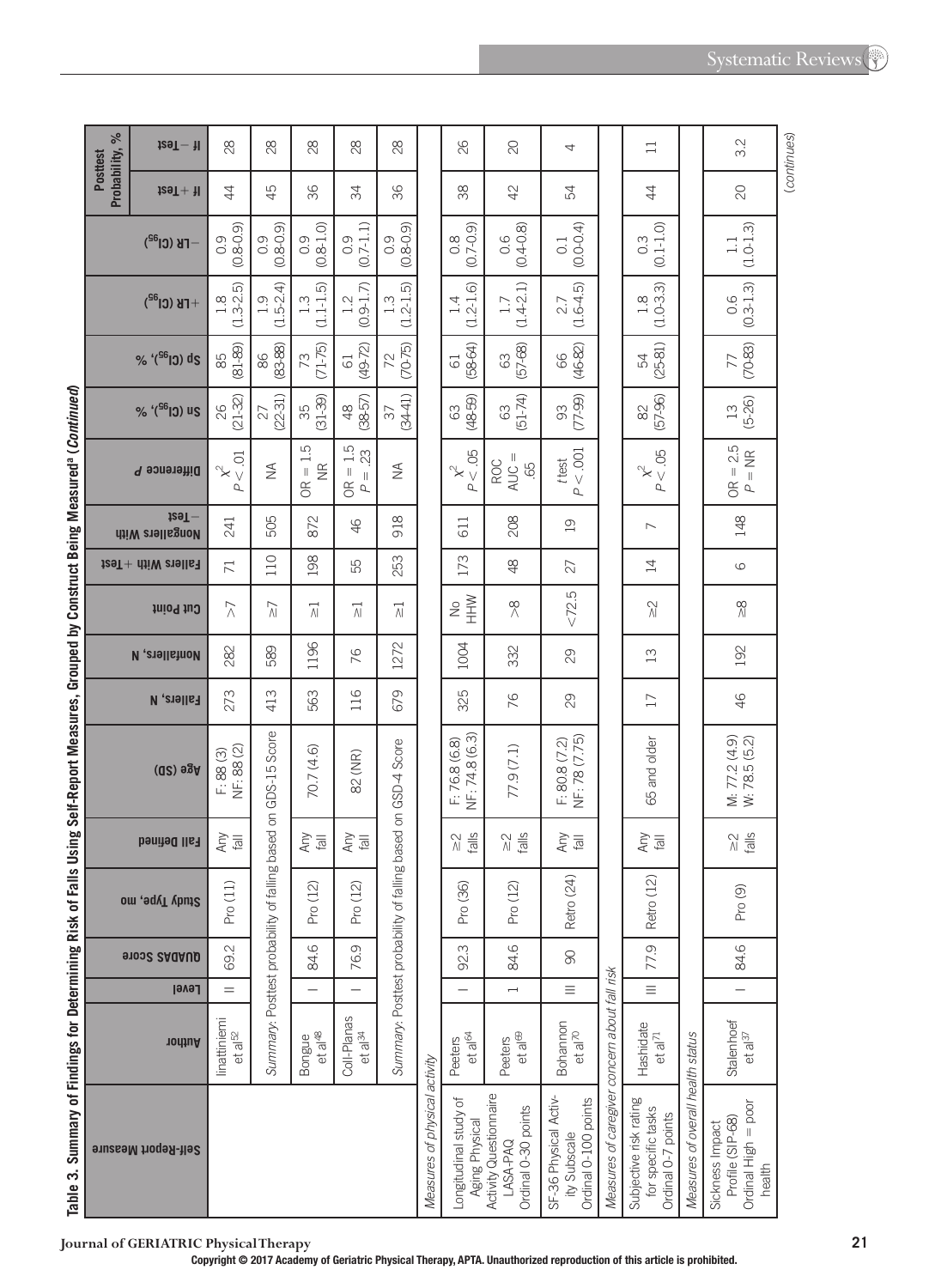Table 3. Summary of Findings for Determining Risk of Falls Using Self-Report Measures, Grouped by Construct Being Measured[a] (*Continued*)

| Self-Report Measure | Author | Level | QUADAS Score | Study Type, mo | Fall Defined | Age (SD) | Fallers, N | Nonfallers, N | Cut Point | Fallers With +Test | Nonfallers With −Test | Difference P | Sn (CI$_{95}$), % | Sp (CI$_{95}$), % | +LR (CI$_{95}$) | −LR (CI$_{95}$) | Posttest Probability, % If + Test | If − Test |
|---|---|---|---|---|---|---|---|---|---|---|---|---|---|---|---|---|---|---|
| | Iinattiniemi et al[52] | II | 69.2 | Pro (11) | Any fall | F: 88 (3) NF: 88 (2) | 273 | 282 | >7 | 71 | 241 | $\chi^2$ $P < .01$ | 26 (21-32) | 85 (81-89) | 1.8 (1.3-2.5) | 0.9 (0.8-0.9) | 44 | 28 |
| | *Summary*: Posttest probability of falling based on GDS-15 Score | | | | | | 413 | 589 | ≥7 | 110 | 505 | NA | 27 (22-31) | 86 (83-88) | 1.9 (1.5-2.4) | 0.9 (0.8-0.9) | 45 | 28 |
| | Bongue et al[48] | I | 84.6 | Pro (12) | Any fall | 70.7 (4.6) | 563 | 1196 | ≥1 | 198 | 872 | OR = 1.5 NR | 35 (31-39) | 73 (71-75) | 1.3 (1.1-1.5) | 0.9 (0.8-1.0) | 36 | 28 |
| | Coll-Planas et al[34] | I | 76.9 | Pro (12) | Any fall | 82 (NR) | 116 | 76 | ≥1 | 55 | 46 | OR = 1.5 $P = .23$ | 48 (38-57) | 61 (49-72) | 1.2 (0.9-1.7) | 0.9 (0.7-1.1) | 34 | 28 |
| | *Summary*: Posttest probability of falling based on GSD-4 Score | | | | | | 679 | 1272 | ≥1 | 253 | 918 | NA | 37 (34-41) | 72 (70-75) | 1.3 (1.2-1.5) | 0.9 (0.8-0.9) | 36 | 28 |
| *Measures of physical activity* | | | | | | | | | | | | | | | | | | |
| Longitudinal study of Aging Physical | Peeters et al[64] | I | 92.3 | Pro (36) | ≥2 falls | F: 76.8 (6.8) NF: 74.8 (6.3) | 325 | 1004 | No HHW | 173 | 611 | $\chi^2$ $P < .05$ | 63 (48-59) | 61 (58-64) | 1.4 (1.2-1.6) | 0.8 (0.7-0.9) | 38 | 26 |
| Activity Questionnaire LASA-PAQ Ordinal 0-30 points | Peeters et al[69] | I | 84.6 | Pro (12) | ≥2 falls | 77.9 (7.1) | 76 | 332 | >8 | 48 | 208 | ROC AUC = .65 | 63 (51-74) | 63 (57-68) | 1.7 (1.4-2.1) | 0.6 (0.4-0.8) | 42 | 20 |
| SF-36 Physical Activity Subscale Ordinal 0-100 points | Bohannon et al[70] | III | 90 | Retro (24) | Any fall | F: 80.8 (7.2) NF: 78 (7.75) | 29 | 29 | <72.5 | 27 | 19 | *t* test $P < .001$ | 93 (77-99) | 66 (46-82) | 2.7 (1.6-4.5) | 0.1 (0.0-0.4) | 54 | 4 |
| *Measures of caregiver concern about fall risk* | | | | | | | | | | | | | | | | | | |
| Subjective risk rating for specific tasks Ordinal 0-7 points | Hashidate et al[71] | III | 77.9 | Retro (12) | Any fall | 65 and older | 17 | 13 | ≥2 | 14 | 7 | $\chi^2$ $P < .05$ | 82 (57-96) | 54 (25-81) | 1.8 (1.0-3.3) | 0.3 (0.1-1.0) | 44 | 11 |
| *Measures of overall health status* | | | | | | | | | | | | | | | | | | |
| Sickness Impact Profile (SIP-68) Ordinal High = poor health | Stalenhoef et al[37] | I | 84.6 | Pro (9) | ≥2 falls | M: 77.2 (4.9) W: 78.5 (5.2) | 46 | 192 | ≥8 | 6 | 148 | OR = 2.5 $P$ = NR | 13 (5-26) | 77 (70-83) | 0.6 (0.3-1.3) | 1.1 (1.0-1.3) | 20 | 3.2 |

(*continues*)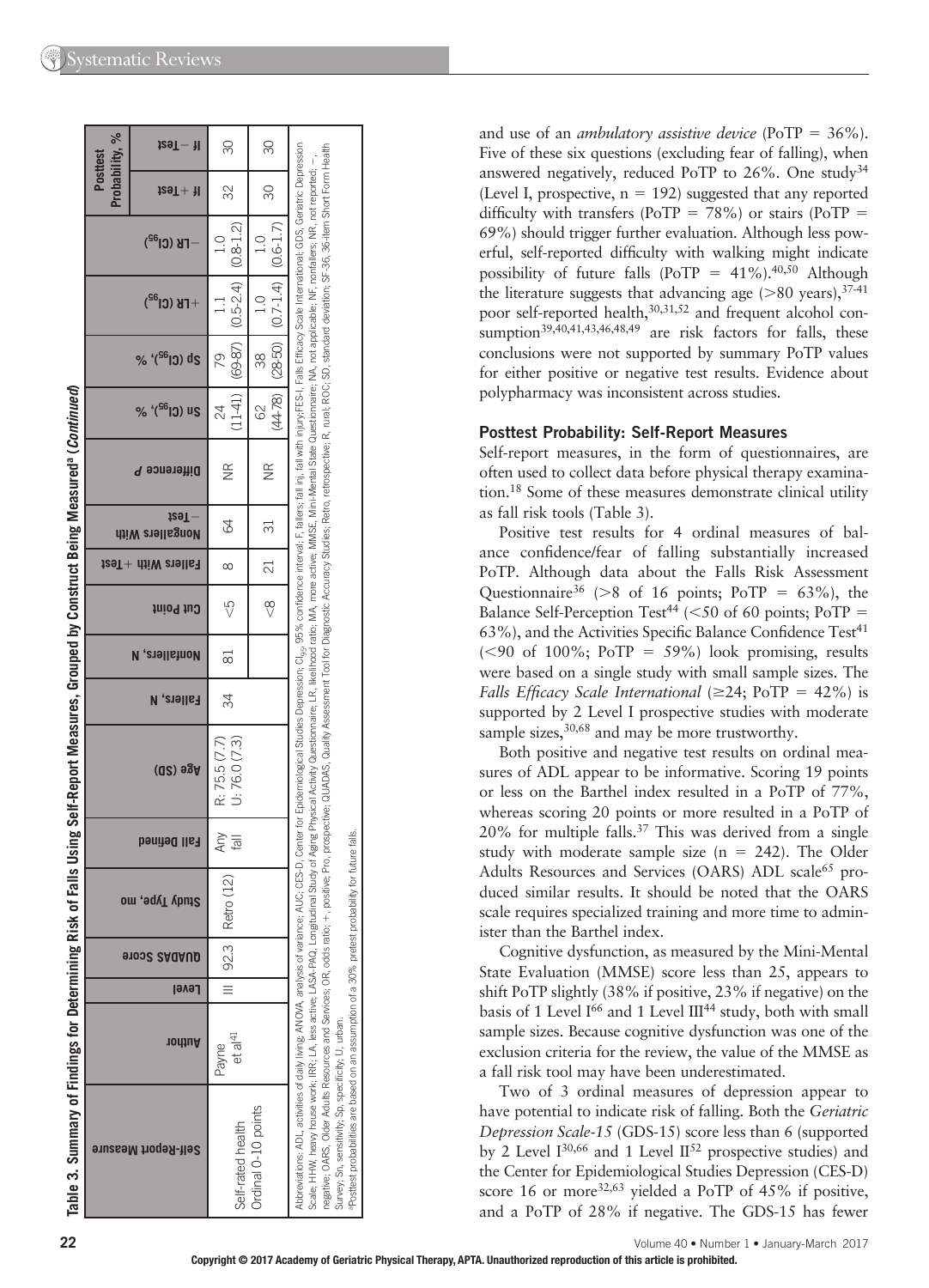Table 3. Summary of Findings for Determining Risk of Falls Using Self-Report Measures, Grouped by Construct Being Measured[a] (*Continued*)

| Self-Report Measure | Author | Level | QUADAS Score | Study Type, mo | Fall Defined | Age (SD) | Fallers, N | Nonfallers, N | Cut Point | Fallers With + Test | Nonfallers With − Test | Difference *P* | Sn ($CI_{95}$), % | Sp ($CI_{95}$), % | +LR ($CI_{95}$) | −LR ($CI_{95}$) | Posttest Probability, % | |
|---|---|---|---|---|---|---|---|---|---|---|---|---|---|---|---|---|---|---|
| | | | | | | | | | | | | | | | | | If + Test | If − Test |
| Self-rated health Ordinal 0-10 points | Payne et al[41] | III | 92.3 | Retro (12) | Any fall | R: 75.5 (7.7) U: 76.0 (7.3) | 34 | 81 | <5 | 8 | 64 | NR | 24 (11-41) | 79 (69-87) | 1.1 (0.5-2.4) | 1.0 (0.8-1.2) | 32 | 30 |
| | | | | | | | | | <8 | 21 | 31 | NR | 62 (44-78) | 38 (28-50) | 1.0 (0.7-1.4) | 1.0 (0.6-1.7) | 30 | 30 |

Abbreviations: ADL, activities of daily living; ANOVA, analysis of variance; AUC; CES-D, Center for Epidemiological Studies Depression; $CI_{95}$, 95% confidence interval; F, fallers; fall inj, fall with injury;FES-I, Falls Efficacy Scale International; GDS, Geriatric Depression Scale; HHW, heavy house work; IRR; LA, less active; LASA-PAQ, Longitudinal Study of Aging Physical Activity Questionnaire; LR, likelihood ratio; MA, more active; MMSE, Mini-Mental State Questionnaire; NA, not applicable; NF, nonfallers; NR, not reported; −, negative; OARS, Older Adults Resources and Services; OR, odds ratio; +, positive; Pro, prospective; QUADAS, Quality Assessment Tool for Diagnostic Accuracy Studies; Retro, retrospective; R, rural; ROC; SD, standard deviation; SF-36, 36-item Short Form Health Survey; Sn, sensitivity; Sp, specificity; U, urban.

[a]Posttest probabilities are based on an assumption of a 30% pretest probability for future falls.

and use of an *ambulatory assistive device* (PoTP = 36%). Five of these six questions (excluding fear of falling), when answered negatively, reduced PoTP to 26%. One study[34] (Level I, prospective, n = 192) suggested that any reported difficulty with transfers (PoTP = 78%) or stairs (PoTP = 69%) should trigger further evaluation. Although less powerful, self-reported difficulty with walking might indicate possibility of future falls (PoTP = 41%).[40,50] Although the literature suggests that advancing age (>80 years),[37-41] poor self-reported health,[30,31,52] and frequent alcohol consumption[39,40,41,43,46,48,49] are risk factors for falls, these conclusions were not supported by summary PoTP values for either positive or negative test results. Evidence about polypharmacy was inconsistent across studies.

### Posttest Probability: Self-Report Measures

Self-report measures, in the form of questionnaires, are often used to collect data before physical therapy examination.[18] Some of these measures demonstrate clinical utility as fall risk tools (Table 3).

Positive test results for 4 ordinal measures of balance confidence/fear of falling substantially increased PoTP. Although data about the Falls Risk Assessment Questionnaire[36] (>8 of 16 points; PoTP = 63%), the Balance Self-Perception Test[44] (<50 of 60 points; PoTP = 63%), and the Activities Specific Balance Confidence Test[41] (<90 of 100%; PoTP = 59%) look promising, results were based on a single study with small sample sizes. The *Falls Efficacy Scale International* (≥24; PoTP = 42%) is supported by 2 Level I prospective studies with moderate sample sizes,[30,68] and may be more trustworthy.

Both positive and negative test results on ordinal measures of ADL appear to be informative. Scoring 19 points or less on the Barthel index resulted in a PoTP of 77%, whereas scoring 20 points or more resulted in a PoTP of 20% for multiple falls.[37] This was derived from a single study with moderate sample size (n = 242). The Older Adults Resources and Services (OARS) ADL scale[65] produced similar results. It should be noted that the OARS scale requires specialized training and more time to administer than the Barthel index.

Cognitive dysfunction, as measured by the Mini-Mental State Evaluation (MMSE) score less than 25, appears to shift PoTP slightly (38% if positive, 23% if negative) on the basis of 1 Level I[66] and 1 Level III[44] study, both with small sample sizes. Because cognitive dysfunction was one of the exclusion criteria for the review, the value of the MMSE as a fall risk tool may have been underestimated.

Two of 3 ordinal measures of depression appear to have potential to indicate risk of falling. Both the *Geriatric Depression Scale-15* (GDS-15) score less than 6 (supported by 2 Level I[30,66] and 1 Level II[52] prospective studies) and the Center for Epidemiological Studies Depression (CES-D) score 16 or more[32,63] yielded a PoTP of 45% if positive, and a PoTP of 28% if negative. The GDS-15 has fewer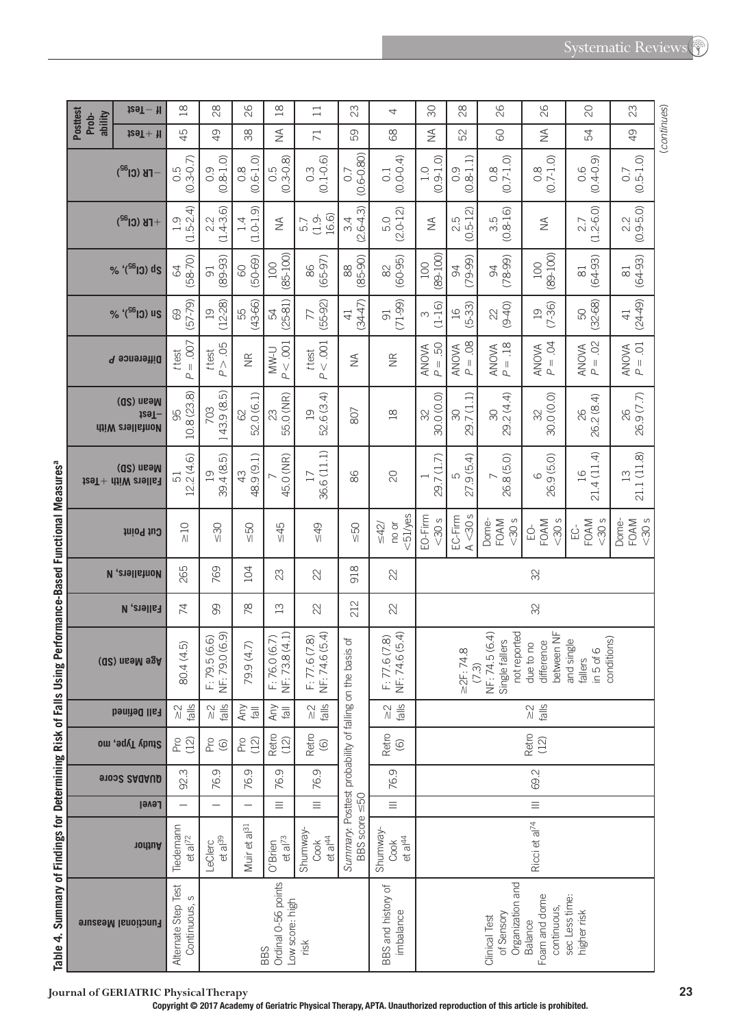Table 4. Summary of Findings for Determining Risk of Falls Using Performance-Based Functional Measures[a]

| Functional Measure | Author | Level | QUADAS Score | Study Type, mo | Fall Defined | Age Mean (SD) | Fallers, N | Nonfallers, N | Cut Point | Fallers With + Test Mean (SD) | Nonfallers With − Test Mean (SD) | Difference P | Sn (CI95), % | Sp (CI95), % | +LR (CI95) | −LR (CI95) | Posttest Probability If + Test | Posttest Probability If − Test |
|---|---|---|---|---|---|---|---|---|---|---|---|---|---|---|---|---|---|---|
| Alternate Step Test Continuous, s | Tiedemann et al[72] | I | 92.3 | Pro (12) | ≥2 falls | 80.4 (4.5) | 74 | 265 | ≥10 | 51 12.2 (4.6) | 95 10.8 (23.8) | t test P = .007 | 69 (57-79) | 64 (58-70) | 1.9 (1.5-2.4) | 0.5 (0.3-0.7) | 45 | 18 |
| BBS Ordinal 0-56 points Low score: high risk | LeClerc et al[39] | I | 76.9 | Pro (6) | ≥2 falls | F: 79.5 (6.6) NF: 79.0 (6.9) | 99 | 769 | ≤30 | 19 39.4 (8.5) | 703 143.9 (8.5) | t test P > .05 | 19 (12-28) | 91 (89-93) | 2.2 (1.4-3.6) | 0.9 (0.8-1.0) | 49 | 28 |
| | Muir et al[31] | I | 76.9 | Pro (12) | Any fall | 79.9 (4.7) | 78 | 104 | ≤50 | 43 48.9 (9.1) | 62 52.0 (6.1) | NR | 55 (43-66) | 60 (50-69) | 1.4 (1.0-1.9) | 0.8 (0.6-1.0) | 38 | 26 |
| | O'Brien et al[73] | III | 76.9 | Retro (12) | Any fall | F: 76.0 (6.7) NF: 73.8 (4.1) | 13 | 23 | ≤45 | 7 45.0 (NR) | 23 55.0 (NR) | MW-U P < .001 | 54 (25-81) | 100 (85-100) | NA | 0.5 (0.3-0.8) | NA | 18 |
| | Shumway-Cook et al[44] | III | 76.9 | Retro (6) | ≥2 falls | F: 77.6 (7.8) NF: 74.6 (5.4) | 22 | 22 | ≤49 | 17 36.6 (11.1) | 19 52.6 (3.4) | t test P < .001 | 77 (55-92) | 86 (65-97) | 5.7 (1.9-16.6) | 0.3 (0.1-0.6) | 71 | 11 |
| | *Summary*: Posttest probability of falling on the basis of BBS score ≤50 | | | | | | 212 | 918 | ≤50 | 86 | 807 | NA | 41 (34-47) | 88 (85-90) | 3.4 (2.6-4.3) | 0.7 (0.6-0.80) | 59 | 23 |
| BBS and history of imbalance | Shumway-Cook et al[44] | III | 76.9 | Retro (6) | ≥2 falls | F: 77.6 (7.8) NF: 74.6 (5.4) | 22 | 22 | ≤42/ no or <51/yes | 20 | 18 | NR | 91 (71-99) | 82 (60-95) | 5.0 (2.0-12) | 0.1 (0.0-0.4) | 68 | 4 |
| Clinical Test of Sensory Organization and Balance Foam and dome continuous, sec Less time: higher risk | Ricci et al[74] | III | 69.2 | Retro (12) | ≥2 falls | ≥2F: 74.8 (7.3) NF: 74.5 (6.4) Single fallers not reported due to no difference between NF and single fallers in 5 of 6 conditions) | 32 | 32 | EO-Firm <30 s | 1 29.7 (1.7) | 32 30.0 (0.0) | ANOVA P = .50 | 3 (1-16) | 100 (89-100) | NA | 1.0 (0.9-1.0) | NA | 30 |
| | | | | | | | | | EC-Firm A <30 s | 5 27.9 (5.4) | 30 29.7 (1.1) | ANOVA P = .08 | 16 (5-33) | 94 (79-99) | 2.5 (0.5-12) | 0.9 (0.8-1.1) | 52 | 28 |
| | | | | | | | | | Dome-FOAM <30 s | 7 26.8 (5.0) | 30 29.2 (4.4) | ANOVA P = .18 | 22 (9-40) | 94 (78-99) | 3.5 (0.8-16) | 0.8 (0.7-1.0) | 60 | 26 |
| | | | | | | | | | EO-FOAM <30 s | 6 26.9 (5.0) | 32 30.0 (0.0) | ANOVA P = .04 | 19 (7-36) | 100 (89-100) | NA | 0.8 (0.7-1.0) | NA | 26 |
| | | | | | | | | | EC-FOAM <30 s | 16 21.4 (11.4) | 26 26.2 (8.4) | ANOVA P = .02 | 50 (32-68) | 81 (64-93) | 2.7 (1.2-6.0) | 0.6 (0.4-0.9) | 54 | 20 |
| | | | | | | | | | Dome-FOAM <30 s | 13 21.1 (11.8) | 26 26.9 (7.7) | ANOVA P = .01 | 41 (24-49) | 81 (64-93) | 2.2 (0.9-5.0) | 0.7 (0.5-1.0) | 49 | 23 |

(*continues*)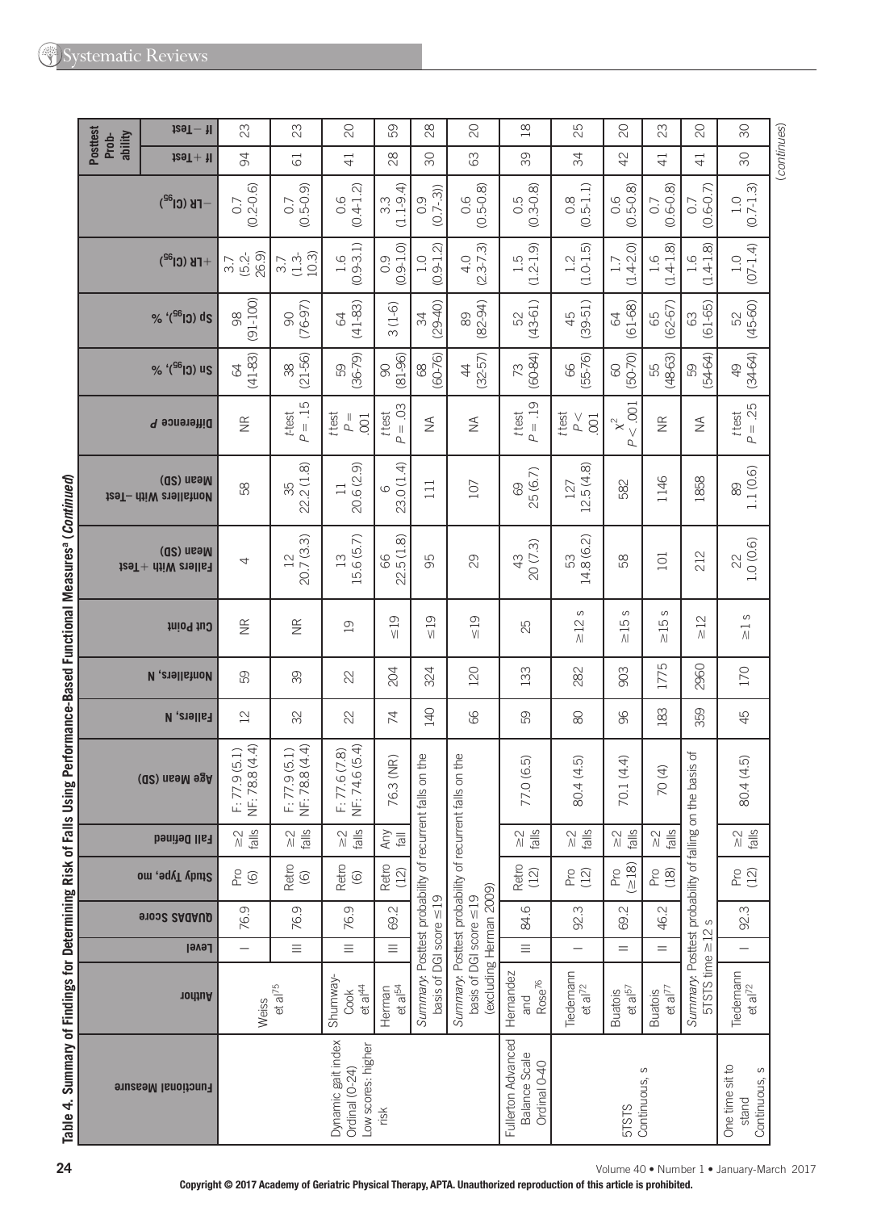**Table 4. Summary of Findings for Determining Risk of Falls Using Performance-Based Functional Measures[a] (Continued)**

| Functional Measure | Author | Level | QUADAS Score | Study Type, mo | Fall Defined | Age Mean (SD) | Fallers, N | Nonfallers, N | Cut Point | Fallers With +Test Mean (SD) | Nonfallers With −Test Mean (SD) | Difference P | Sn (CI95), % | Sp (CI95), % | +LR (CI95) | −LR (CI95) | Posttest Probability If +Test | Posttest Probability If −Test |
|---|---|---|---|---|---|---|---|---|---|---|---|---|---|---|---|---|---|---|
| | Weiss et al[75] | I | 76.9 | Pro (6) | ≥2 falls | F: 77.9 (5.1) NF: 78.8 (4.4) | 12 | 59 | NR | 4 | 58 | NR | 64 (41-83) | 98 (91-100) | 3.7 (5.2-26.9) | 0.7 (0.2-0.6) | 94 | 23 |
| | | III | 76.9 | Retro (6) | ≥2 falls | F: 77.9 (5.1) NF: 78.8 (4.4) | 32 | 39 | NR | 12 20.7 (3.3) | 35 22.2 (1.8) | t-test P = .15 | 38 (21-56) | 90 (76-97) | 3.7 (1.3-10.3) | 0.7 (0.5-0.9) | 61 | 23 |
| Dynamic gait index Ordinal (0-24) Low scores: higher risk | Shumway-Cook et al[44] | III | 76.9 | Retro (6) | ≥2 falls | F: 77.6 (7.8) NF: 74.6 (5.4) | 22 | 22 | 19 | 13 15.6 (5.7) | 11 20.6 (2.9) | t test P = .001 | 59 (36-79) | 64 (41-83) | 1.6 (0.9-3.1) | 0.6 (0.4-1.2) | 41 | 20 |
| | Herman et al[54] | III | 69.2 | Retro (12) | Any fall | 76.3 (NR) | 74 | 204 | ≤19 | 66 22.5 (1.8) | 6 23.0 (1.4) | t test P = .03 | 90 (81-96) | 3 (1-6) | 0.9 (0.9-1.0) | 3.3 (1.1-9.4) | 28 | 59 |
| | *Summary*: Posttest probability of recurrent falls on the basis of DGI score ≤19 | | | | | | 140 | 324 | ≤19 | 95 | 111 | NA | 68 (60-76) | 34 (29-40) | 1.0 (0.9-1.2) | 0.9 (0.7-.3)) | 30 | 28 |
| | *Summary*: Posttest probability of recurrent falls on the basis of DGI score ≤19 (excluding Herman 2009) | | | | | | 66 | 120 | ≤19 | 29 | 107 | NA | 44 (32-57) | 89 (82-94) | 4.0 (2.3-7.3) | 0.6 (0.5-0.8) | 63 | 20 |
| Fullerton Advanced Balance Scale Ordinal 0-40 | Hernandez and Rose[76] | III | 84.6 | Retro (12) | ≥2 falls | 77.0 (6.5) | 59 | 133 | 25 | 43 20 (7.3) | 69 25 (6.7) | t test P = .19 | 73 (60-84) | 52 (43-61) | 1.5 (1.2-1.9) | 0.5 (0.3-0.8) | 39 | 18 |
| | Tiedemann et al[72] | I | 92.3 | Pro (12) | ≥2 falls | 80.4 (4.5) | 80 | 282 | ≥12 s | 53 14.8 (6.2) | 127 12.5 (4.8) | t test P < .001 | 66 (55-76) | 45 (39-51) | 1.2 (1.0-1.5) | 0.8 (0.5-1.1) | 34 | 25 |
| 5TSTS Continuous, s | Buatois et al[57] | II | 69.2 | Pro (≥18) | ≥2 falls | 70.1 (4.4) | 96 | 903 | ≥15 s | 58 | 582 | $\chi^2$ P < .001 | 60 (50-70) | 64 (61-68) | 1.7 (1.4-2.0) | 0.6 (0.5-0.8) | 42 | 20 |
| | Buatois et al[77] | II | 46.2 | Pro (18) | ≥2 falls | 70 (4) | 183 | 1775 | ≥15 s | 101 | 1146 | NR | 55 (48-63) | 65 (62-67) | 1.6 (1.4-1.8) | 0.7 (0.6-0.8) | 41 | 23 |
| | *Summary*: Posttest probability of falling on the basis of 5TSTS time ≥12 s | | | | | | 359 | 2960 | ≥12 | 212 | 1858 | NA | 59 (54-64) | 63 (61-65) | 1.6 (1.4-1.8) | 0.7 (0.6-0.7) | 41 | 20 |
| One time sit to stand Continuous, s | Tiedemann et al[72] | I | 92.3 | Pro (12) | ≥2 falls | 80.4 (4.5) | 45 | 170 | ≥1 s | 22 1.0 (0.6) | 89 1.1 (0.6) | t test P = .25 | 49 (34-64) | 52 (45-60) | 1.0 (07-1.4) | 1.0 (0.7-1.3) | 30 | 30 |

(continues)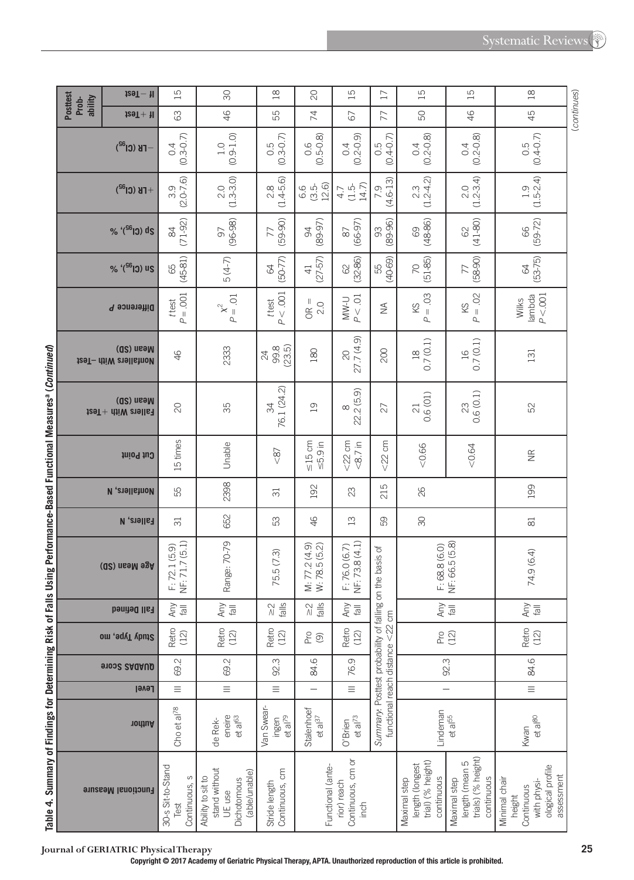**Table 4. Summary of Findings for Determining Risk of Falls Using Performance-Based Functional Measures[a] (*Continued*)**

| Functional Measure | Author | Level | QUADAS Score | Study Type, mo | Fall Defined | Age Mean (SD) | Fallers, N | Nonfallers, N | Cut Point | Fallers With + Test Mean (SD) | Nonfallers With − Test Mean (SD) | Difference P | Sn (CI95), % | Sp (CI95), % | +LR (CI95) | −LR (CI95) | Posttest Probability If + Test | Posttest Probability If − Test |
|---|---|---|---|---|---|---|---|---|---|---|---|---|---|---|---|---|---|---|
| 30-s Sit-to-Stand Test Continuous, s | Cho et al[78] | III | 69.2 | Retro (12) | Any fall | F: 72.1 (5.9) NF: 71.7 (5.1) | 31 | 55 | 15 times | 20 | 46 | t test $P = .001$ | 65 (45-81) | 84 (71-92) | 3.9 (2.0-7.6) | 0.4 (0.3-0.7) | 63 | 15 |
| Ability to sit to stand without UE use Dichotomous (able/unable) | de Rekeneire et al[63] | III | 69.2 | Retro (12) | Any fall | Range: 70-79 | 652 | 2398 | Unable | 35 | 2333 | $\chi^2$ $P = .01$ | 5 (4-7) | 97 (96-98) | 2.0 (1.3-3.0) | 1.0 (0.9-1.0) | 46 | 30 |
| Stride length Continuous, cm | Van Swearingen et al[79] | III | 92.3 | Retro (12) | ≥2 falls | 75.5 (7.3) | 53 | 31 | <87 | 34 76.1 (24.2) | 24 99.8 (23.5) | t test $P < .001$ | 64 (50-77) | 77 (59-90) | 2.8 (1.4-5.6) | 0.5 (0.3-0.7) | 55 | 18 |
| Functional (anterior) reach Continuous, cm or inch | Stalenhoef et al[37] | I | 84.6 | Pro (9) | ≥2 falls | M: 77.2 (4.9) W: 78.5 (5.2) | 46 | 192 | ≤15 cm ≤5.9 in | 19 | 180 | OR = 2.0 | 41 (27-57) | 94 (89-97) | 6.6 (3.5-12.6) | 0.6 (0.5-0.8) | 74 | 20 |
| | O'Brien et al[73] | III | 76.9 | Retro (12) | Any fall | F: 76.0 (6.7) NF: 73.8 (4.1) | 13 | 23 | <22 cm <8.7 in | 8 22.2 (5.9) | 20 27.7 (4.9) | MW-U $P < .01$ | 62 (32-86) | 87 (66-97) | 4.7 (1.5-14.7) | 0.4 (0.2-0.9) | 67 | 15 |
| | *Summary*: Posttest probability of falling on the basis of functional reach distance <22 cm | | | | | | 59 | 215 | <22 cm | 27 | 200 | NA | 55 (40-69) | 93 (89-96) | 7.9 (4.6-13) | 0.5 (0.4-0.7) | 77 | 17 |
| Maximal step length (longest trial) (% height) continuous | Lindeman et al[55] | I | 92.3 | Pro (12) | Any fall | F: 68.8 (6.0) NF: 66.5 (5.8) | 30 | 26 | <0.66 | 21 0.6 (01) | 18 0.7 (0.1) | KS $P = .03$ | 70 (51-85) | 69 (48-86) | 2.3 (1.2-4.2) | 0.4 (0.2-0.8) | 50 | 15 |
| Maximal step length (mean 5 trials) (% height) continuous | | | | | | | | | <0.64 | 23 0.6 (0.1) | 16 0.7 (0.1) | KS $P = .02$ | 77 (58-90) | 62 (41-80) | 2.0 (1.2-3.4) | 0.4 (0.2-0.8) | 46 | 15 |
| Minimal chair height Continuous with physiological profile assessment | Kwan et al[80] | III | 84.6 | Retro (12) | Any fall | 74.9 (6.4) | 81 | 199 | NR | 52 | 131 | Wilks lambda $P < .001$ | 64 (53-75) | 66 (59-72) | 1.9 (1.5-2.4) | 0.5 (0.4-0.7) | 45 | 18 |

(*continues*)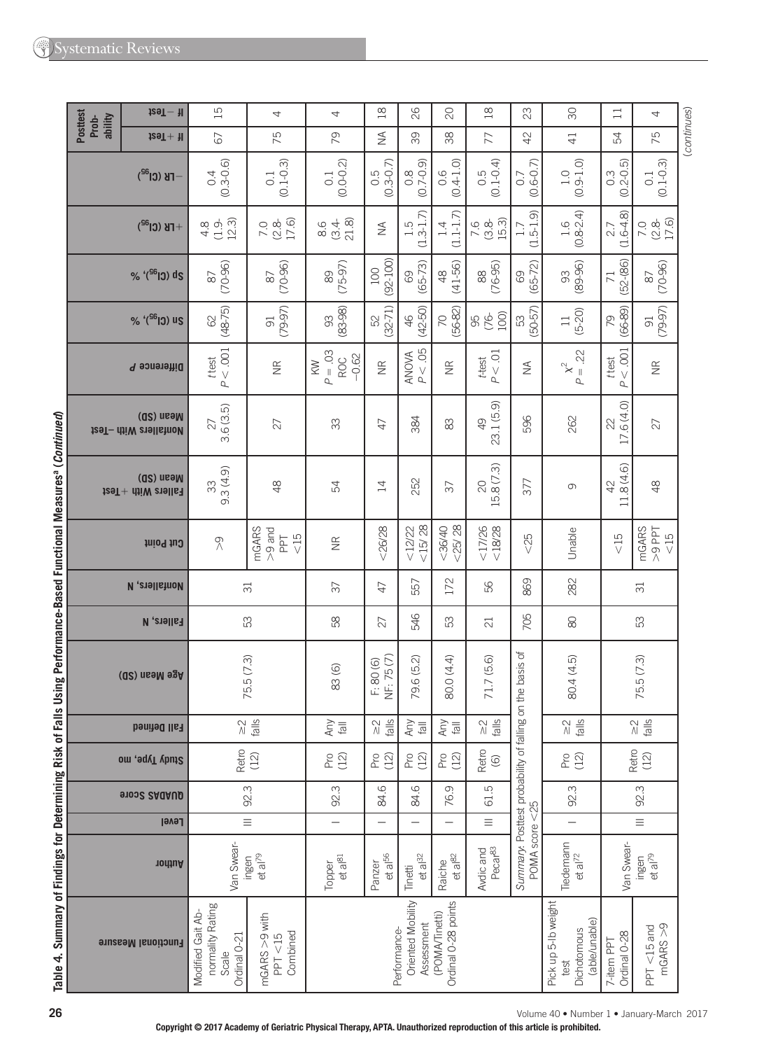**Table 4. Summary of Findings for Determining Risk of Falls Using Performance-Based Functional Measures[a] (Continued)**

| Functional Measure | Author | Level | QUADAS Score | Study Type, mo | Fall Defined | Age Mean (SD) | Fallers, N | Nonfallers, N | Cut Point | Fallers With +Test Mean (SD) | Nonfallers With −Test Mean (SD) | Difference P | Sn (CI95), % | Sp (CI95), % | +LR (CI95) | −LR (CI95) | Posttest Probability If +Test | Posttest Probability If −Test |
|---|---|---|---|---|---|---|---|---|---|---|---|---|---|---|---|---|---|---|
| Modified Gait Abnormality Rating Scale Ordinal 0-21 | Van Swearingen et al[79] | III | 92.3 | Retro (12) | ≥2 falls | 75.5 (7.3) | 53 | 31 | >9 | 33 9.3 (4.9) | 27 3.6 (3.5) | t test $P < .001$ | 62 (48-75) | 87 (70-96) | 4.8 (1.9-12.3) | 0.4 (0.3-0.6) | 67 | 15 |
| mGARS >9 with PPT <15 Combined | | | | | | | | | mGARS >9 and PPT <15 | 48 | 27 | NR | 91 (79-97) | 87 (70-96) | 7.0 (2.8-17.6) | 0.1 (0.1-0.3) | 75 | 4 |
| Performance-Oriented Mobility Assessment (POMA/Tinetti) Ordinal 0-28 points | Topper et al[81] | I | 92.3 | Pro (12) | Any fall | 83 (6) | 58 | 37 | NR | 54 | 33 | KW $P = .03$ ROC −0.62 | 93 (83-98) | 89 (75-97) | 8.6 (3.4-21.8) | 0.1 (0.0-0.2) | 79 | 4 |
| | Panzer et al[56] | I | 84.6 | Pro (12) | ≥2 falls | F: 80 (6) NF: 75 (7) | 27 | 47 | <26/28 | 14 | 47 | NR | 52 (32-71) | 100 (92-100) | NA | 0.5 (0.3-0.7) | NA | 18 |
| | Tinetti et al[32] | I | 84.6 | Pro (12) | Any fall | 79.6 (5.2) | 546 | 557 | <12/22 <15/28 | 252 | 384 | ANOVA $P < .05$ | 46 (42-50) | 69 (65-73) | 1.5 (1.3-1.7) | 0.8 (0.7-0.9) | 39 | 26 |
| | Raiche et al[82] | I | 76.9 | Pro (12) | Any fall | 80.0 (4.4) | 53 | 172 | <36/40 <25/28 | 37 | 83 | NR | 70 (56-82) | 48 (41-56) | 1.4 (1.1-1.7) | 0.6 (0.4-1.0) | 38 | 20 |
| | Avdic and Pecar[83] | III | 61.5 | Retro (6) | ≥2 falls | 71.7 (5.6) | 21 | 56 | <17/26 <18/28 | 20 15.8 (7.3) | 49 23.1 (5.9) | t-test $P < .01$ | 95 (76-100) | 88 (76-95) | 7.6 (3.8-15.3) | 0.5 (0.1-0.4) | 77 | 18 |
| | *Summary*: Posttest probability of falling on the basis of POMA score <25 | | | | | | 705 | 869 | <25 | 377 | 596 | NA | 53 (50-57) | 69 (65-72) | 1.7 (1.5-1.9) | 0.7 (0.6-0.7) | 42 | 23 |
| Pick up 5-lb weight test Dichotomous (able/unable) | Tiedemann et al[72] | I | 92.3 | Pro (12) | ≥2 falls | 80.4 (4.5) | 80 | 282 | Unable | 9 | 262 | $\chi^2$ $P = .22$ | 11 (5-20) | 93 (89-96) | 1.6 (0.8-2.4) | 1.0 (0.9-1.0) | 41 | 30 |
| 7-item PPT Ordinal 0-28 | Van Swearingen et al[79] | III | 92.3 | Retro (12) | ≥2 falls | 75.5 (7.3) | 53 | 31 | <15 | 42 11.8 (4.6) | 22 17.6 (4.0) | t test $P < .001$ | 79 (66-89) | 71 (52-86) | 2.7 (1.6-4.8) | 0.3 (0.2-0.5) | 54 | 11 |
| PPT <15 and mGARS >9 | | | | | | | | | mGARS >9 PPT <15 | 48 | 27 | NR | 91 (79-97) | 87 (70-96) | 7.0 (2.8-17.6) | 0.1 (0.1-0.3) | 75 | 4 |

(continues)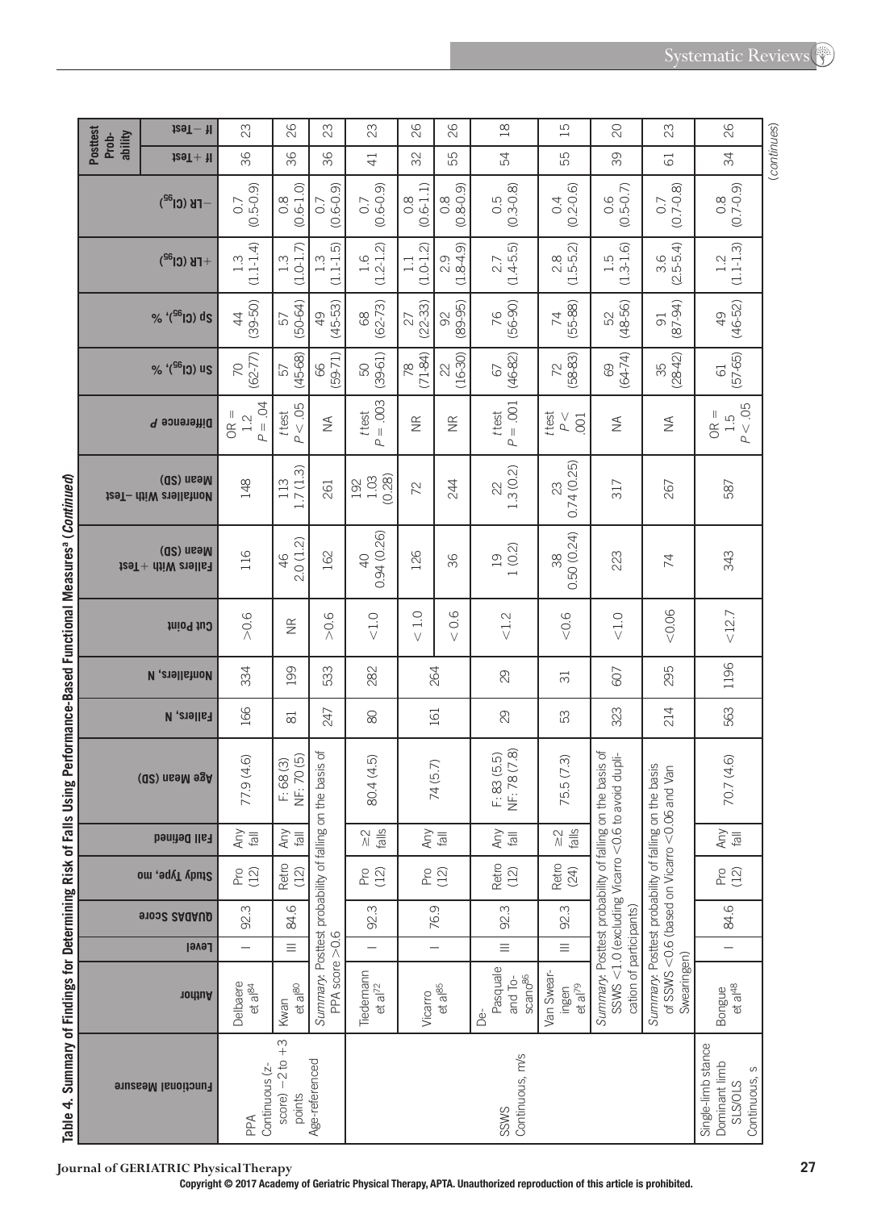**Table 4. Summary of Findings for Determining Risk of Falls Using Performance-Based Functional Measures[a] (Continued)**

| Functional Measure | Author | Level | QUADAS Score | Study Type, mo | Fall Defined | Age Mean (SD) | Fallers, N | Nonfallers, N | Cut Point | Fallers With +Test Mean (SD) | Nonfallers With −Test Mean (SD) | Difference P | Sn (CI95), % | Sp (CI95), % | +LR (CI95) | −LR (CI95) | Posttest Probability If +Test | Posttest Probability If −Test |
|---|---|---|---|---|---|---|---|---|---|---|---|---|---|---|---|---|---|---|
| PPA Continuous (z-score) −2 to +3 points Age-referenced | Delbaere et al[84] | I | 92.3 | Pro (12) | Any fall | 77.9 (4.6) | 166 | 334 | >0.6 | 116 | 148 | OR = 1.2 $P = .04$ | 70 (62-77) | 44 (39-50) | 1.3 (1.1-1.4) | 0.7 (0.5-0.9) | 36 | 23 |
| | Kwan et al[80] | III | 84.6 | Retro (12) | Any fall | F: 68 (3) NF: 70 (5) | 81 | 199 | NR | 46 2.0 (1.2) | 113 1.7 (1.3) | t test $P < .05$ | 57 (45-68) | 57 (50-64) | 1.3 (1.0-1.7) | 0.8 (0.6-1.0) | 36 | 26 |
| | *Summary*. Posttest probability of falling on the basis of PPA score >0.6 | | | | | | 247 | 533 | >0.6 | 162 | 261 | NA | 66 (59-71) | 49 (45-53) | 1.3 (1.1-1.5) | 0.7 (0.6-0.9) | 36 | 23 |
| SSWS Continuous, m/s | Tiedemann et al[72] | I | 92.3 | Pro (12) | ≥2 falls | 80.4 (4.5) | 80 | 282 | <1.0 | 40 0.94 (0.26) | 192 1.03 (0.28) | t test $P = .003$ | 50 (39-61) | 68 (62-73) | 1.6 (1.2-1.2) | 0.7 (0.6-0.9) | 41 | 23 |
| | Vicarro et al[85] | I | 76.9 | Pro (12) | Any fall | 74 (5.7) | 161 | 264 | < 1.0 | 126 | 72 | NR | 78 (71-84) | 27 (22-33) | 1.1 (1.0-1.2) | 0.8 (0.6-1.1) | 32 | 26 |
| | | | | | | | | | < 0.6 | 36 | 244 | NR | 22 (16-30) | 92 (89-95) | 2.9 (1.8-4.9) | 0.8 (0.8-0.9) | 55 | 26 |
| | De-Pasquale and Toscano[86] | III | 92.3 | Retro (12) | Any fall | F: 83 (5.5) NF: 78 (7.8) | 29 | 29 | <1.2 | 19 1 (0.2) | 22 1.3 (0.2) | t test $P = .001$ | 67 (46-82) | 76 (56-90) | 2.7 (1.4-5.5) | 0.5 (0.3-0.8) | 54 | 18 |
| | Van Swearingen et al[79] | III | 92.3 | Retro (24) | ≥2 falls | 75.5 (7.3) | 53 | 31 | <0.6 | 38 0.50 (0.24) | 23 0.74 (0.25) | t test $P < .001$ | 72 (58-83) | 74 (55-88) | 2.8 (1.5-5.2) | 0.4 (0.2-0.6) | 55 | 15 |
| | *Summary*. Posttest probability of falling on the basis of SSWS <1.0 (excluding Vicarro <0.6 to avoid duplication of participants) | | | | | | 323 | 607 | <1.0 | 223 | 317 | NA | 69 (64-74) | 52 (48-56) | 1.5 (1.3-1.6) | 0.6 (0.5-0.7) | 39 | 20 |
| | *Summary*. Posttest probability of falling on the basis of SSWS <0.6 (based on Vicarro <0.06 and Van Swearingen) | | | | | | 214 | 295 | <0.06 | 74 | 267 | NA | 35 (28-42) | 91 (87-94) | 3.6 (2.5-5.4) | 0.7 (0.7-0.8) | 61 | 23 |
| Single-limb stance Dominant limb SLS/OLS Continuous, s | Bongue et al[48] | I | 84.6 | Pro (12) | Any fall | 70.7 (4.6) | 563 | 1196 | <12.7 | 343 | 587 | OR = 1.5 $P < .05$ | 61 (57-65) | 49 (46-52) | 1.2 (1.1-1.3) | 0.8 (0.7-0.9) | 34 | 26 |

(*continues*)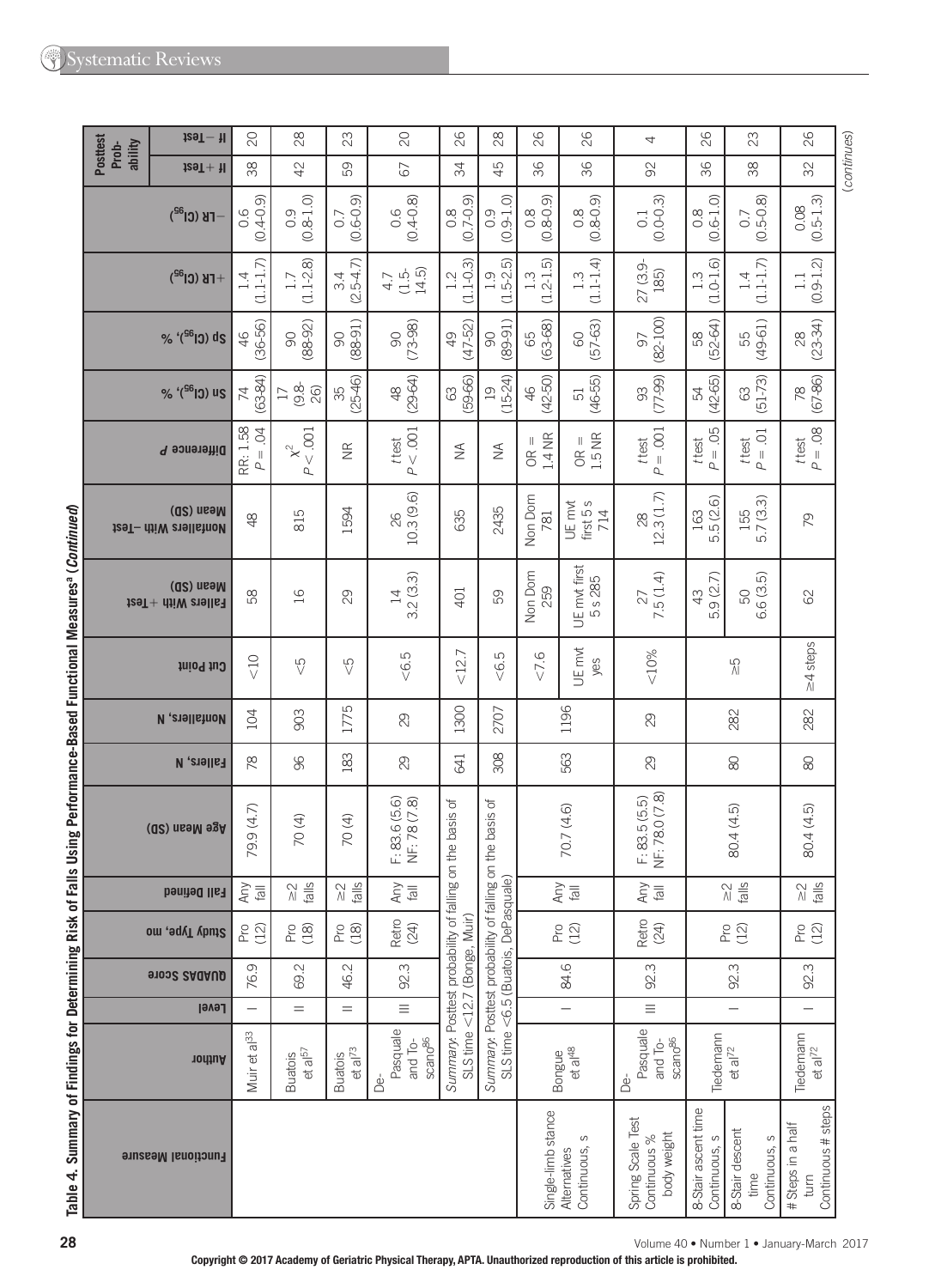Table 4. Summary of Findings for Determining Risk of Falls Using Performance-Based Functional Measures[a] (*Continued*)

| Functional Measure | Author | Level | QUADAS Score | Study Type, mo | Fall Defined | Age Mean (SD) | Fallers, N | Nonfallers, N | Cut Point | Fallers With +Test Mean (SD) | Nonfallers With −Test Mean (SD) | Difference P | Sn (CI[95]), % | Sp (CI[95]), % | +LR (CI[95]) | −LR (CI[95]) | Posttest Probability If + Test | Posttest Probability If − Test |
|---|---|---|---|---|---|---|---|---|---|---|---|---|---|---|---|---|---|---|
| | Muir et al[33] | I | 76.9 | Pro (12) | Any fall | 79.9 (4.7) | 78 | 104 | <10 | 58 | 48 | RR: 1.58 $P = .04$ | 74 (63-84) | 46 (36-56) | 1.4 (1.1-1.7) | 0.6 (0.4-0.9) | 38 | 20 |
| | Buatois et al[57] | II | 69.2 | Pro (18) | ≥2 falls | 70 (4) | 96 | 903 | <5 | 16 | 815 | $\chi^2$ $P < .001$ | 17 (9.8-26) | 90 (88-92) | 1.7 (1.1-2.8) | 0.9 (0.8-1.0) | 42 | 28 |
| | Buatois et al[73] | II | 46.2 | Pro (18) | ≥2 falls | 70 (4) | 183 | 1775 | <5 | 29 | 1594 | NR | 35 (25-46) | 90 (88-91) | 3.4 (2.5-4.7) | 0.7 (0.6-0.9) | 59 | 23 |
| | DePasquale and Toscano[86] | III | 92.3 | Retro (24) | Any fall | F: 83.6 (5.6) NF: 78 (7.8) | 29 | 29 | <6.5 | 14 3.2 (3.3) | 26 10.3 (9.6) | *t* test $P < .001$ | 48 (29-64) | 90 (73-98) | 4.7 (1.5-14.5) | 0.6 (0.4-0.8) | 67 | 20 |
| | *Summary*: Posttest probability of falling on the basis of SLS time <12.7 (Bonge, Muir) | | | | | | 641 | 1300 | <12.7 | 401 | 635 | NA | 63 (59-66) | 49 (47-52) | 1.2 (1.1-0.3) | 0.8 (0.7-0.9) | 34 | 26 |
| | *Summary*: Posttest probability of falling on the basis of SLS time <6.5 (Buatois, DePasquale) | | | | | | 308 | 2707 | <6.5 | 59 | 2435 | NA | 19 (15-24) | 90 (89-91) | 1.9 (1.5-2.5) | 0.9 (0.9-1.0) | 45 | 28 |
| Single-limb stance Alternatives Continuous, s | Bongue et al[48] | I | 84.6 | Pro (12) | Any fall | 70.7 (4.6) | 563 | 1196 | <7.6 | Non Dom 259 | Non Dom 781 | OR = 1.4 NR | 46 (42-50) | 65 (63-68) | 1.3 (1.2-1.5) | 0.8 (0.8-0.9) | 36 | 26 |
| | | | | | | | | | UE mvt yes | UE mvt first 5 s 285 | UE mvt first 5 s 714 | OR = 1.5 NR | 51 (46-55) | 60 (57-63) | 1.3 (1.1-1.4) | 0.8 (0.8-0.9) | 36 | 26 |
| Spring Scale Test Continuous % body weight | DePasquale and Toscano[86] | III | 92.3 | Retro (24) | Any fall | F: 83.5 (5.5) NF: 78.0 (7.8) | 29 | 29 | <10% | 27 7.5 (1.4) | 28 12.3 (1.7) | *t* test $P = .001$ | 93 (77-99) | 97 (82-100) | 27 (3.9-185) | 0.1 (0.0-0.3) | 92 | 4 |
| 8-Stair ascent time Continuous, s | Tiedemann et al[72] | I | 92.3 | Pro (12) | ≥2 falls | 80.4 (4.5) | 80 | 282 | ≥5 | 43 5.9 (2.7) | 163 5.5 (2.6) | *t* test $P = .05$ | 54 (42-65) | 58 (52-64) | 1.3 (1.0-1.6) | 0.8 (0.6-1.0) | 36 | 26 |
| 8-Stair descent time Continuous, s | | | | | | | | | | 50 6.6 (3.5) | 155 5.7 (3.3) | *t* test $P = .01$ | 63 (51-73) | 55 (49-61) | 1.4 (1.1-1.7) | 0.7 (0.5-0.8) | 38 | 23 |
| # Steps in a half turn Continuous # steps | Tiedemann et al[72] | I | 92.3 | Pro (12) | ≥2 falls | 80.4 (4.5) | 80 | 282 | ≥4 steps | 62 | 79 | *t* test $P = .08$ | 78 (67-86) | 28 (23-34) | 1.1 (0.9-1.2) | 0.08 (0.5-1.3) | 32 | 26 |

(*continues*)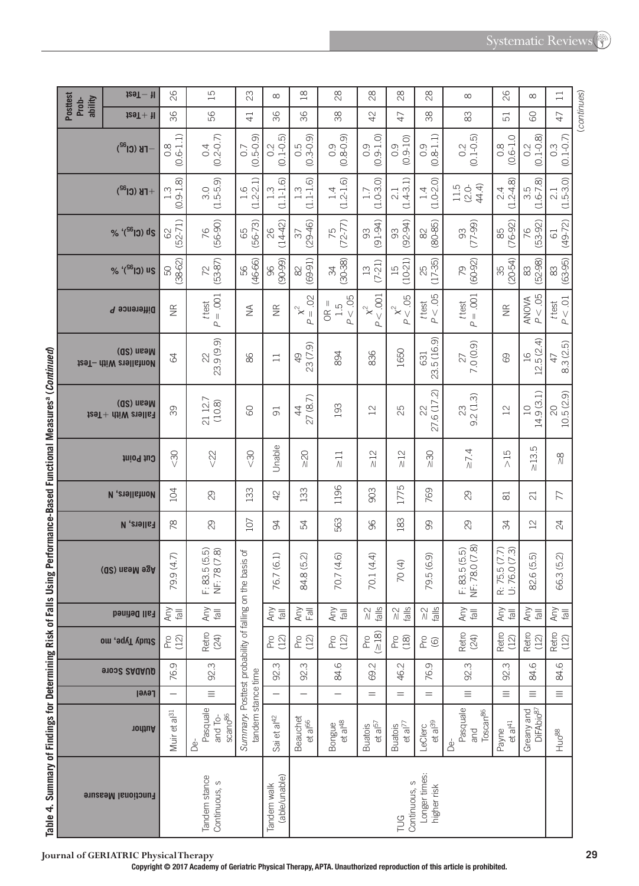**Table 4. Summary of Findings for Determining Risk of Falls Using Performance-Based Functional Measures[a] (*Continued*)**

| Functional Measure | Author | Level | QUADAS Score | Study Type, mo | Fall Defined | Age Mean (SD) | Fallers, N | Nonfallers, N | Cut Point | Fallers With + Test Mean (SD) | Nonfallers With − Test Mean (SD) | Difference *P* | Sn (CI$_{95}$), % | Sp (CI$_{95}$), % | +LR (CI$_{95}$) | −LR (CI$_{95}$) | Posttest Probability If + Test | Posttest Probability If − Test |
|---|---|---|---|---|---|---|---|---|---|---|---|---|---|---|---|---|---|---|
| Tandem stance Continuous, s | Muir et al[31] | I | 76.9 | Pro (12) | Any fall | 79.9 (4.7) | 78 | 104 | <30 | 39 | 64 | NR | 50 (38-62) | 62 (52-71) | 1.3 (0.9-1.8) | 0.8 (0.6-1.1) | 36 | 26 |
| | De-Pasquale and To-scano[86] | III | 92.3 | Retro (24) | Any fall | F: 83.5 (5.5) NF: 78 (7.8) | 29 | 29 | <22 | 21 12.7 (10.8) | 22 23.9 (9.9) | *t* test $P = .001$ | 72 (53-87) | 76 (56-90) | 3.0 (1.5-5.9) | 0.4 (0.2-0.7) | 56 | 15 |
| | *Summary*: Posttest probability of falling on the basis of tandem stance time | | | | | | 107 | 133 | <30 | 60 | 86 | NA | 56 (46-66) | 65 (56-73) | 1.6 (1.2-2.1) | 0.7 (0.5-0.9) | 41 | 23 |
| Tandem walk (able/unable) | Sai et al[42] | I | 92.3 | Pro (12) | Any fall | 76.7 (6.1) | 94 | 42 | Unable | 91 | 11 | NR | 96 (90-99) | 26 (14-42) | 1.3 (1.1-1.6) | 0.2 (0.1-0.5) | 36 | 8 |
| TUG Continuous, s Longer times: higher risk | Beauchet et al[66] | I | 92.3 | Pro (12) | Any Fall | 84.8 (5.2) | 54 | 133 | ≥20 | 44 27 (8.7) | 49 23 (7.9) | $\chi^2$ $P = .02$ | 82 (69-91) | 37 (29-46) | 1.3 (1.1-1.6) | 0.5 (0.3-0.9) | 36 | 18 |
| | Bongue et al[48] | I | 84.6 | Pro (12) | Any fall | 70.7 (4.6) | 563 | 1196 | ≥11 | 193 | 894 | OR = 1.5 $P < .05$ | 34 (30-38) | 75 (72-77) | 1.4 (1.2-1.6) | 0.9 (0.8-0.9) | 38 | 28 |
| | Buatois et al[57] | II | 69.2 | Pro (≥18) | ≥2 falls | 70.1 (4.4) | 96 | 903 | ≥12 | 12 | 836 | $\chi^2$ $P < .001$ | 13 (7-21) | 93 (91-94) | 1.7 (1.0-3.0) | 0.9 (0.9-1.0) | 42 | 28 |
| | Buatois et al[77] | II | 46.2 | Pro (18) | ≥2 falls | 70 (4) | 183 | 1775 | ≥12 | 25 | 1650 | $\chi^2$ $P < .05$ | 15 (10-21) | 93 (92-94) | 2.1 (1.4-3.1) | 0.9 (0.9-10) | 47 | 28 |
| | LeClerc et al[39] | II | 76.9 | Pro (6) | ≥2 falls | 79.5 (6.9) | 99 | 769 | ≥30 | 22 27.6 (17.2) | 631 23.5 (16.9) | *t* test $P < .05$ | 25 (17-35) | 82 (80-85) | 1.4 (1.0-2.0) | 0.9 (0.8-1.1) | 38 | 28 |
| | De-Pasquale and Toscan[86] | III | 92.3 | Retro (24) | Any fall | F: 83.5 (5.5) NF: 78.0 (7.8) | 29 | 29 | ≥7.4 | 23 9.2 (1.3) | 27 7.0 (0.9) | *t* test $P = .001$ | 79 (60-92) | 93 (77-99) | 11.5 (2.0-44.4) | 0.2 (0.1-0.5) | 83 | 8 |
| | Payne et al[41] | III | 92.3 | Retro (12) | Any fall | R: 75.5 (7.7) U: 76.0 (7.3) | 34 | 81 | >15 | 12 | 69 | NR | 35 (20-54) | 85 (76-92) | 2.4 (1.2-4.8) | 0.8 (0.6-1.0) | 51 | 26 |
| | Greany and DiFAbio[87] | III | 84.6 | Retro (12) | Any fall | 82.6 (5.5) | 12 | 21 | ≥13.5 | 10 14.9 (3.1) | 16 12.5 (2.4) | ANOVA $P < .05$ | 83 (52-98) | 76 (53-92) | 3.5 (1.6-7.8) | 0.2 (0.1-0.8) | 60 | 8 |
| | Huo[88] | III | 84.6 | Retro (12) | Any fall | 66.3 (5.2) | 24 | 77 | ≥8 | 20 10.5 (2.9) | 47 8.3 (2.5) | *t* test $P < .01$ | 83 (63-95) | 61 (49-72) | 2.1 (1.5-3.0) | 0.3 (0.1-0.7) | 47 | 11 |

(*continues*)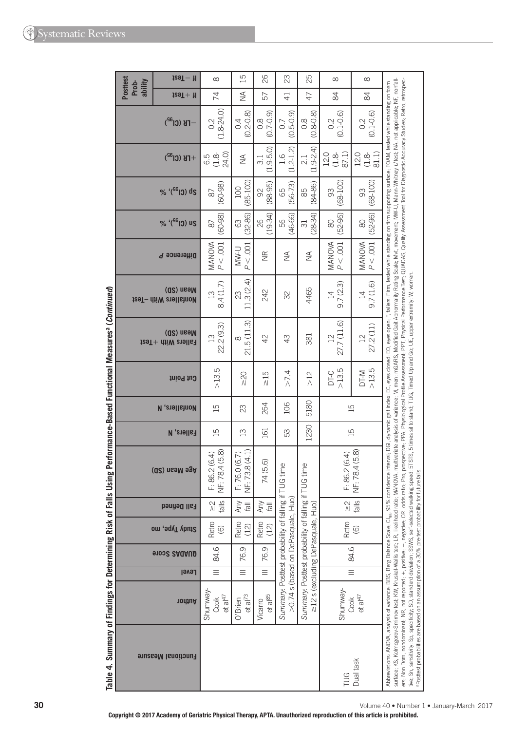**Table 4. Summary of Findings for Determining Risk of Falls Using Performance-Based Functional Measures[a] (Continued)**

| Functional Measure | Author | Level | QUADAS Score | Study Type, mo | Fall Defined | Age Mean (SD) | Fallers, N | Nonfallers, N | Cut Point | Fallers With + Test Mean (SD) | Nonfallers With − Test Mean (SD) | Difference P | Sn (CI$_{95}$), % | Sp (CI$_{95}$), % | +LR (CI$_{95}$) | −LR (CI$_{95}$) | Posttest Probability If + Test | Posttest Probability If − Test |
|---|---|---|---|---|---|---|---|---|---|---|---|---|---|---|---|---|---|---|
| | Shumway-Cook et al[47] | III | 84.6 | Retro (6) | ≥2 falls | F: 86.2 (6.4) NF: 78.4 (5.8) | 15 | 15 | >13.5 | 13 22.2 (9.3) | 13 8.4 (1.7) | MANOVA $P < .001$ | 87 (60-98) | 87 (60-98) | 6.5 (1.8-24.0) | 0.2 (1.8-24.0) | 74 | 8 |
| | O'Brien et al[73] | III | 76.9 | Retro (12) | Any fall | F: 76.0 (6.7) NF: 73.8 (4.1) | 13 | 23 | ≥20 | 8 21.5 (11.3) | 23 11.3 (2.4) | MW-U $P < .001$ | 63 (32-86) | 100 (85-100) | NA | 0.4 (0.2-0.8) | NA | 15 |
| | Vicarro et al[85] | III | 76.9 | Retro (12) | Any fall | 74 (5.6) | 161 | 264 | ≥15 | 42 | 242 | NR | 26 (19-34) | 92 (88-95) | 3.1 (1.9-5.0) | 0.8 (0.7-0.9) | 57 | 26 |
| | *Summary*: Posttest probability of falling if TUG time >0.74 s (based on DePasquale, Huo) | | | | | | 53 | 106 | >7.4 | 43 | 32 | NA | 56 (46-66) | 65 (56-73) | 1.6 (1.2-1.2) | 0.7 (0.5-0.9) | 41 | 23 |
| | *Summary*: Posttest probability of falling if TUG time ≥12 s (excluding DePasquale, Huo) | | | | | | 1230 | 5180 | >12 | 381 | 4465 | NA | 31 (28-34) | 85 (84-86) | 2.1 (1.9-2.4) | 0.8 (0.8-0.8) | 47 | 25 |
| TUG Dual task | Shumway-Cook et al[47] | III | 84.6 | Retro (6) | ≥2 falls | F: 86.2 (6.4) NF: 78.4 (5.8) | 15 | 15 | DT-C >13.5 | 12 27.7 (11.6) | 14 9.7 (2.3) | MANOVA $P < .001$ | 80 (52-96) | 93 (68-100) | 12.0 (1.8-87.1) | 0.2 (0.1-0.6) | 84 | 8 |
| | | | | | | | | | DT-M >13.5 | 12 27.2 (11) | 14 9.7 (1.6) | MANOVA $P < .001$ | 80 (52-96) | 93 (68-100) | 12.0 (1.8-81.1) | 0.2 (0.1-0.6) | 84 | 8 |

Abbreviations: ANOVA, analysis of variance; BBS, Berg Balance Scale; CI$_{95}$, 95% confidence interval; DGI, dynamic gait index; EC, eyes closed; EO, eyes open; F, fallers; Firm, tested while standing on firm supporting surface; FOAM, tested while standing on foam surface; KS, Kolmogorov-Smirnov test; KW, Kruskal-Wallis test; LR, likelihood ratio; MANOVA, multivariate analysis of variance; M, men; mGARS, Modified Gait Abnormality Rating Scale; Mvt, movement; MW-U, Mann-Whitney *U* test; NA, not applicable; NF, nonfallers; Non Dom, nondominant; NR, not reported; +, positive; −, negative; OR, odds ratio; Pro, prospective; PPA, Physiological Profile Assessment; PPT, Physical Performance Test; QUADAS, Quality Assessment Tool for Diagnostic Accuracy Studies; Retro, retrospective; Sn, sensitivity; Sp, specificity; SD, standard deviation; SSWS, self-selected walking speed; 5TSTS, 5 times sit to stand; TUG, Timed Up and Go; UE, upper extremity; W, women.

[a]Posttest probabilities are based on an assumption of a 30% pre-test probability for future falls.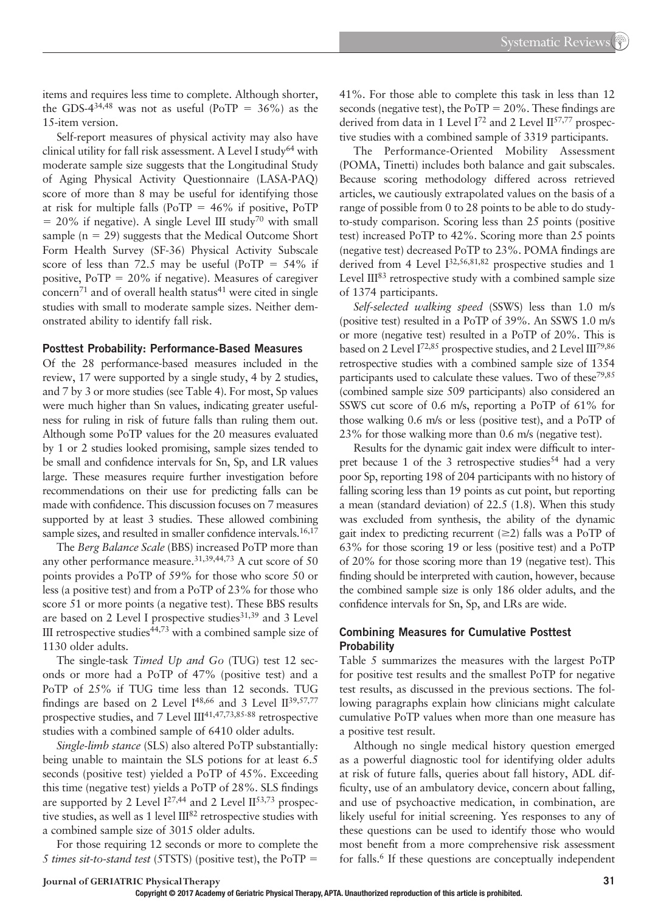items and requires less time to complete. Although shorter, the GDS-4[34,48] was not as useful (PoTP = 36%) as the 15-item version.

Self-report measures of physical activity may also have clinical utility for fall risk assessment. A Level I study[64] with moderate sample size suggests that the Longitudinal Study of Aging Physical Activity Questionnaire (LASA-PAQ) score of more than 8 may be useful for identifying those at risk for multiple falls (PoTP = 46% if positive, PoTP = 20% if negative). A single Level III study[70] with small sample (n = 29) suggests that the Medical Outcome Short Form Health Survey (SF-36) Physical Activity Subscale score of less than 72.5 may be useful (PoTP = 54% if positive, PoTP = 20% if negative). Measures of caregiver concern[71] and of overall health status[41] were cited in single studies with small to moderate sample sizes. Neither demonstrated ability to identify fall risk.

### Posttest Probability: Performance-Based Measures

Of the 28 performance-based measures included in the review, 17 were supported by a single study, 4 by 2 studies, and 7 by 3 or more studies (see Table 4). For most, Sp values were much higher than Sn values, indicating greater usefulness for ruling in risk of future falls than ruling them out. Although some PoTP values for the 20 measures evaluated by 1 or 2 studies looked promising, sample sizes tended to be small and confidence intervals for Sn, Sp, and LR values large. These measures require further investigation before recommendations on their use for predicting falls can be made with confidence. This discussion focuses on 7 measures supported by at least 3 studies. These allowed combining sample sizes, and resulted in smaller confidence intervals.[16,17]

The *Berg Balance Scale* (BBS) increased PoTP more than any other performance measure.[31,39,44,73] A cut score of 50 points provides a PoTP of 59% for those who score 50 or less (a positive test) and from a PoTP of 23% for those who score 51 or more points (a negative test). These BBS results are based on 2 Level I prospective studies[31,39] and 3 Level III retrospective studies[44,73] with a combined sample size of 1130 older adults.

The single-task *Timed Up and Go* (TUG) test 12 seconds or more had a PoTP of 47% (positive test) and a PoTP of 25% if TUG time less than 12 seconds. TUG findings are based on 2 Level I[48,66] and 3 Level II[39,57,77] prospective studies, and 7 Level III[41,47,73,85-88] retrospective studies with a combined sample of 6410 older adults.

*Single-limb stance* (SLS) also altered PoTP substantially: being unable to maintain the SLS potions for at least 6.5 seconds (positive test) yielded a PoTP of 45%. Exceeding this time (negative test) yields a PoTP of 28%. SLS findings are supported by 2 Level I[27,44] and 2 Level II[53,73] prospective studies, as well as 1 level III[82] retrospective studies with a combined sample size of 3015 older adults.

For those requiring 12 seconds or more to complete the *5 times sit-to-stand test* (5TSTS) (positive test), the PoTP = 41%. For those able to complete this task in less than 12 seconds (negative test), the PoTP = 20%. These findings are derived from data in 1 Level I[72] and 2 Level II[57,77] prospective studies with a combined sample of 3319 participants.

The Performance-Oriented Mobility Assessment (POMA, Tinetti) includes both balance and gait subscales. Because scoring methodology differed across retrieved articles, we cautiously extrapolated values on the basis of a range of possible from 0 to 28 points to be able to do study-to-study comparison. Scoring less than 25 points (positive test) increased PoTP to 42%. Scoring more than 25 points (negative test) decreased PoTP to 23%. POMA findings are derived from 4 Level I[32,56,81,82] prospective studies and 1 Level III[83] retrospective study with a combined sample size of 1374 participants.

*Self-selected walking speed* (SSWS) less than 1.0 m/s (positive test) resulted in a PoTP of 39%. An SSWS 1.0 m/s or more (negative test) resulted in a PoTP of 20%. This is based on 2 Level I[72,85] prospective studies, and 2 Level III[79,86] retrospective studies with a combined sample size of 1354 participants used to calculate these values. Two of these[79,85] (combined sample size 509 participants) also considered an SSWS cut score of 0.6 m/s, reporting a PoTP of 61% for those walking 0.6 m/s or less (positive test), and a PoTP of 23% for those walking more than 0.6 m/s (negative test).

Results for the dynamic gait index were difficult to interpret because 1 of the 3 retrospective studies[54] had a very poor Sp, reporting 198 of 204 participants with no history of falling scoring less than 19 points as cut point, but reporting a mean (standard deviation) of 22.5 (1.8). When this study was excluded from synthesis, the ability of the dynamic gait index to predicting recurrent (≥2) falls was a PoTP of 63% for those scoring 19 or less (positive test) and a PoTP of 20% for those scoring more than 19 (negative test). This finding should be interpreted with caution, however, because the combined sample size is only 186 older adults, and the confidence intervals for Sn, Sp, and LRs are wide.

### Combining Measures for Cumulative Posttest Probability

Table 5 summarizes the measures with the largest PoTP for positive test results and the smallest PoTP for negative test results, as discussed in the previous sections. The following paragraphs explain how clinicians might calculate cumulative PoTP values when more than one measure has a positive test result.

Although no single medical history question emerged as a powerful diagnostic tool for identifying older adults at risk of future falls, queries about fall history, ADL difficulty, use of an ambulatory device, concern about falling, and use of psychoactive medication, in combination, are likely useful for initial screening. Yes responses to any of these questions can be used to identify those who would most benefit from a more comprehensive risk assessment for falls.[6] If these questions are conceptually independent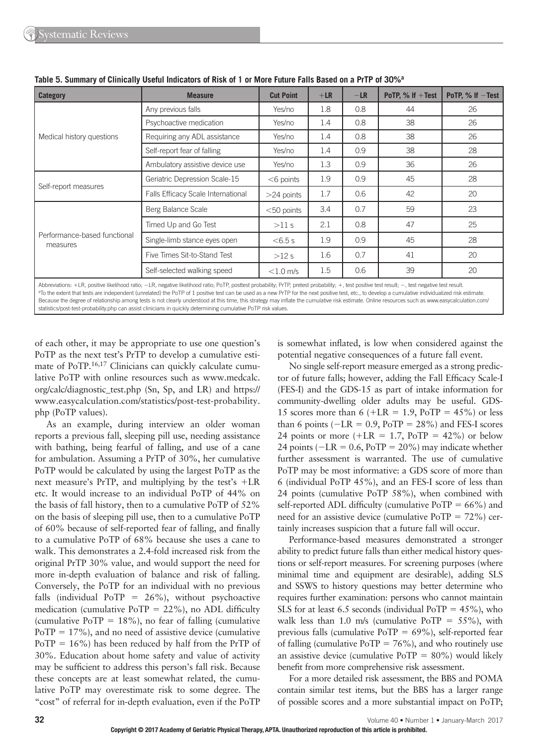**Table 5. Summary of Clinically Useful Indicators of Risk of 1 or More Future Falls Based on a PrTP of 30%[a]**

| Category | Measure | Cut Point | +LR | −LR | PoTP, % If +Test | PoTP, % If −Test |
|---|---|---|---|---|---|---|
| Medical history questions | Any previous falls | Yes/no | 1.8 | 0.8 | 44 | 26 |
| | Psychoactive medication | Yes/no | 1.4 | 0.8 | 38 | 26 |
| | Requiring any ADL assistance | Yes/no | 1.4 | 0.8 | 38 | 26 |
| | Self-report fear of falling | Yes/no | 1.4 | 0.9 | 38 | 28 |
| | Ambulatory assistive device use | Yes/no | 1.3 | 0.9 | 36 | 26 |
| Self-report measures | Geriatric Depression Scale-15 | <6 points | 1.9 | 0.9 | 45 | 28 |
| | Falls Efficacy Scale International | >24 points | 1.7 | 0.6 | 42 | 20 |
| Performance-based functional measures | Berg Balance Scale | <50 points | 3.4 | 0.7 | 59 | 23 |
| | Timed Up and Go Test | >11 s | 2.1 | 0.8 | 47 | 25 |
| | Single-limb stance eyes open | <6.5 s | 1.9 | 0.9 | 45 | 28 |
| | Five Times Sit-to-Stand Test | >12 s | 1.6 | 0.7 | 41 | 20 |
| | Self-selected walking speed | <1.0 m/s | 1.5 | 0.6 | 39 | 20 |

Abbreviations: +LR, positive likelihood ratio; −LR, negative likelihood ratio; PoTP, posttest probability; PrTP, pretest probability; +, test positive test result; −, test negative test result.
[a]To the extent that tests are independent (unrelated) the PoTP of 1 positive test can be used as a new PrTP for the next positive test, etc., to develop a cumulative individualized risk estimate. Because the degree of relationship among tests is not clearly understood at this time, this strategy may inflate the cumulative risk estimate. Online resources such as www.easycalculation.com/statistics/post-test-probability.php can assist clinicians in quickly determining cumulative PoTP risk values.

of each other, it may be appropriate to use one question's PoTP as the next test's PrTP to develop a cumulative estimate of PoTP.[16,17] Clinicians can quickly calculate cumulative PoTP with online resources such as www.medcalc.org/calc/diagnostic_test.php (Sn, Sp, and LR) and https://www.easycalculation.com/statistics/post-test-probability.php (PoTP values).

As an example, during interview an older woman reports a previous fall, sleeping pill use, needing assistance with bathing, being fearful of falling, and use of a cane for ambulation. Assuming a PrTP of 30%, her cumulative PoTP would be calculated by using the largest PoTP as the next measure's PrTP, and multiplying by the test's +LR etc. It would increase to an individual PoTP of 44% on the basis of fall history, then to a cumulative PoTP of 52% on the basis of sleeping pill use, then to a cumulative PoTP of 60% because of self-reported fear of falling, and finally to a cumulative PoTP of 68% because she uses a cane to walk. This demonstrates a 2.4-fold increased risk from the original PrTP 30% value, and would support the need for more in-depth evaluation of balance and risk of falling. Conversely, the PoTP for an individual with no previous falls (individual PoTP = 26%), without psychoactive medication (cumulative PoTP = 22%), no ADL difficulty (cumulative PoTP = 18%), no fear of falling (cumulative PoTP = 17%), and no need of assistive device (cumulative PoTP = 16%) has been reduced by half from the PrTP of 30%. Education about home safety and value of activity may be sufficient to address this person's fall risk. Because these concepts are at least somewhat related, the cumulative PoTP may overestimate risk to some degree. The "cost" of referral for in-depth evaluation, even if the PoTP is somewhat inflated, is low when considered against the potential negative consequences of a future fall event.

No single self-report measure emerged as a strong predictor of future falls; however, adding the Fall Efficacy Scale-I (FES-I) and the GDS-15 as part of intake information for community-dwelling older adults may be useful. GDS-15 scores more than 6 (+LR = 1.9, PoTP = 45%) or less than 6 points (−LR = 0.9, PoTP = 28%) and FES-I scores 24 points or more (+LR = 1.7, PoTP = 42%) or below 24 points (−LR = 0.6, PoTP = 20%) may indicate whether further assessment is warranted. The use of cumulative PoTP may be most informative: a GDS score of more than 6 (individual PoTP 45%), and an FES-I score of less than 24 points (cumulative PoTP 58%), when combined with self-reported ADL difficulty (cumulative PoTP = 66%) and need for an assistive device (cumulative PoTP = 72%) certainly increases suspicion that a future fall will occur.

Performance-based measures demonstrated a stronger ability to predict future falls than either medical history questions or self-report measures. For screening purposes (where minimal time and equipment are desirable), adding SLS and SSWS to history questions may better determine who requires further examination: persons who cannot maintain SLS for at least 6.5 seconds (individual PoTP = 45%), who walk less than 1.0 m/s (cumulative PoTP = 55%), with previous falls (cumulative PoTP = 69%), self-reported fear of falling (cumulative PoTP = 76%), and who routinely use an assistive device (cumulative PoTP = 80%) would likely benefit from more comprehensive risk assessment.

For a more detailed risk assessment, the BBS and POMA contain similar test items, but the BBS has a larger range of possible scores and a more substantial impact on PoTP;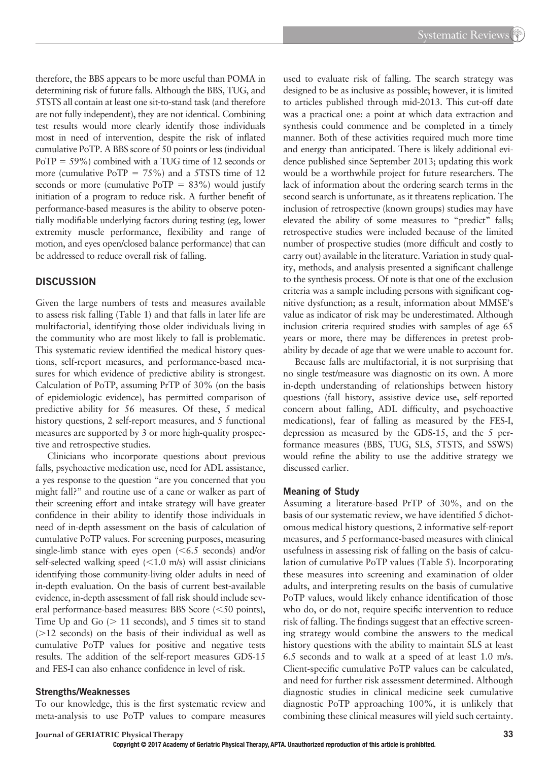therefore, the BBS appears to be more useful than POMA in determining risk of future falls. Although the BBS, TUG, and 5TSTS all contain at least one sit-to-stand task (and therefore are not fully independent), they are not identical. Combining test results would more clearly identify those individuals most in need of intervention, despite the risk of inflated cumulative PoTP. A BBS score of 50 points or less (individual PoTP = 59%) combined with a TUG time of 12 seconds or more (cumulative PoTP = 75%) and a 5TSTS time of 12 seconds or more (cumulative PoTP = 83%) would justify initiation of a program to reduce risk. A further benefit of performance-based measures is the ability to observe potentially modifiable underlying factors during testing (eg, lower extremity muscle performance, flexibility and range of motion, and eyes open/closed balance performance) that can be addressed to reduce overall risk of falling.

## DISCUSSION

Given the large numbers of tests and measures available to assess risk falling (Table 1) and that falls in later life are multifactorial, identifying those older individuals living in the community who are most likely to fall is problematic. This systematic review identified the medical history questions, self-report measures, and performance-based measures for which evidence of predictive ability is strongest. Calculation of PoTP, assuming PrTP of 30% (on the basis of epidemiologic evidence), has permitted comparison of predictive ability for 56 measures. Of these, 5 medical history questions, 2 self-report measures, and 5 functional measures are supported by 3 or more high-quality prospective and retrospective studies.

Clinicians who incorporate questions about previous falls, psychoactive medication use, need for ADL assistance, a yes response to the question "are you concerned that you might fall?" and routine use of a cane or walker as part of their screening effort and intake strategy will have greater confidence in their ability to identify those individuals in need of in-depth assessment on the basis of calculation of cumulative PoTP values. For screening purposes, measuring single-limb stance with eyes open (<6.5 seconds) and/or self-selected walking speed (<1.0 m/s) will assist clinicians identifying those community-living older adults in need of in-depth evaluation. On the basis of current best-available evidence, in-depth assessment of fall risk should include several performance-based measures: BBS Score (<50 points), Time Up and Go (> 11 seconds), and 5 times sit to stand (>12 seconds) on the basis of their individual as well as cumulative PoTP values for positive and negative tests results. The addition of the self-report measures GDS-15 and FES-I can also enhance confidence in level of risk.

### Strengths/Weaknesses

To our knowledge, this is the first systematic review and meta-analysis to use PoTP values to compare measures used to evaluate risk of falling. The search strategy was designed to be as inclusive as possible; however, it is limited to articles published through mid-2013. This cut-off date was a practical one: a point at which data extraction and synthesis could commence and be completed in a timely manner. Both of these activities required much more time and energy than anticipated. There is likely additional evidence published since September 2013; updating this work would be a worthwhile project for future researchers. The lack of information about the ordering search terms in the second search is unfortunate, as it threatens replication. The inclusion of retrospective (known groups) studies may have elevated the ability of some measures to "predict" falls; retrospective studies were included because of the limited number of prospective studies (more difficult and costly to carry out) available in the literature. Variation in study quality, methods, and analysis presented a significant challenge to the synthesis process. Of note is that one of the exclusion criteria was a sample including persons with significant cognitive dysfunction; as a result, information about MMSE's value as indicator of risk may be underestimated. Although inclusion criteria required studies with samples of age 65 years or more, there may be differences in pretest probability by decade of age that we were unable to account for.

Because falls are multifactorial, it is not surprising that no single test/measure was diagnostic on its own. A more in-depth understanding of relationships between history questions (fall history, assistive device use, self-reported concern about falling, ADL difficulty, and psychoactive medications), fear of falling as measured by the FES-I, depression as measured by the GDS-15, and the 5 performance measures (BBS, TUG, SLS, 5TSTS, and SSWS) would refine the ability to use the additive strategy we discussed earlier.

### Meaning of Study

Assuming a literature-based PrTP of 30%, and on the basis of our systematic review, we have identified 5 dichotomous medical history questions, 2 informative self-report measures, and 5 performance-based measures with clinical usefulness in assessing risk of falling on the basis of calculation of cumulative PoTP values (Table 5). Incorporating these measures into screening and examination of older adults, and interpreting results on the basis of cumulative PoTP values, would likely enhance identification of those who do, or do not, require specific intervention to reduce risk of falling. The findings suggest that an effective screening strategy would combine the answers to the medical history questions with the ability to maintain SLS at least 6.5 seconds and to walk at a speed of at least 1.0 m/s. Client-specific cumulative PoTP values can be calculated, and need for further risk assessment determined. Although diagnostic studies in clinical medicine seek cumulative diagnostic PoTP approaching 100%, it is unlikely that combining these clinical measures will yield such certainty.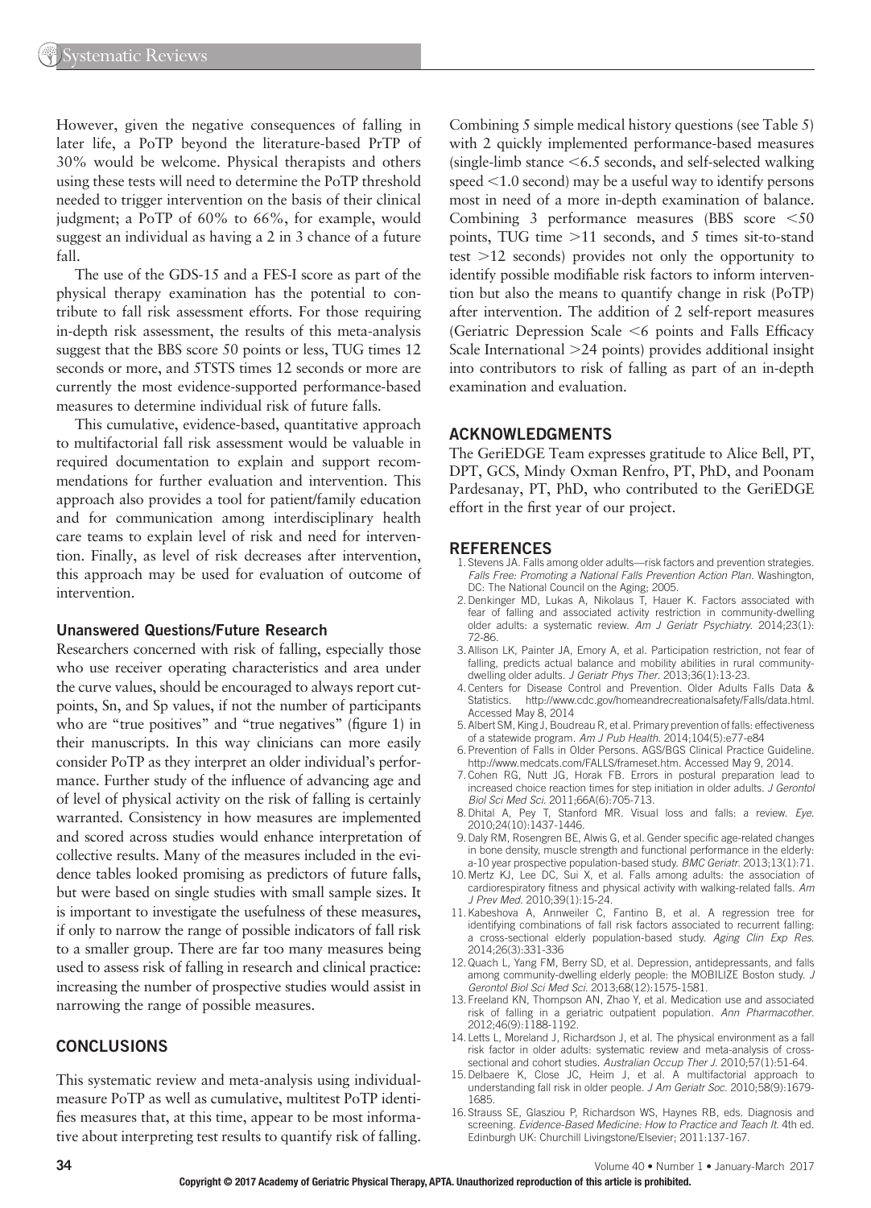However, given the negative consequences of falling in later life, a PoTP beyond the literature-based PrTP of 30% would be welcome. Physical therapists and others using these tests will need to determine the PoTP threshold needed to trigger intervention on the basis of their clinical judgment; a PoTP of 60% to 66%, for example, would suggest an individual as having a 2 in 3 chance of a future fall.

The use of the GDS-15 and a FES-I score as part of the physical therapy examination has the potential to contribute to fall risk assessment efforts. For those requiring in-depth risk assessment, the results of this meta-analysis suggest that the BBS score 50 points or less, TUG times 12 seconds or more, and 5TSTS times 12 seconds or more are currently the most evidence-supported performance-based measures to determine individual risk of future falls.

This cumulative, evidence-based, quantitative approach to multifactorial fall risk assessment would be valuable in required documentation to explain and support recommendations for further evaluation and intervention. This approach also provides a tool for patient/family education and for communication among interdisciplinary health care teams to explain level of risk and need for intervention. Finally, as level of risk decreases after intervention, this approach may be used for evaluation of outcome of intervention.

### Unanswered Questions/Future Research

Researchers concerned with risk of falling, especially those who use receiver operating characteristics and area under the curve values, should be encouraged to always report cutpoints, Sn, and Sp values, if not the number of participants who are "true positives" and "true negatives" (figure 1) in their manuscripts. In this way clinicians can more easily consider PoTP as they interpret an older individual's performance. Further study of the influence of advancing age and of level of physical activity on the risk of falling is certainly warranted. Consistency in how measures are implemented and scored across studies would enhance interpretation of collective results. Many of the measures included in the evidence tables looked promising as predictors of future falls, but were based on single studies with small sample sizes. It is important to investigate the usefulness of these measures, if only to narrow the range of possible indicators of fall risk to a smaller group. There are far too many measures being used to assess risk of falling in research and clinical practice: increasing the number of prospective studies would assist in narrowing the range of possible measures.

## CONCLUSIONS

This systematic review and meta-analysis using individual-measure PoTP as well as cumulative, multitest PoTP identifies measures that, at this time, appear to be most informative about interpreting test results to quantify risk of falling. Combining 5 simple medical history questions (see Table 5) with 2 quickly implemented performance-based measures (single-limb stance <6.5 seconds, and self-selected walking speed <1.0 second) may be a useful way to identify persons most in need of a more in-depth examination of balance. Combining 3 performance measures (BBS score <50 points, TUG time >11 seconds, and 5 times sit-to-stand test >12 seconds) provides not only the opportunity to identify possible modifiable risk factors to inform intervention but also the means to quantify change in risk (PoTP) after intervention. The addition of 2 self-report measures (Geriatric Depression Scale <6 points and Falls Efficacy Scale International >24 points) provides additional insight into contributors to risk of falling as part of an in-depth examination and evaluation.

## ACKNOWLEDGMENTS

The GeriEDGE Team expresses gratitude to Alice Bell, PT, DPT, GCS, Mindy Oxman Renfro, PT, PhD, and Poonam Pardesanay, PT, PhD, who contributed to the GeriEDGE effort in the first year of our project.

## REFERENCES

1. Stevens JA. Falls among older adults—risk factors and prevention strategies. *Falls Free: Promoting a National Falls Prevention Action Plan*. Washington, DC: The National Council on the Aging; 2005.
2. Denkinger MD, Lukas A, Nikolaus T, Hauer K. Factors associated with fear of falling and associated activity restriction in community-dwelling older adults: a systematic review. *Am J Geriatr Psychiatry*. 2014;23(1): 72-86.
3. Allison LK, Painter JA, Emory A, et al. Participation restriction, not fear of falling, predicts actual balance and mobility abilities in rural community-dwelling older adults. *J Geriatr Phys Ther*. 2013;36(1):13-23.
4. Centers for Disease Control and Prevention. Older Adults Falls Data & Statistics. http://www.cdc.gov/homeandrecreationalsafety/Falls/data.html. Accessed May 8, 2014
5. Albert SM, King J, Boudreau R, et al. Primary prevention of falls: effectiveness of a statewide program. *Am J Pub Health*. 2014;104(5):e77-e84
6. Prevention of Falls in Older Persons. AGS/BGS Clinical Practice Guideline. http://www.medcats.com/FALLS/frameset.htm. Accessed May 9, 2014.
7. Cohen RG, Nutt JG, Horak FB. Errors in postural preparation lead to increased choice reaction times for step initiation in older adults. *J Gerontol Biol Sci Med Sci*. 2011;66A(6):705-713.
8. Dhital A, Pey T, Stanford MR. Visual loss and falls: a review. *Eye*. 2010;24(10):1437-1446.
9. Daly RM, Rosengren BE, Alwis G, et al. Gender specific age-related changes in bone density, muscle strength and functional performance in the elderly: a-10 year prospective population-based study. *BMC Geriatr*. 2013;13(1):71.
10. Mertz KJ, Lee DC, Sui X, et al. Falls among adults: the association of cardiorespiratory fitness and physical activity with walking-related falls. *Am J Prev Med*. 2010;39(1):15-24.
11. Kabeshova A, Annweiler C, Fantino B, et al. A regression tree for identifying combinations of fall risk factors associated to recurrent falling: a cross-sectional elderly population-based study. *Aging Clin Exp Res*. 2014;26(3):331-336
12. Quach L, Yang FM, Berry SD, et al. Depression, antidepressants, and falls among community-dwelling elderly people: the MOBILIZE Boston study. *J Gerontol Biol Sci Med Sci*. 2013;68(12):1575-1581.
13. Freeland KN, Thompson AN, Zhao Y, et al. Medication use and associated risk of falling in a geriatric outpatient population. *Ann Pharmacother*. 2012;46(9):1188-1192.
14. Letts L, Moreland J, Richardson J, et al. The physical environment as a fall risk factor in older adults: systematic review and meta-analysis of cross-sectional and cohort studies. *Australian Occup Ther J*. 2010;57(1):51-64.
15. Delbaere K, Close JC, Heim J, et al. A multifactorial approach to understanding fall risk in older people. *J Am Geriatr Soc*. 2010;58(9):1679-1685.
16. Strauss SE, Glasziou P, Richardson WS, Haynes RB, eds. Diagnosis and screening. *Evidence-Based Medicine: How to Practice and Teach It*. 4th ed. Edinburgh UK: Churchill Livingstone/Elsevier; 2011:137-167.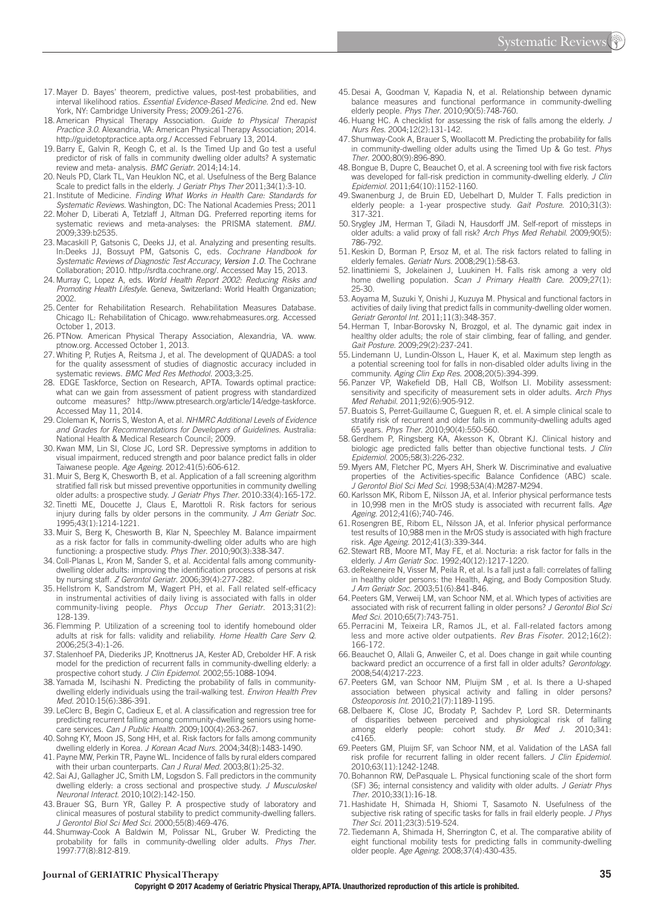17. Mayer D. Bayes' theorem, predictive values, post-test probabilities, and interval likelihood ratios. *Essential Evidence-Based Medicine*. 2nd ed. New York, NY: Cambridge University Press; 2009:261-276.
18. American Physical Therapy Association. *Guide to Physical Therapist Practice 3.0*. Alexandria, VA: American Physical Therapy Association; 2014. http://guidetoptpractice.apta.org./ Accessed February 13, 2014.
19. Barry E, Galvin R, Keogh C, et al. Is the Timed Up and Go test a useful predictor of risk of falls in community dwelling older adults? A systematic review and meta- analysis. *BMC Geriatr*. 2014;14:14.
20. Neuls PD, Clark TL, Van Heuklon NC, et al. Usefulness of the Berg Balance Scale to predict falls in the elderly. *J Geriatr Phys Ther* 2011;34(1):3-10.
21. Institute of Medicine. *Finding What Works in Health Care: Standards for Systematic Reviews*. Washington, DC: The National Academies Press; 2011
22. Moher D, Liberati A, Tetzlaff J, Altman DG. Preferred reporting items for systematic reviews and meta-analyses: the PRISMA statement. *BMJ*. 2009;339:b2535.
23. Macaskill P, Gatsonis C, Deeks JJ, et al. Analyzing and presenting results. In:Deeks JJ, Bossuyt PM, Gatsonis C, eds. *Cochrane Handbook for Systematic Reviews of Diagnostic Test Accuracy, Version 1.0*. The Cochrane Collaboration; 2010. http://srdta.cochrane.org/. Accessed May 15, 2013.
24. Murray C, Lopez A, eds. *World Health Report 2002: Reducing Risks and Promoting Health Lifestyle*. Geneva, Switzerland: World Health Organization; 2002.
25. Center for Rehabilitation Research. Rehabilitation Measures Database. Chicago IL: Rehabilitation of Chicago. www.rehabmeasures.org. Accessed October 1, 2013.
26. PTNow. American Physical Therapy Association, Alexandria, VA. www.ptnow.org. Accessed October 1, 2013.
27. Whiting P, Rutjes A, Reitsma J, et al. The development of QUADAS: a tool for the quality assessment of studies of diagnostic accuracy included in systematic reviews. *BMC Med Res Methodol*. 2003;3:25.
28. EDGE Taskforce, Section on Research, APTA. Towards optimal practice: what can we gain from standardized assessment of patient progress with standardized outcome measures? http://www.ptresearch.org/article/14/edge-taskforce. Accessed May 11, 2014.
29. Cloleman K, Norris S, Weston A, et al. *NHMRC Additional Levels of Evidence and Grades for Recommendations for Developers of Guidelines*. Australia: National Health & Medical Research Council; 2009.
30. Kwan MM, Lin SI, Close JC, Lord SR. Depressive symptoms in addition to visual impairment, reduced strength and poor balance predict falls in older Taiwanese people. *Age Ageing*. 2012:41(5):606-612.
31. Muir S, Berg K, Chesworth B, et al. Application of a fall screening algorithm stratified fall risk but missed preventive opportunities in community dwelling older adults: a prospective study. *J Geriatr Phys Ther*. 2010:33(4):165-172.
32. Tinetti ME, Doucette J, Claus E, Marottoli R. Risk factors for serious injury during falls by older persons in the community. *J Am Geriatr Soc*. 1995;43(1):1214-1221.
33. Muir S, Berg K, Chesworth B, Klar N, Speechley M. Balance impairment as a risk factor for falls in community-dwelling older adults who are high functioning: a prospective study. *Phys Ther*. 2010;90(3):338-347.
34. Coll-Planas L, Kron M, Sander S, et al. Accidental falls among community-dwelling older adults: improving the identification process of persons at risk by nursing staff. *Z Gerontol Geriatr*. 2006;39(4):277-282.
35. Hellstrom K, Sandstrom M, Wagert PH, et al. Fall related self-efficacy in instrumental activities of daily living is associated with falls in older community-living people. *Phys Occup Ther Geriatr*. 2013;31(2): 128-139.
36. Flemming P. Utilization of a screening tool to identify homebound older adults at risk for falls: validity and reliability. *Home Health Care Serv Q*. 2006;25(3-4):1-26.
37. Stalenhoef PA, Diederiks JP, Knottnerus JA, Kester AD, Crebolder HF. A risk model for the prediction of recurrent falls in community-dwelling elderly: a prospective cohort study. *J Clin Epidemiol*. 2002;55:1088-1094.
38. Yamada M, Iscihashi N. Predicting the probability of falls in community-dwelling elderly individuals using the trail-walking test. *Environ Health Prev Med*. 2010:15(6):386-391.
39. LeClerc B, Begin C, Cadieux E, et al. A classification and regression tree for predicting recurrent falling among community-dwelling seniors using home-care services. *Can J Public Health*. 2009;100(4):263-267.
40. Sohng KY, Moon JS, Song HH, et al. Risk factors for falls among community dwelling elderly in Korea. *J Korean Acad Nurs*. 2004;34(8):1483-1490.
41. Payne MW, Perkin TR, Payne WL. Incidence of falls by rural elders compared with their urban counterparts. *Can J Rural Med*. 2003;8(1):25-32.
42. Sai AJ, Gallagher JC, Smith LM, Logsdon S. Fall predictors in the community dwelling elderly: a cross sectional and prospective study. *J Musculoskel Neuronal Interact*. 2010;10(2):142-150.
43. Brauer SG, Burn YR, Galley P. A prospective study of laboratory and clinical measures of postural stability to predict community-dwelling fallers. *J Gerontol Biol Sci Med Sci*. 2000;55(8):469-476.
44. Shumway-Cook A Baldwin M, Polissar NL, Gruber W. Predicting the probability for falls in community-dwelling older adults. *Phys Ther*. 1997:77(8):812-819.
45. Desai A, Goodman V, Kapadia N, et al. Relationship between dynamic balance measures and functional performance in community-dwelling elderly people. *Phys Ther*. 2010;90(5):748-760.
46. Huang HC. A checklist for assessing the risk of falls among the elderly. *J Nurs Res*. 2004;12(2):131-142.
47. Shumway-Cook A, Brauer S, Woollacott M. Predicting the probability for falls in community-dwelling older adults using the Timed Up & Go test. *Phys Ther*. 2000;80(9):896-890.
48. Bongue B, Dupre C, Beauchet O, et al. A screening tool with five risk factors was developed for fall-risk prediction in community-dwelling elderly. *J Clin Epidemiol*. 2011;64(10):1152-1160.
49. Swanenburg J, de Bruin ED, Uebelhart D, Mulder T. Falls prediction in elderly people: a 1-year prospective study. *Gait Posture*. 2010;31(3): 317-321.
50. Srygley JM, Herman T, Giladi N, Hausdorff JM. Self-report of missteps in older adults: a valid proxy of fall risk? *Arch Phys Med Rehabil*. 2009;90(5): 786-792.
51. Keskin D, Borman P, Ersoz M, et al. The risk factors related to falling in elderly females. *Geriatr Nurs*. 2008;29(1):58-63.
52. Iinattiniemi S, Jokelainen J, Luukinen H. Falls risk among a very old home dwelling population. *Scan J Primary Health Care*. 2009;27(1): 25-30.
53. Aoyama M, Suzuki Y, Onishi J, Kuzuya M. Physical and functional factors in activities of daily living that predict falls in community-dwelling older women. *Geriatr Gerontol Int*. 2011;11(3):348-357.
54. Herman T, Inbar-Borovsky N, Brozgol, et al. The dynamic gait index in healthy older adults; the role of stair climbing, fear of falling, and gender. *Gait Posture*. 2009;29(2):237-241.
55. Lindemann U, Lundin-Olsson L, Hauer K, et al. Maximum step length as a potential screening tool for falls in non-disabled older adults living in the community. *Aging Clin Exp Res*. 2008;20(5):394-399.
56. Panzer VP, Wakefield DB, Hall CB, Wolfson LI. Mobility assessment: sensitivity and specificity of measurement sets in older adults. *Arch Phys Med Rehabil*. 2011;92(6):905-912.
57. Buatois S, Perret-Guillaume C, Gueguen R, et. el. A simple clinical scale to stratify risk of recurrent and older falls in community-dwelling adults aged 65 years. *Phys Ther*. 2010;90(4):550-560.
58. Gerdhem P, Ringsberg KA, Akesson K, Obrant KJ. Clinical history and biologic age predicted falls better than objective functional tests. *J Clin Epidemiol*. 2005;58(3):226-232.
59. Myers AM, Fletcher PC, Myers AH, Sherk W. Discriminative and evaluative properties of the Activities-specific Balance Confidence (ABC) scale. *J Gerontol Biol Sci Med Sci*. 1998;53A(4):M287-M294.
60. Karlsson MK, Ribom E, Nilsson JA, et al. Inferior physical performance tests in 10,998 men in the MrOS study is associated with recurrent falls. *Age Ageing*. 2012;41(6);740-746.
61. Rosengren BE, Ribom EL, Nilsson JA, et al. Inferior physical performance test results of 10,988 men in the MrOS study is associated with high fracture risk. *Age Ageing*. 2012;41(3):339-344.
62. Stewart RB, Moore MT, May FE, et al. Nocturia: a risk factor for falls in the elderly. *J Am Geriatr Soc*. 1992;40(12):1217-1220.
63. deRekeneire N, Visser M, Peila R, et al. Is a fall just a fall: correlates of falling in healthy older persons: the Health, Aging, and Body Composition Study. *J Am Geriatr Soc*. 2003;51(6):841-846.
64. Peeters GM, Verweij LM, van Schoor NM, et al. Which types of activities are associated with risk of recurrent falling in older persons? *J Gerontol Biol Sci Med Sci*. 2010;65(7):743-751.
65. Perracini M, Teixeira LR, Ramos JL, et al. Fall-related factors among less and more active older outpatients. *Rev Bras Fisoter*. 2012;16(2): 166-172.
66. Beauchet O, Allali G, Anweiler C, et al. Does change in gait while counting backward predict an occurrence of a first fall in older adults? *Gerontology*. 2008;54(4)217-223.
67. Peeters GM, van Schoor NM, Pluijm SM , et al. Is there a U-shaped association between physical activity and falling in older persons? *Osteoporosis Int*. 2010;21(7):1189-1195.
68. Delbaere K, Close JC, Brodaty P, Sachdev P, Lord SR. Determinants of disparities between perceived and physiological risk of falling among elderly people: cohort study. *Br Med J*. 2010;341: c4165.
69. Peeters GM, Pluijm SF, van Schoor NM, et al. Validation of the LASA fall risk profile for recurrent falling in older recent fallers. *J Clin Epidemiol*. 2010;63(11):1242-1248.
70. Bohannon RW, DePasquale L. Physical functioning scale of the short form (SF) 36; internal consistency and validity with older adults. *J Geriatr Phys Ther*. 2010;33(1):16-18.
71. Hashidate H, Shimada H, Shiomi T, Sasamoto N. Usefulness of the subjective risk rating of specific tasks for falls in frail elderly people. *J Phys Ther Sci*. 2011;23(3):519-524.
72. Tiedemann A, Shimada H, Sherrington C, et al. The comparative ability of eight functional mobility tests for predicting falls in community-dwelling older people. *Age Ageing*. 2008;37(4):430-435.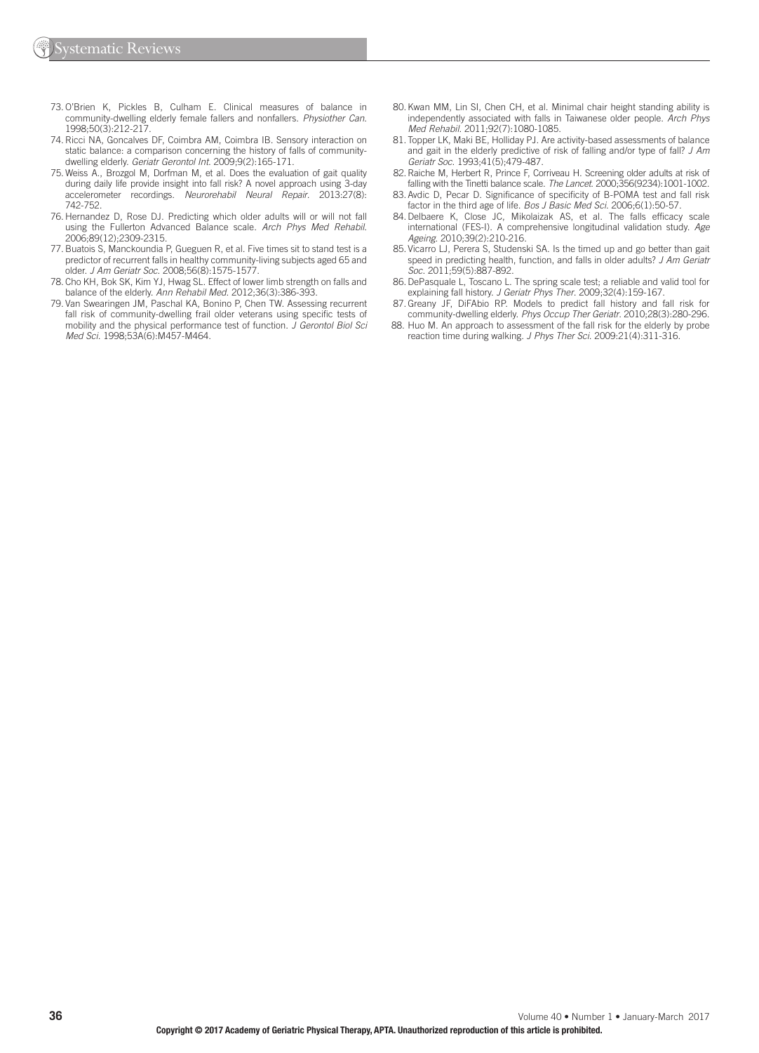73. O'Brien K, Pickles B, Culham E. Clinical measures of balance in community-dwelling elderly female fallers and nonfallers. *Physiother Can*. 1998;50(3):212-217.
74. Ricci NA, Goncalves DF, Coimbra AM, Coimbra IB. Sensory interaction on static balance: a comparison concerning the history of falls of community-dwelling elderly. *Geriatr Gerontol Int*. 2009;9(2):165-171.
75. Weiss A., Brozgol M, Dorfman M, et al. Does the evaluation of gait quality during daily life provide insight into fall risk? A novel approach using 3-day accelerometer recordings. *Neurorehabil Neural Repair*. 2013:27(8): 742-752.
76. Hernandez D, Rose DJ. Predicting which older adults will or will not fall using the Fullerton Advanced Balance scale. *Arch Phys Med Rehabil*. 2006;89(12);2309-2315.
77. Buatois S, Manckoundia P, Gueguen R, et al. Five times sit to stand test is a predictor of recurrent falls in healthy community-living subjects aged 65 and older. *J Am Geriatr Soc*. 2008;56(8):1575-1577.
78. Cho KH, Bok SK, Kim YJ, Hwag SL. Effect of lower limb strength on falls and balance of the elderly. *Ann Rehabil Med*. 2012;36(3):386-393.
79. Van Swearingen JM, Paschal KA, Bonino P, Chen TW. Assessing recurrent fall risk of community-dwelling frail older veterans using specific tests of mobility and the physical performance test of function. *J Gerontol Biol Sci Med Sci*. 1998;53A(6):M457-M464.
80. Kwan MM, Lin SI, Chen CH, et al. Minimal chair height standing ability is independently associated with falls in Taiwanese older people. *Arch Phys Med Rehabil*. 2011;92(7):1080-1085.
81. Topper LK, Maki BE, Holliday PJ. Are activity-based assessments of balance and gait in the elderly predictive of risk of falling and/or type of fall? *J Am Geriatr Soc*. 1993;41(5);479-487.
82. Raiche M, Herbert R, Prince F, Corriveau H. Screening older adults at risk of falling with the Tinetti balance scale. *The Lancet*. 2000;356(9234):1001-1002.
83. Avdic D, Pecar D. Significance of specificity of B-POMA test and fall risk factor in the third age of life. *Bos J Basic Med Sci*. 2006;6(1):50-57.
84. Delbaere K, Close JC, Mikolaizak AS, et al. The falls efficacy scale international (FES-I). A comprehensive longitudinal validation study. *Age Ageing*. 2010;39(2):210-216.
85. Vicarro LJ, Perera S, Studenski SA. Is the timed up and go better than gait speed in predicting health, function, and falls in older adults? *J Am Geriatr Soc*. 2011;59(5):887-892.
86. DePasquale L, Toscano L. The spring scale test; a reliable and valid tool for explaining fall history. *J Geriatr Phys Ther*. 2009;32(4):159-167.
87. Greany JF, DiFAbio RP. Models to predict fall history and fall risk for community-dwelling elderly. *Phys Occup Ther Geriatr*. 2010;28(3):280-296.
88. Huo M. An approach to assessment of the fall risk for the elderly by probe reaction time during walking. *J Phys Ther Sci*. 2009:21(4):311-316.